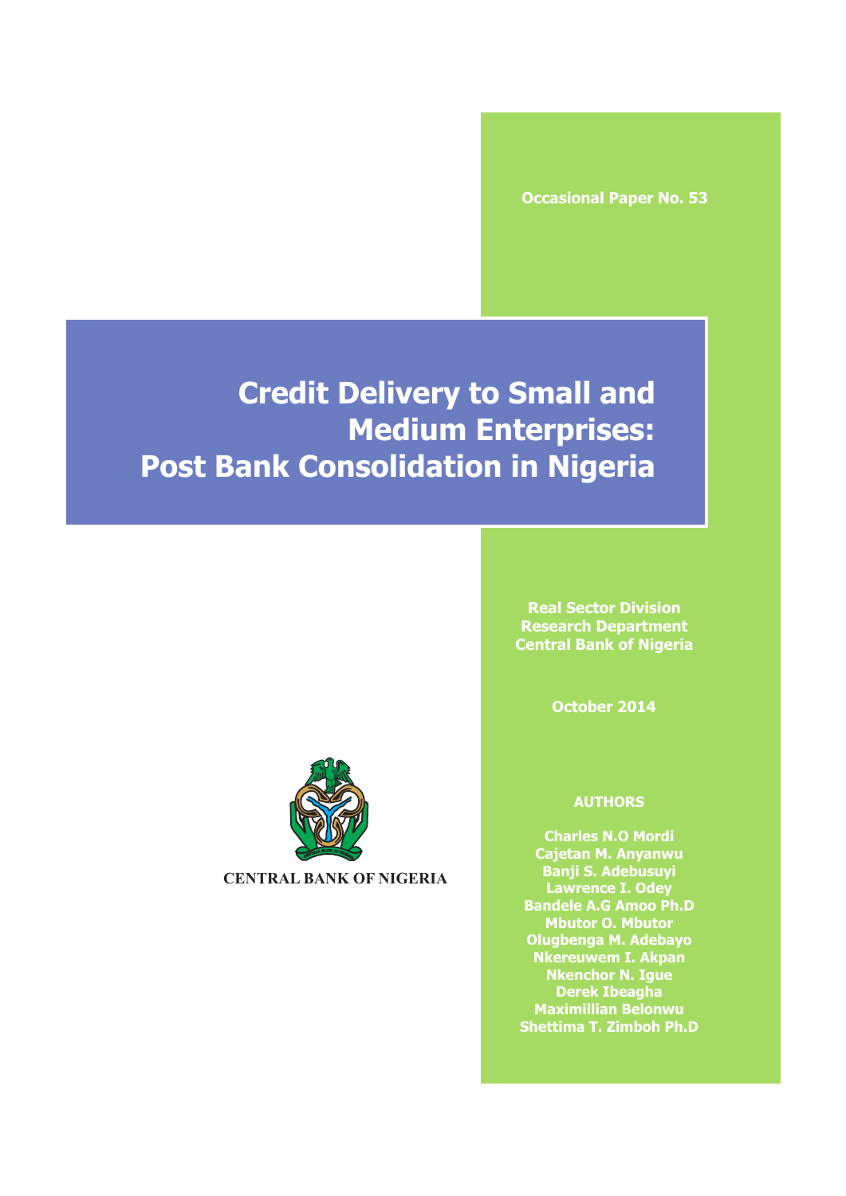Occasional Paper No. 53

# Credit Delivery to Small and Medium Enterprises: Post Bank Consolidation in Nigeria

Real Sector Division
Research Department
Central Bank of Nigeria

October 2014

CENTRAL BANK OF NIGERIA

**AUTHORS**

Charles N.O Mordi
Cajetan M. Anyanwu
Banji S. Adebusuyi
Lawrence I. Odey
Bandele A.G Amoo Ph.D
Mbutor O. Mbutor
Olugbenga M. Adebayo
Nkereuwem I. Akpan
Nkenchor N. Igue
Derek Ibeagha
Maximillian Belonwu
Shettima T. Zimboh Ph.D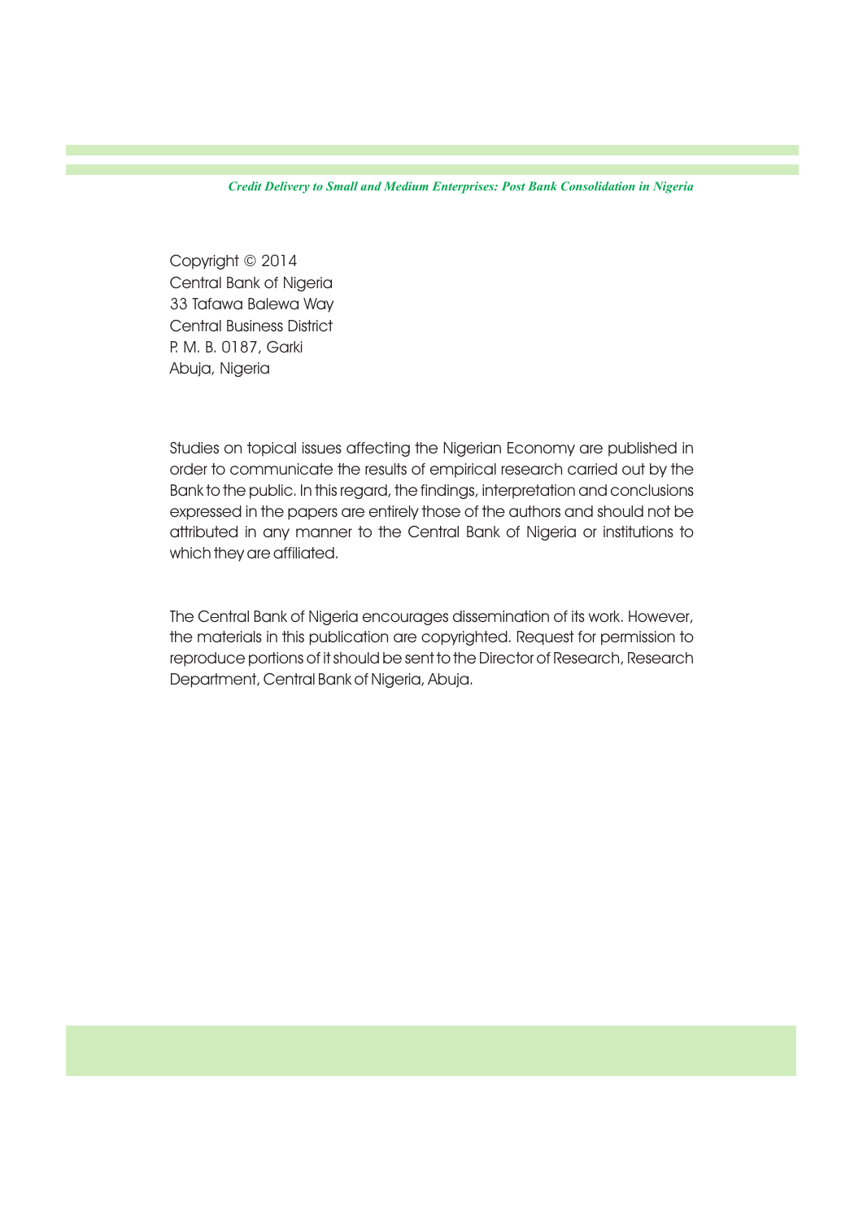Copyright © 2014
Central Bank of Nigeria
33 Tafawa Balewa Way
Central Business District
P. M. B. 0187, Garki
Abuja, Nigeria

Studies on topical issues affecting the Nigerian Economy are published in order to communicate the results of empirical research carried out by the Bank to the public. In this regard, the findings, interpretation and conclusions expressed in the papers are entirely those of the authors and should not be attributed in any manner to the Central Bank of Nigeria or institutions to which they are affiliated.

The Central Bank of Nigeria encourages dissemination of its work. However, the materials in this publication are copyrighted. Request for permission to reproduce portions of it should be sent to the Director of Research, Research Department, Central Bank of Nigeria, Abuja.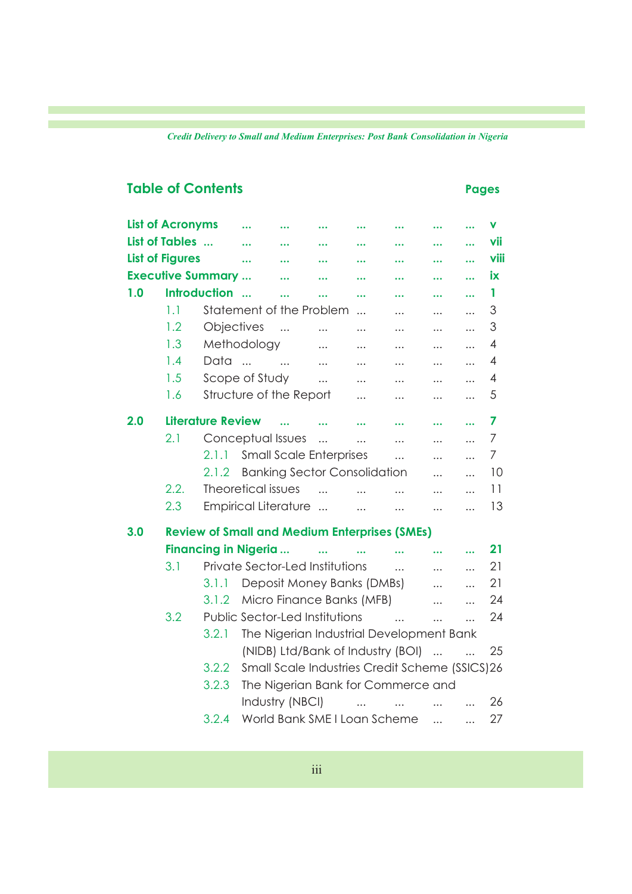## Table of Contents

| | | Pages |
|---|---|---|
| **List of Acronyms** | ... ... ... ... ... ... ... | **v** |
| **List of Tables** | ... ... ... ... ... ... ... ... | **vii** |
| **List of Figures** | ... ... ... ... ... ... ... | **viii** |
| **Executive Summary** | ... ... ... ... ... ... ... | **ix** |
| **1.0** | **Introduction** ... ... ... ... ... ... ... | **1** |
| 1.1 | Statement of the Problem ... ... ... ... | 3 |
| 1.2 | Objectives ... ... ... ... ... ... | 3 |
| 1.3 | Methodology ... ... ... ... ... | 4 |
| 1.4 | Data ... ... ... ... ... ... ... | 4 |
| 1.5 | Scope of Study ... ... ... ... ... | 4 |
| 1.6 | Structure of the Report ... ... ... ... | 5 |
| **2.0** | **Literature Review** ... ... ... ... ... ... | **7** |
| 2.1 | Conceptual Issues ... ... ... ... ... | 7 |
| 2.1.1 | Small Scale Enterprises ... ... ... | 7 |
| 2.1.2 | Banking Sector Consolidation ... ... | 10 |
| 2.2. | Theoretical issues ... ... ... ... ... | 11 |
| 2.3 | Empirical Literature ... ... ... ... ... | 13 |
| **3.0** | **Review of Small and Medium Enterprises (SMEs) Financing in Nigeria** ... ... ... ... ... ... | **21** |
| 3.1 | Private Sector-Led Institutions ... ... ... | 21 |
| 3.1.1 | Deposit Money Banks (DMBs) ... ... | 21 |
| 3.1.2 | Micro Finance Banks (MFB) ... ... | 24 |
| 3.2 | Public Sector-Led Institutions ... ... ... | 24 |
| 3.2.1 | The Nigerian Industrial Development Bank (NIDB) Ltd/Bank of Industry (BOI) ... ... | 25 |
| 3.2.2 | Small Scale Industries Credit Scheme (SSICS) | 26 |
| 3.2.3 | The Nigerian Bank for Commerce and Industry (NBCI) ... ... ... ... | 26 |
| 3.2.4 | World Bank SME I Loan Scheme ... ... | 27 |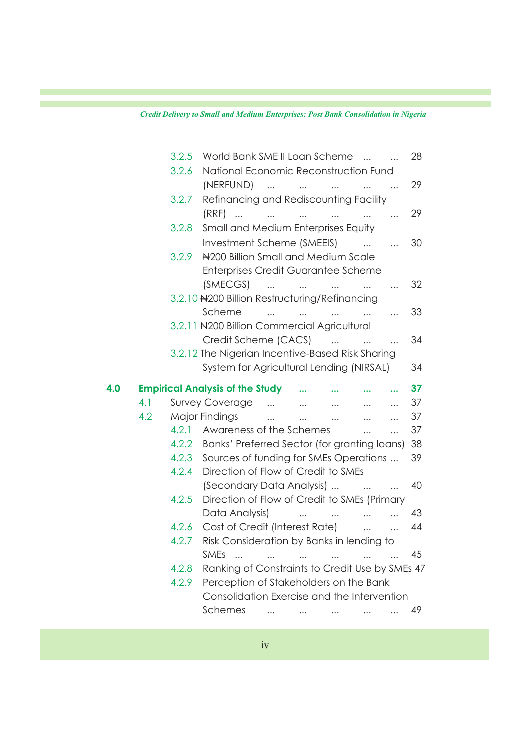3.2.5 World Bank SME II Loan Scheme ... ... 28

3.2.6 National Economic Reconstruction Fund (NERFUND) ... ... ... ... ... 29

3.2.7 Refinancing and Rediscounting Facility (RRF) ... ... ... ... ... ... 29

3.2.8 Small and Medium Enterprises Equity Investment Scheme (SMEEIS) ... ... 30

3.2.9 ₦200 Billion Small and Medium Scale Enterprises Credit Guarantee Scheme (SMECGS) ... ... ... ... ... 32

3.2.10 ₦200 Billion Restructuring/Refinancing Scheme ... ... ... ... ... 33

3.2.11 ₦200 Billion Commercial Agricultural Credit Scheme (CACS) ... ... ... 34

3.2.12 The Nigerian Incentive-Based Risk Sharing System for Agricultural Lending (NIRSAL) 34

**4.0 Empirical Analysis of the Study ... ... ... ... 37**

4.1 Survey Coverage ... ... ... ... ... 37

4.2 Major Findings ... ... ... ... ... 37

4.2.1 Awareness of the Schemes ... ... 37

4.2.2 Banks' Preferred Sector (for granting loans) 38

4.2.3 Sources of funding for SMEs Operations ... 39

4.2.4 Direction of Flow of Credit to SMEs (Secondary Data Analysis) ... ... ... 40

4.2.5 Direction of Flow of Credit to SMEs (Primary Data Analysis) ... ... ... ... 43

4.2.6 Cost of Credit (Interest Rate) ... ... 44

4.2.7 Risk Consideration by Banks in lending to SMEs ... ... ... ... ... ... 45

4.2.8 Ranking of Constraints to Credit Use by SMEs 47

4.2.9 Perception of Stakeholders on the Bank Consolidation Exercise and the Intervention Schemes ... ... ... ... ... 49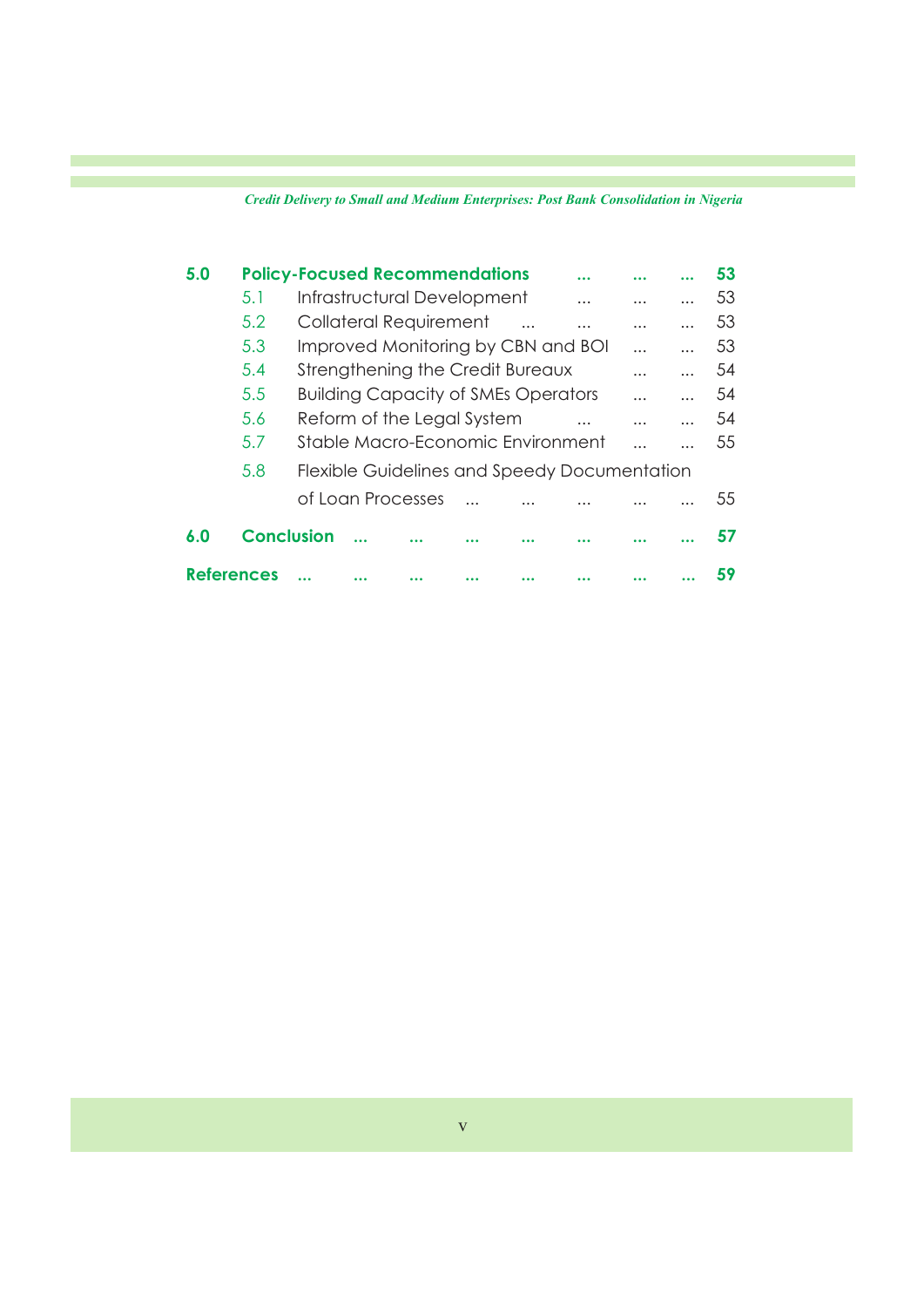| | | |
|---|---|---|
| **5.0** | **Policy-Focused Recommendations** ... ... ... | **53** |
| 5.1 | Infrastructural Development ... ... ... | 53 |
| 5.2 | Collateral Requirement ... ... ... ... | 53 |
| 5.3 | Improved Monitoring by CBN and BOI ... ... | 53 |
| 5.4 | Strengthening the Credit Bureaux ... ... | 54 |
| 5.5 | Building Capacity of SMEs Operators ... ... | 54 |
| 5.6 | Reform of the Legal System ... ... ... | 54 |
| 5.7 | Stable Macro-Economic Environment ... ... | 55 |
| 5.8 | Flexible Guidelines and Speedy Documentation of Loan Processes ... ... ... ... ... | 55 |
| **6.0** | **Conclusion** ... ... ... ... ... ... ... | **57** |
| **References** | ... ... ... ... ... ... ... ... | **59** |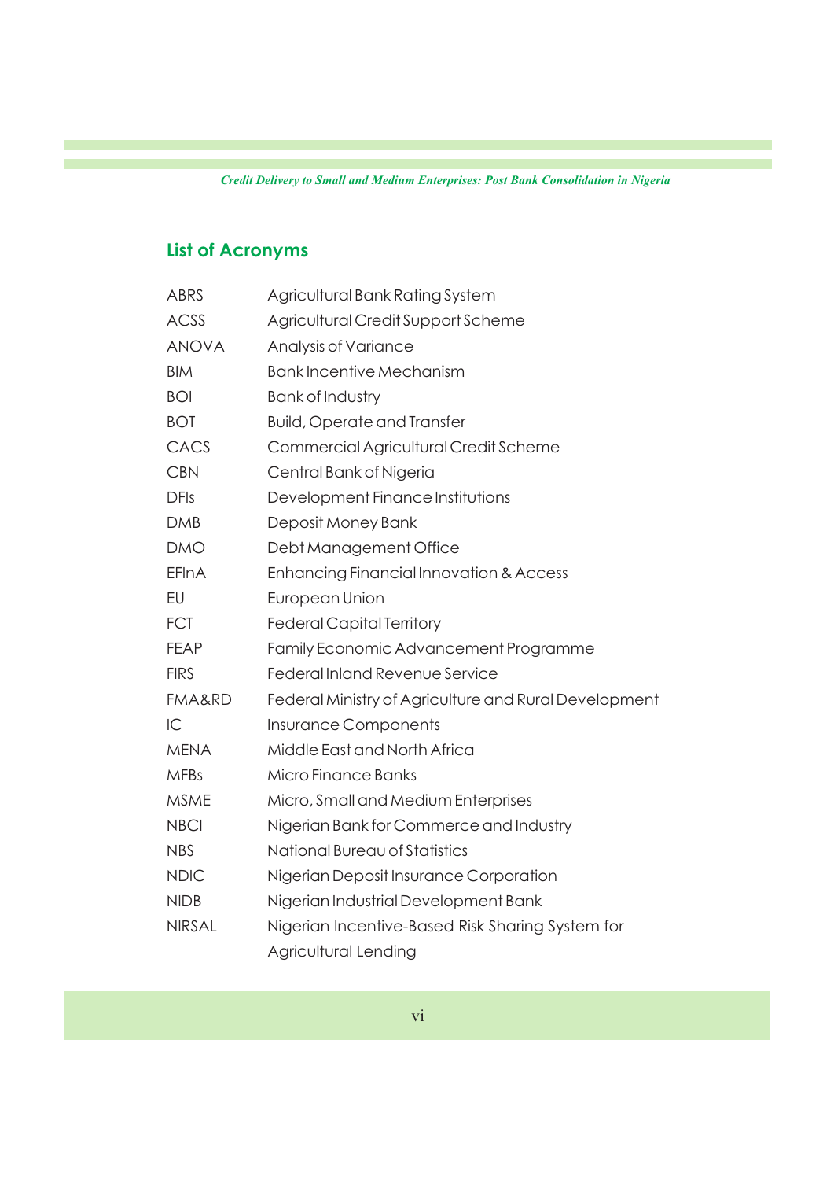## List of Acronyms

| | |
|---|---|
| ABRS | Agricultural Bank Rating System |
| ACSS | Agricultural Credit Support Scheme |
| ANOVA | Analysis of Variance |
| BIM | Bank Incentive Mechanism |
| BOI | Bank of Industry |
| BOT | Build, Operate and Transfer |
| CACS | Commercial Agricultural Credit Scheme |
| CBN | Central Bank of Nigeria |
| DFIs | Development Finance Institutions |
| DMB | Deposit Money Bank |
| DMO | Debt Management Office |
| EFInA | Enhancing Financial Innovation & Access |
| EU | European Union |
| FCT | Federal Capital Territory |
| FEAP | Family Economic Advancement Programme |
| FIRS | Federal Inland Revenue Service |
| FMA&RD | Federal Ministry of Agriculture and Rural Development |
| IC | Insurance Components |
| MENA | Middle East and North Africa |
| MFBs | Micro Finance Banks |
| MSME | Micro, Small and Medium Enterprises |
| NBCI | Nigerian Bank for Commerce and Industry |
| NBS | National Bureau of Statistics |
| NDIC | Nigerian Deposit Insurance Corporation |
| NIDB | Nigerian Industrial Development Bank |
| NIRSAL | Nigerian Incentive-Based Risk Sharing System for Agricultural Lending |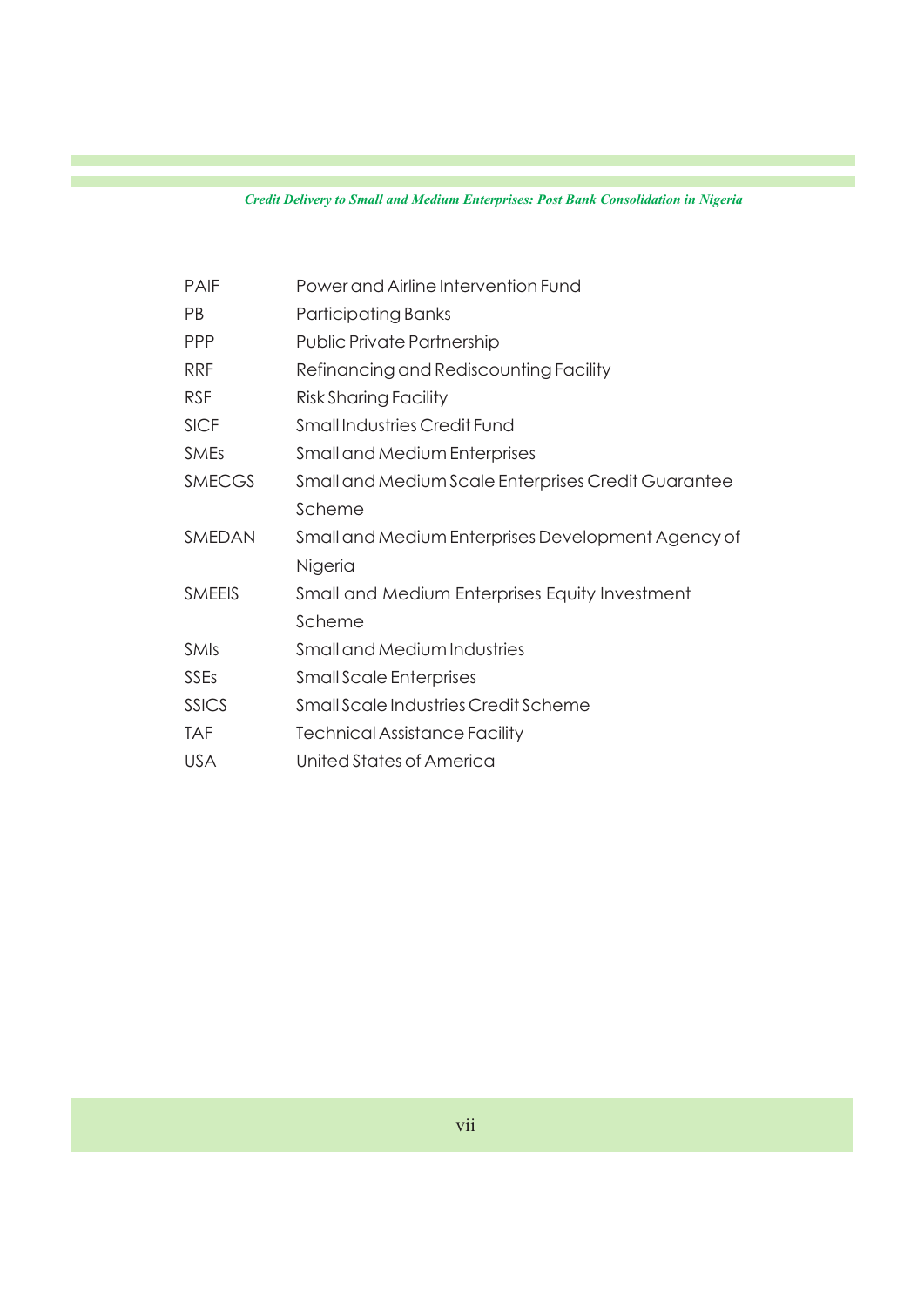| | |
|---|---|
| PAIF | Power and Airline Intervention Fund |
| PB | Participating Banks |
| PPP | Public Private Partnership |
| RRF | Refinancing and Rediscounting Facility |
| RSF | Risk Sharing Facility |
| SICF | Small Industries Credit Fund |
| SMEs | Small and Medium Enterprises |
| SMECGS | Small and Medium Scale Enterprises Credit Guarantee Scheme |
| SMEDAN | Small and Medium Enterprises Development Agency of Nigeria |
| SMEEIS | Small and Medium Enterprises Equity Investment Scheme |
| SMIs | Small and Medium Industries |
| SSEs | Small Scale Enterprises |
| SSICS | Small Scale Industries Credit Scheme |
| TAF | Technical Assistance Facility |
| USA | United States of America |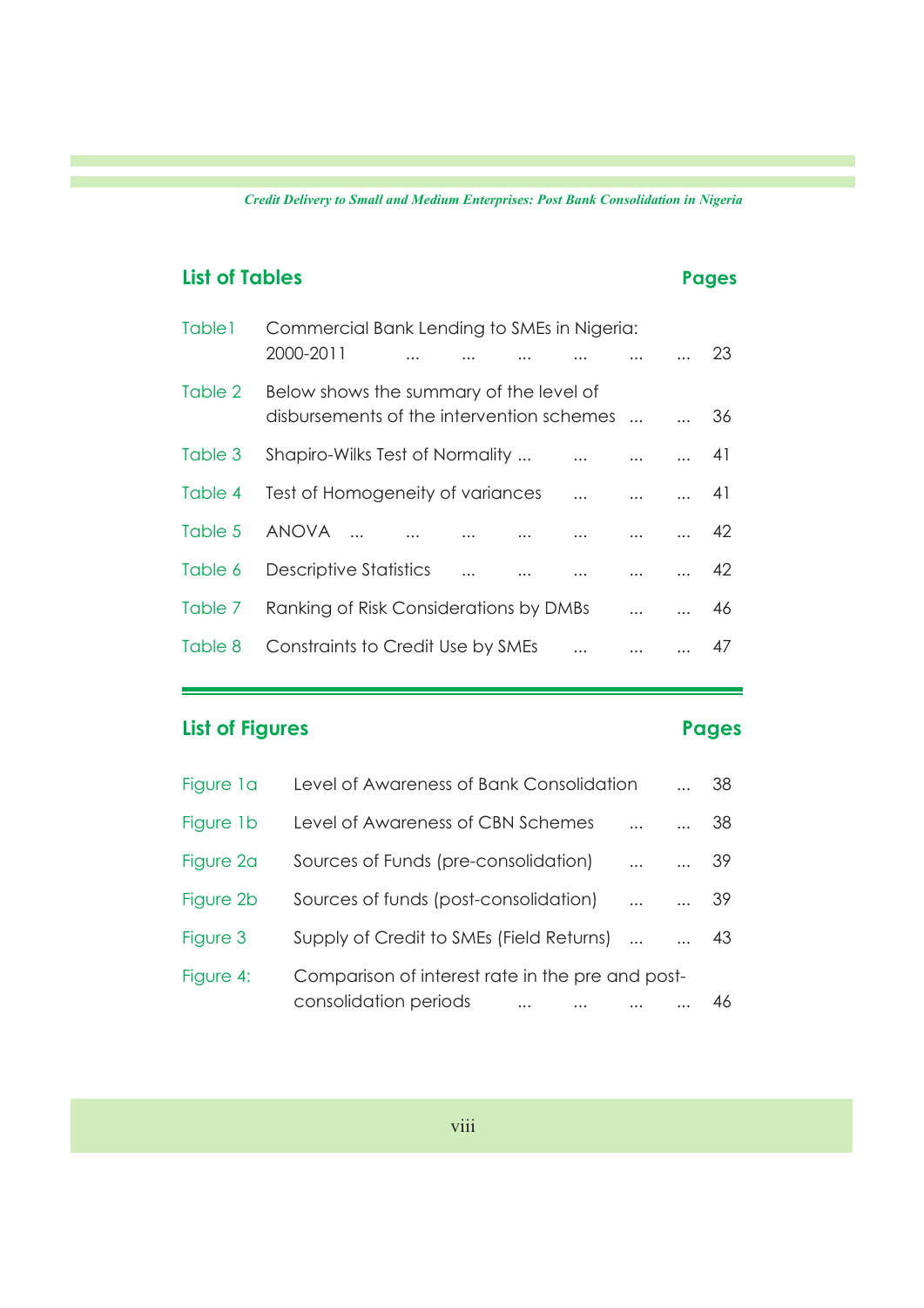## List of Tables

| | | Pages |
|---|---|---|
| Table1 | Commercial Bank Lending to SMEs in Nigeria: 2000-2011 | 23 |
| Table 2 | Below shows the summary of the level of disbursements of the intervention schemes | 36 |
| Table 3 | Shapiro-Wilks Test of Normality | 41 |
| Table 4 | Test of Homogeneity of variances | 41 |
| Table 5 | ANOVA | 42 |
| Table 6 | Descriptive Statistics | 42 |
| Table 7 | Ranking of Risk Considerations by DMBs | 46 |
| Table 8 | Constraints to Credit Use by SMEs | 47 |

## List of Figures

| | | Pages |
|---|---|---|
| Figure 1a | Level of Awareness of Bank Consolidation | 38 |
| Figure 1b | Level of Awareness of CBN Schemes | 38 |
| Figure 2a | Sources of Funds (pre-consolidation) | 39 |
| Figure 2b | Sources of funds (post-consolidation) | 39 |
| Figure 3 | Supply of Credit to SMEs (Field Returns) | 43 |
| Figure 4: | Comparison of interest rate in the pre and post-consolidation periods | 46 |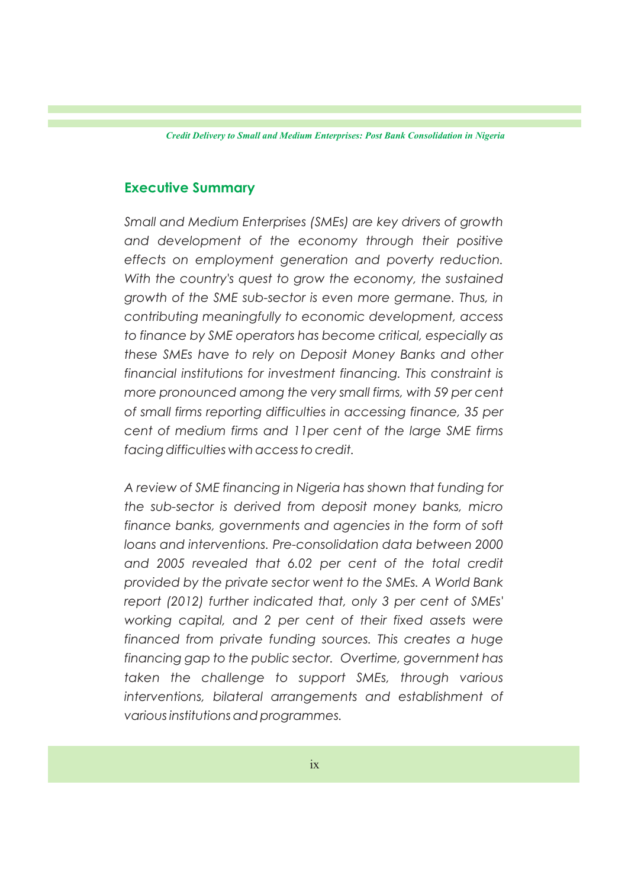## Executive Summary

*Small and Medium Enterprises (SMEs) are key drivers of growth and development of the economy through their positive effects on employment generation and poverty reduction. With the country's quest to grow the economy, the sustained growth of the SME sub-sector is even more germane. Thus, in contributing meaningfully to economic development, access to finance by SME operators has become critical, especially as these SMEs have to rely on Deposit Money Banks and other financial institutions for investment financing. This constraint is more pronounced among the very small firms, with 59 per cent of small firms reporting difficulties in accessing finance, 35 per cent of medium firms and 11per cent of the large SME firms facing difficulties with access to credit.*

*A review of SME financing in Nigeria has shown that funding for the sub-sector is derived from deposit money banks, micro finance banks, governments and agencies in the form of soft loans and interventions. Pre-consolidation data between 2000 and 2005 revealed that 6.02 per cent of the total credit provided by the private sector went to the SMEs. A World Bank report (2012) further indicated that, only 3 per cent of SMEs' working capital, and 2 per cent of their fixed assets were financed from private funding sources. This creates a huge financing gap to the public sector. Overtime, government has taken the challenge to support SMEs, through various interventions, bilateral arrangements and establishment of various institutions and programmes.*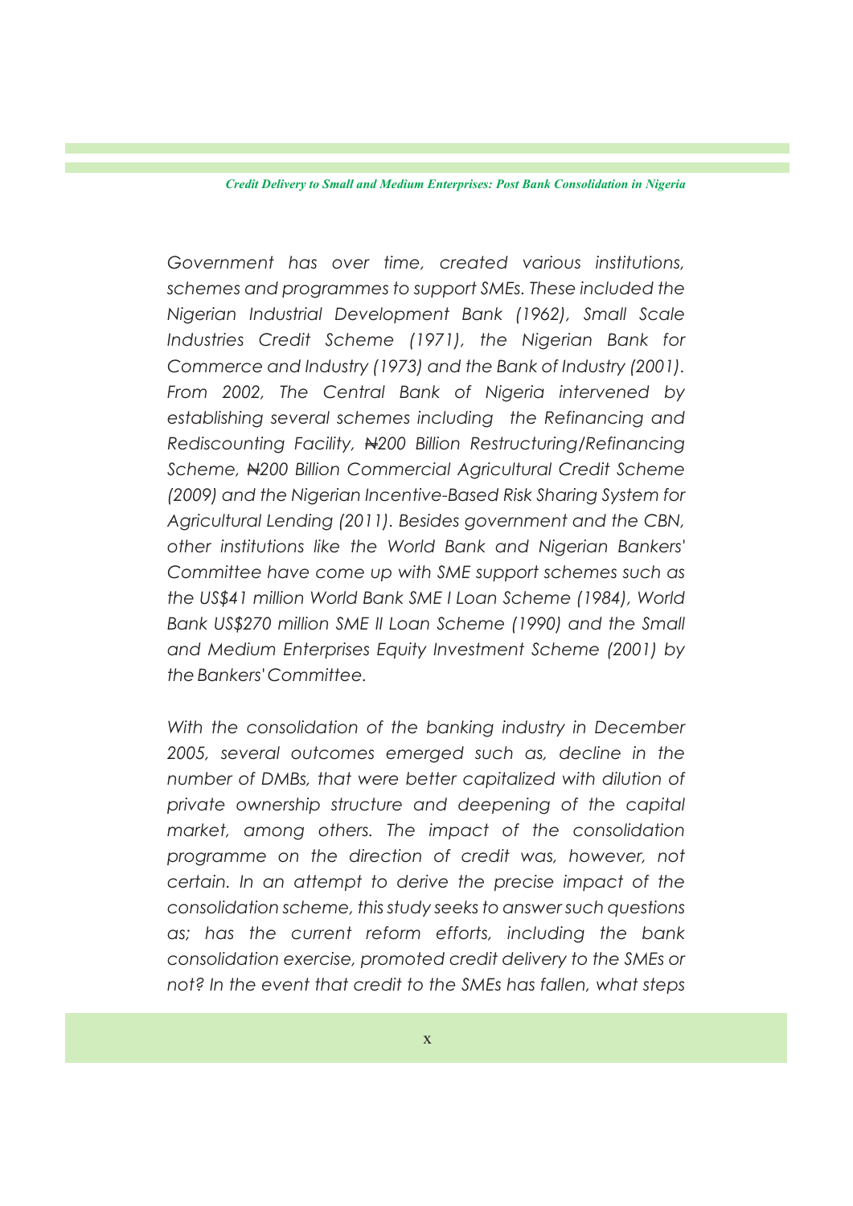*Government has over time, created various institutions, schemes and programmes to support SMEs. These included the Nigerian Industrial Development Bank (1962), Small Scale Industries Credit Scheme (1971), the Nigerian Bank for Commerce and Industry (1973) and the Bank of Industry (2001). From 2002, The Central Bank of Nigeria intervened by establishing several schemes including the Refinancing and Rediscounting Facility, ₦200 Billion Restructuring/Refinancing Scheme, ₦200 Billion Commercial Agricultural Credit Scheme (2009) and the Nigerian Incentive-Based Risk Sharing System for Agricultural Lending (2011). Besides government and the CBN, other institutions like the World Bank and Nigerian Bankers' Committee have come up with SME support schemes such as the US$41 million World Bank SME I Loan Scheme (1984), World Bank US$270 million SME II Loan Scheme (1990) and the Small and Medium Enterprises Equity Investment Scheme (2001) by the Bankers' Committee.*

*With the consolidation of the banking industry in December 2005, several outcomes emerged such as, decline in the number of DMBs, that were better capitalized with dilution of private ownership structure and deepening of the capital market, among others. The impact of the consolidation programme on the direction of credit was, however, not certain. In an attempt to derive the precise impact of the consolidation scheme, this study seeks to answer such questions as; has the current reform efforts, including the bank consolidation exercise, promoted credit delivery to the SMEs or not? In the event that credit to the SMEs has fallen, what steps*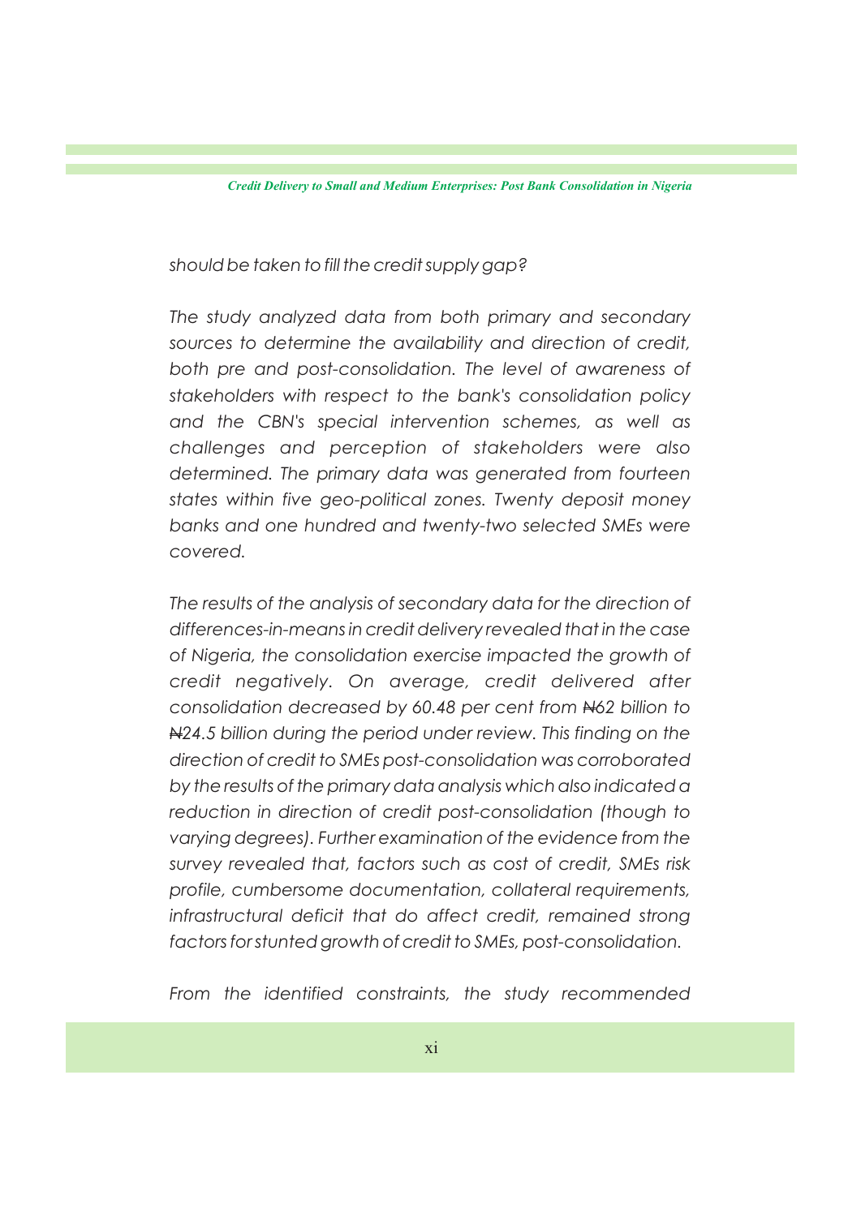*should be taken to fill the credit supply gap?*

*The study analyzed data from both primary and secondary sources to determine the availability and direction of credit, both pre and post-consolidation. The level of awareness of stakeholders with respect to the bank's consolidation policy and the CBN's special intervention schemes, as well as challenges and perception of stakeholders were also determined. The primary data was generated from fourteen states within five geo-political zones. Twenty deposit money banks and one hundred and twenty-two selected SMEs were covered.*

*The results of the analysis of secondary data for the direction of differences-in-means in credit delivery revealed that in the case of Nigeria, the consolidation exercise impacted the growth of credit negatively. On average, credit delivered after consolidation decreased by 60.48 per cent from ₦62 billion to ₦24.5 billion during the period under review. This finding on the direction of credit to SMEs post-consolidation was corroborated by the results of the primary data analysis which also indicated a reduction in direction of credit post-consolidation (though to varying degrees). Further examination of the evidence from the survey revealed that, factors such as cost of credit, SMEs risk profile, cumbersome documentation, collateral requirements, infrastructural deficit that do affect credit, remained strong factors for stunted growth of credit to SMEs, post-consolidation.*

*From the identified constraints, the study recommended*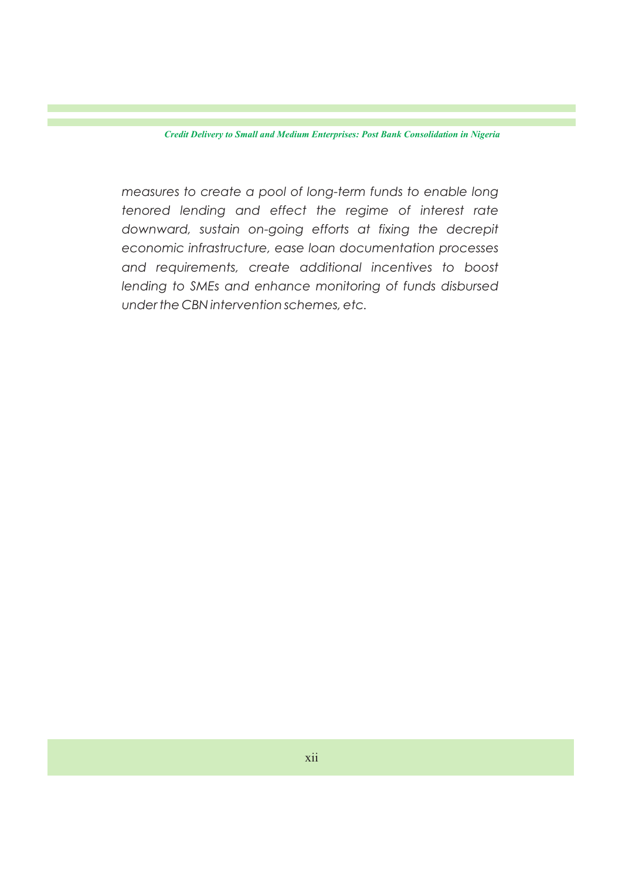*measures to create a pool of long-term funds to enable long tenored lending and effect the regime of interest rate downward, sustain on-going efforts at fixing the decrepit economic infrastructure, ease loan documentation processes and requirements, create additional incentives to boost lending to SMEs and enhance monitoring of funds disbursed under the CBN intervention schemes, etc.*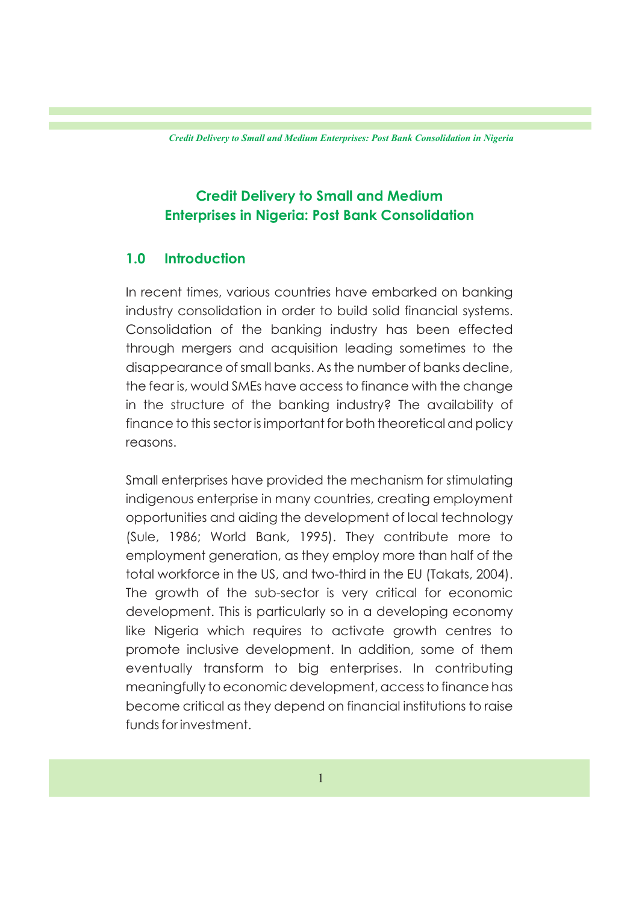# Credit Delivery to Small and Medium Enterprises in Nigeria: Post Bank Consolidation

## 1.0 Introduction

In recent times, various countries have embarked on banking industry consolidation in order to build solid financial systems. Consolidation of the banking industry has been effected through mergers and acquisition leading sometimes to the disappearance of small banks. As the number of banks decline, the fear is, would SMEs have access to finance with the change in the structure of the banking industry? The availability of finance to this sector is important for both theoretical and policy reasons.

Small enterprises have provided the mechanism for stimulating indigenous enterprise in many countries, creating employment opportunities and aiding the development of local technology (Sule, 1986; World Bank, 1995). They contribute more to employment generation, as they employ more than half of the total workforce in the US, and two-third in the EU (Takats, 2004). The growth of the sub-sector is very critical for economic development. This is particularly so in a developing economy like Nigeria which requires to activate growth centres to promote inclusive development. In addition, some of them eventually transform to big enterprises. In contributing meaningfully to economic development, access to finance has become critical as they depend on financial institutions to raise funds for investment.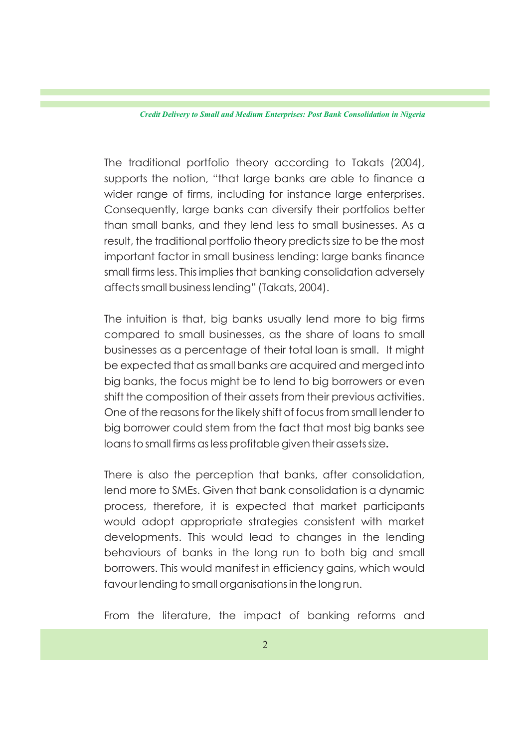The traditional portfolio theory according to Takats (2004), supports the notion, "that large banks are able to finance a wider range of firms, including for instance large enterprises. Consequently, large banks can diversify their portfolios better than small banks, and they lend less to small businesses. As a result, the traditional portfolio theory predicts size to be the most important factor in small business lending: large banks finance small firms less. This implies that banking consolidation adversely affects small business lending" (Takats, 2004).

The intuition is that, big banks usually lend more to big firms compared to small businesses, as the share of loans to small businesses as a percentage of their total loan is small. It might be expected that as small banks are acquired and merged into big banks, the focus might be to lend to big borrowers or even shift the composition of their assets from their previous activities. One of the reasons for the likely shift of focus from small lender to big borrower could stem from the fact that most big banks see loans to small firms as less profitable given their assets size.

There is also the perception that banks, after consolidation, lend more to SMEs. Given that bank consolidation is a dynamic process, therefore, it is expected that market participants would adopt appropriate strategies consistent with market developments. This would lead to changes in the lending behaviours of banks in the long run to both big and small borrowers. This would manifest in efficiency gains, which would favour lending to small organisations in the long run.

From the literature, the impact of banking reforms and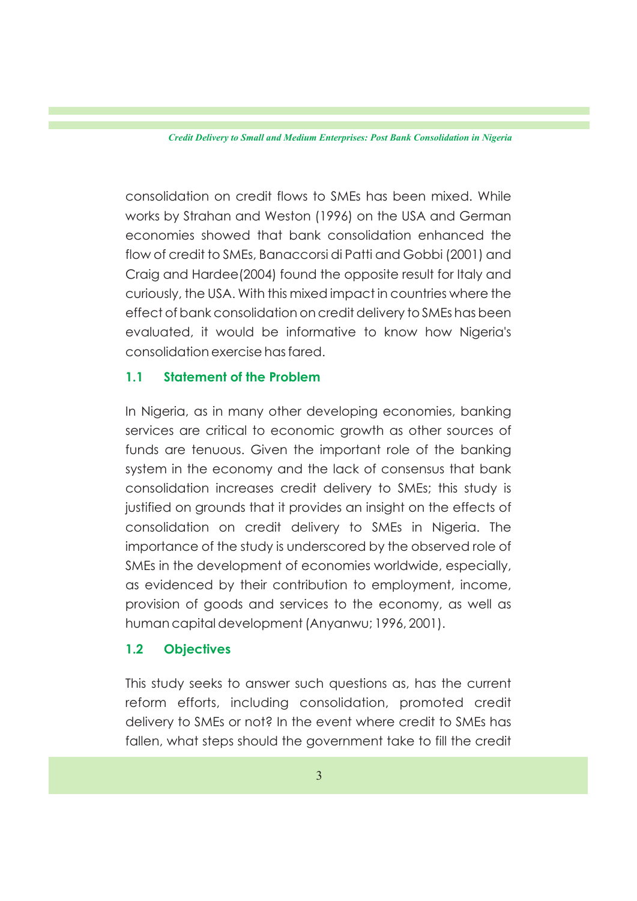consolidation on credit flows to SMEs has been mixed. While works by Strahan and Weston (1996) on the USA and German economies showed that bank consolidation enhanced the flow of credit to SMEs, Banaccorsi di Patti and Gobbi (2001) and Craig and Hardee(2004) found the opposite result for Italy and curiously, the USA. With this mixed impact in countries where the effect of bank consolidation on credit delivery to SMEs has been evaluated, it would be informative to know how Nigeria's consolidation exercise has fared.

## 1.1 Statement of the Problem

In Nigeria, as in many other developing economies, banking services are critical to economic growth as other sources of funds are tenuous. Given the important role of the banking system in the economy and the lack of consensus that bank consolidation increases credit delivery to SMEs; this study is justified on grounds that it provides an insight on the effects of consolidation on credit delivery to SMEs in Nigeria. The importance of the study is underscored by the observed role of SMEs in the development of economies worldwide, especially, as evidenced by their contribution to employment, income, provision of goods and services to the economy, as well as human capital development (Anyanwu; 1996, 2001).

## 1.2 Objectives

This study seeks to answer such questions as, has the current reform efforts, including consolidation, promoted credit delivery to SMEs or not? In the event where credit to SMEs has fallen, what steps should the government take to fill the credit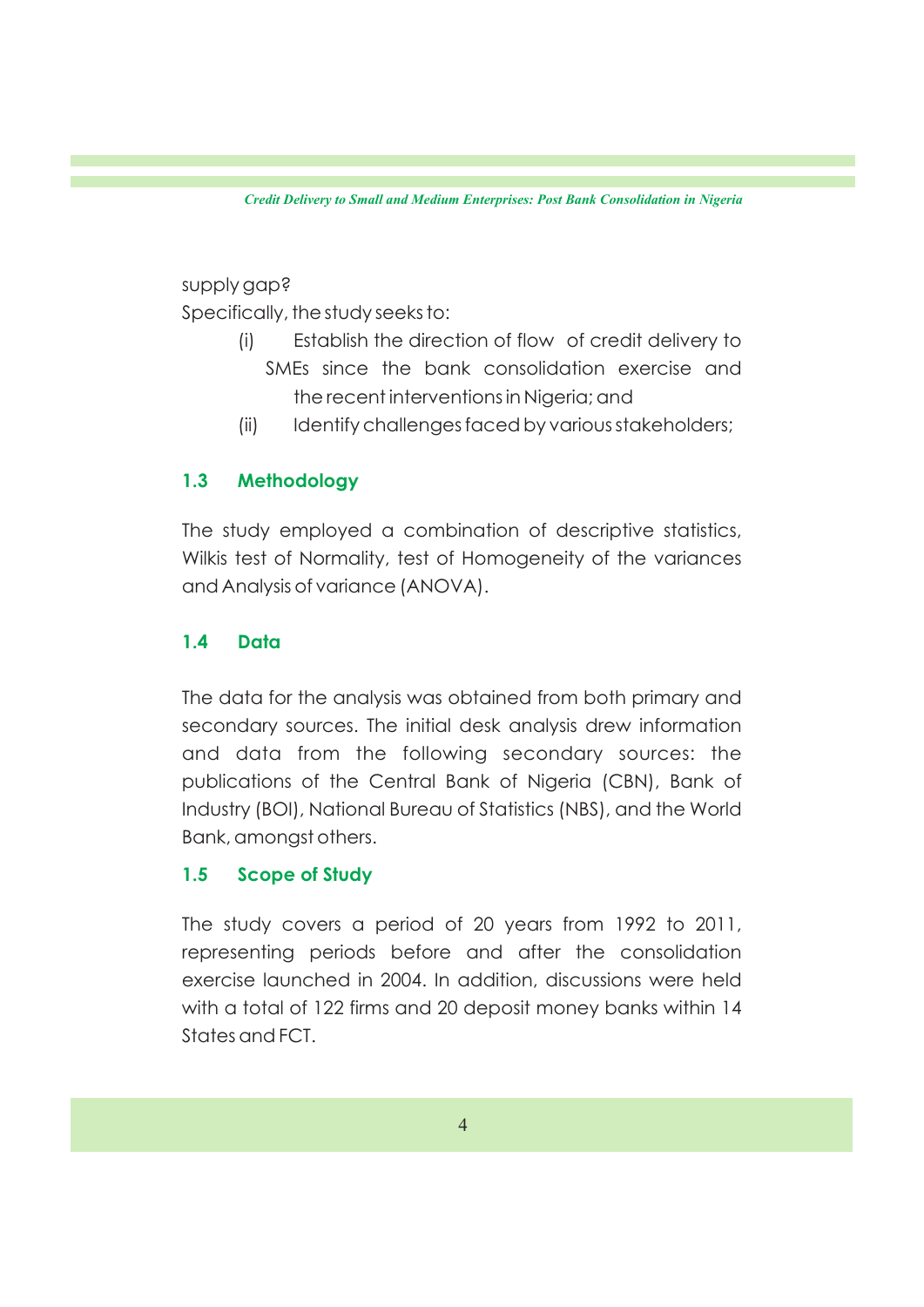supply gap?

Specifically, the study seeks to:

(i) Establish the direction of flow of credit delivery to SMEs since the bank consolidation exercise and the recent interventions in Nigeria; and

(ii) Identify challenges faced by various stakeholders;

### 1.3 Methodology

The study employed a combination of descriptive statistics, Wilkis test of Normality, test of Homogeneity of the variances and Analysis of variance (ANOVA).

### 1.4 Data

The data for the analysis was obtained from both primary and secondary sources. The initial desk analysis drew information and data from the following secondary sources: the publications of the Central Bank of Nigeria (CBN), Bank of Industry (BOI), National Bureau of Statistics (NBS), and the World Bank, amongst others.

### 1.5 Scope of Study

The study covers a period of 20 years from 1992 to 2011, representing periods before and after the consolidation exercise launched in 2004. In addition, discussions were held with a total of 122 firms and 20 deposit money banks within 14 States and FCT.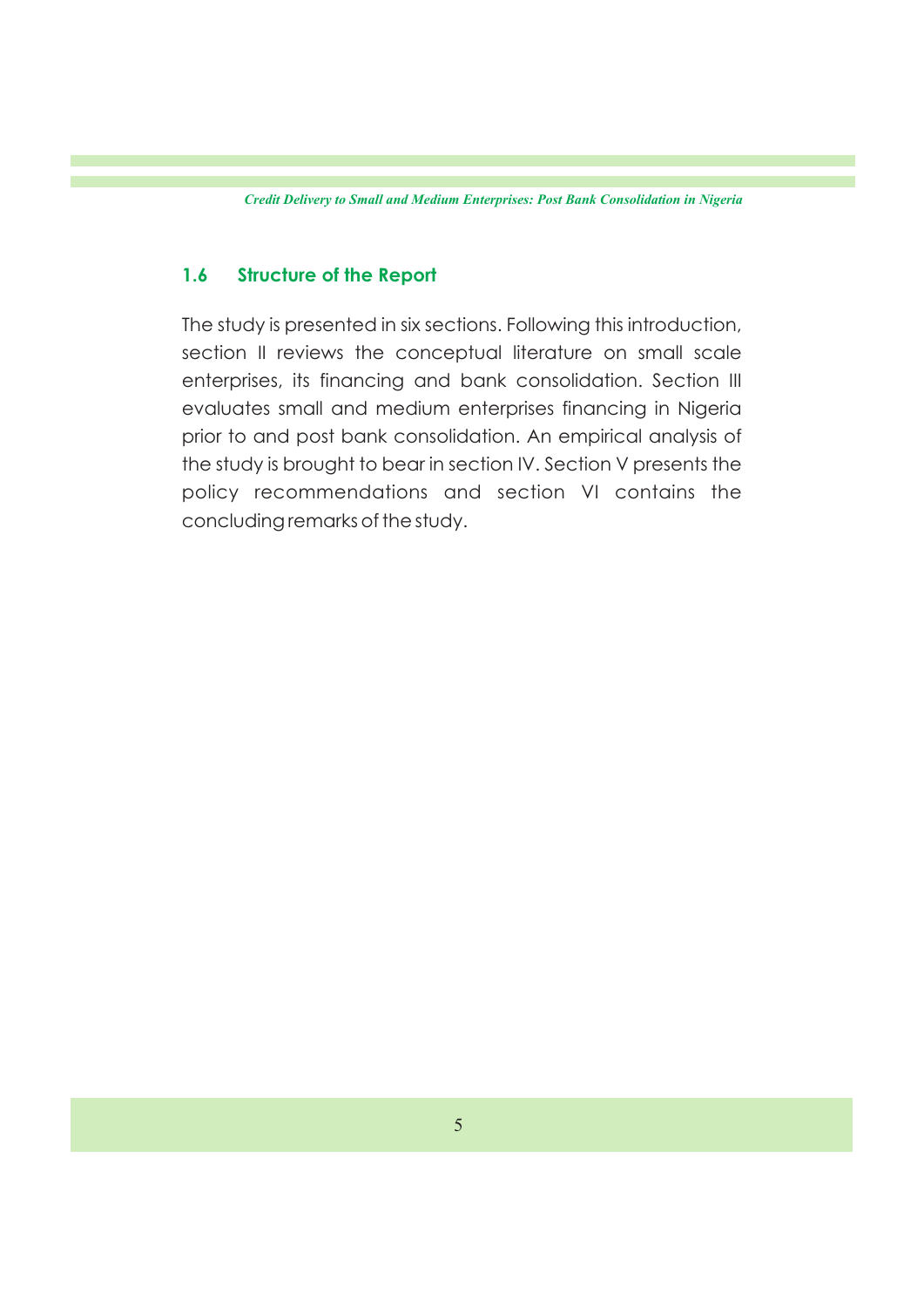## 1.6 Structure of the Report

The study is presented in six sections. Following this introduction, section II reviews the conceptual literature on small scale enterprises, its financing and bank consolidation. Section III evaluates small and medium enterprises financing in Nigeria prior to and post bank consolidation. An empirical analysis of the study is brought to bear in section IV. Section V presents the policy recommendations and section VI contains the concluding remarks of the study.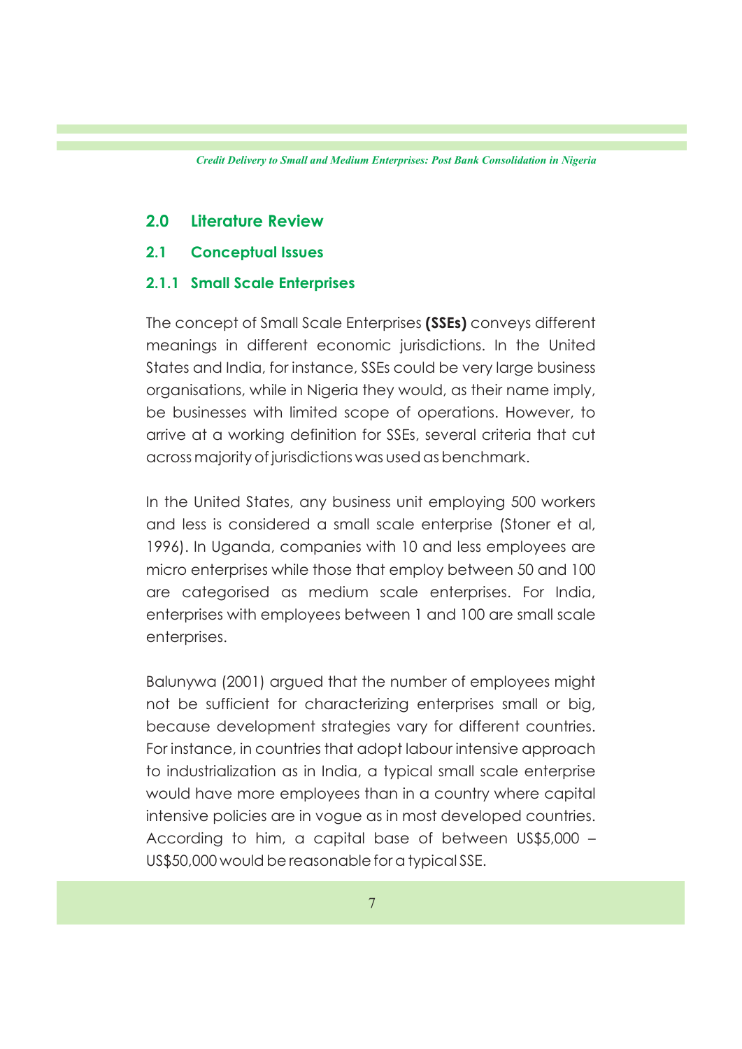## 2.0 Literature Review

### 2.1 Conceptual Issues

#### 2.1.1 Small Scale Enterprises

The concept of Small Scale Enterprises **(SSEs)** conveys different meanings in different economic jurisdictions. In the United States and India, for instance, SSEs could be very large business organisations, while in Nigeria they would, as their name imply, be businesses with limited scope of operations. However, to arrive at a working definition for SSEs, several criteria that cut across majority of jurisdictions was used as benchmark.

In the United States, any business unit employing 500 workers and less is considered a small scale enterprise (Stoner et al, 1996). In Uganda, companies with 10 and less employees are micro enterprises while those that employ between 50 and 100 are categorised as medium scale enterprises. For India, enterprises with employees between 1 and 100 are small scale enterprises.

Balunywa (2001) argued that the number of employees might not be sufficient for characterizing enterprises small or big, because development strategies vary for different countries. For instance, in countries that adopt labour intensive approach to industrialization as in India, a typical small scale enterprise would have more employees than in a country where capital intensive policies are in vogue as in most developed countries. According to him, a capital base of between US$5,000 – US$50,000 would be reasonable for a typical SSE.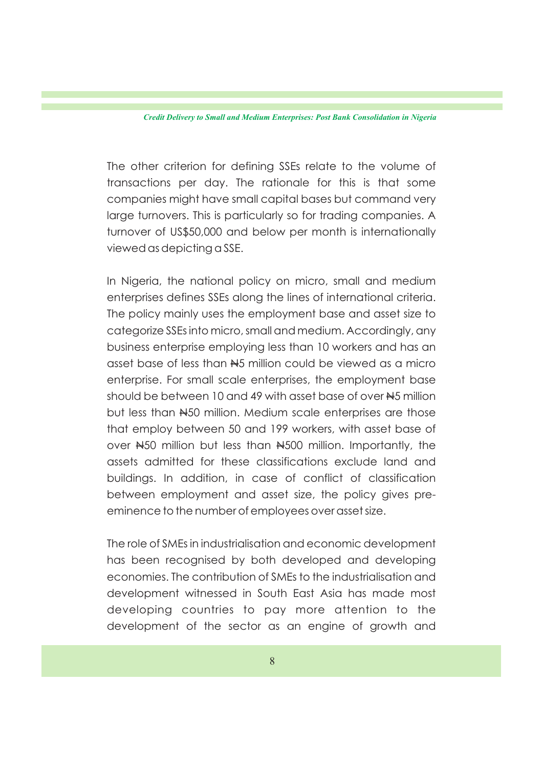The other criterion for defining SSEs relate to the volume of transactions per day. The rationale for this is that some companies might have small capital bases but command very large turnovers. This is particularly so for trading companies. A turnover of US$50,000 and below per month is internationally viewed as depicting a SSE.

In Nigeria, the national policy on micro, small and medium enterprises defines SSEs along the lines of international criteria. The policy mainly uses the employment base and asset size to categorize SSEs into micro, small and medium. Accordingly, any business enterprise employing less than 10 workers and has an asset base of less than ₦5 million could be viewed as a micro enterprise. For small scale enterprises, the employment base should be between 10 and 49 with asset base of over ₦5 million but less than ₦50 million. Medium scale enterprises are those that employ between 50 and 199 workers, with asset base of over ₦50 million but less than ₦500 million. Importantly, the assets admitted for these classifications exclude land and buildings. In addition, in case of conflict of classification between employment and asset size, the policy gives pre-eminence to the number of employees over asset size.

The role of SMEs in industrialisation and economic development has been recognised by both developed and developing economies. The contribution of SMEs to the industrialisation and development witnessed in South East Asia has made most developing countries to pay more attention to the development of the sector as an engine of growth and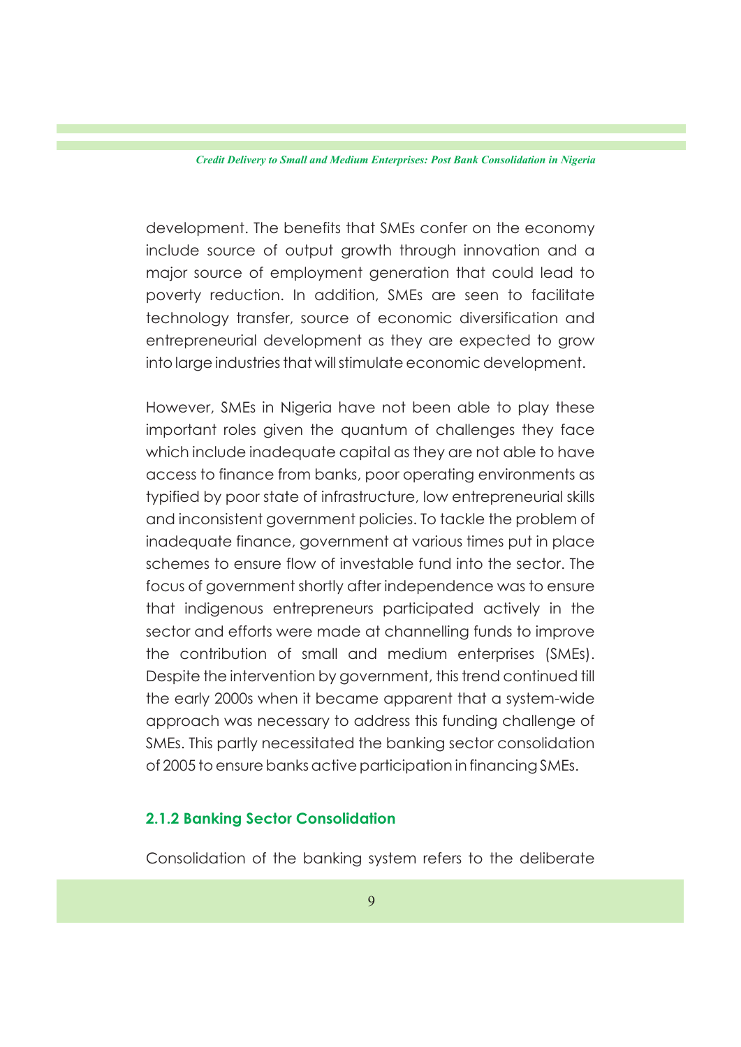development. The benefits that SMEs confer on the economy include source of output growth through innovation and a major source of employment generation that could lead to poverty reduction. In addition, SMEs are seen to facilitate technology transfer, source of economic diversification and entrepreneurial development as they are expected to grow into large industries that will stimulate economic development.

However, SMEs in Nigeria have not been able to play these important roles given the quantum of challenges they face which include inadequate capital as they are not able to have access to finance from banks, poor operating environments as typified by poor state of infrastructure, low entrepreneurial skills and inconsistent government policies. To tackle the problem of inadequate finance, government at various times put in place schemes to ensure flow of investable fund into the sector. The focus of government shortly after independence was to ensure that indigenous entrepreneurs participated actively in the sector and efforts were made at channelling funds to improve the contribution of small and medium enterprises (SMEs). Despite the intervention by government, this trend continued till the early 2000s when it became apparent that a system-wide approach was necessary to address this funding challenge of SMEs. This partly necessitated the banking sector consolidation of 2005 to ensure banks active participation in financing SMEs.

### 2.1.2 Banking Sector Consolidation

Consolidation of the banking system refers to the deliberate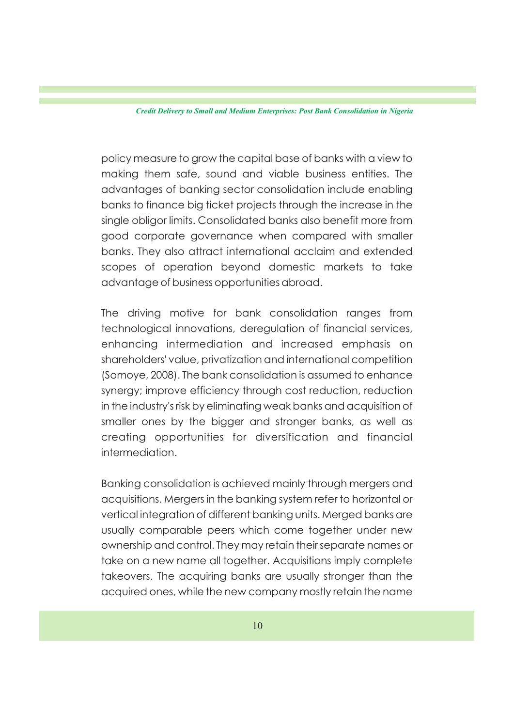policy measure to grow the capital base of banks with a view to making them safe, sound and viable business entities. The advantages of banking sector consolidation include enabling banks to finance big ticket projects through the increase in the single obligor limits. Consolidated banks also benefit more from good corporate governance when compared with smaller banks. They also attract international acclaim and extended scopes of operation beyond domestic markets to take advantage of business opportunities abroad.

The driving motive for bank consolidation ranges from technological innovations, deregulation of financial services, enhancing intermediation and increased emphasis on shareholders' value, privatization and international competition (Somoye, 2008). The bank consolidation is assumed to enhance synergy; improve efficiency through cost reduction, reduction in the industry's risk by eliminating weak banks and acquisition of smaller ones by the bigger and stronger banks, as well as creating opportunities for diversification and financial intermediation.

Banking consolidation is achieved mainly through mergers and acquisitions. Mergers in the banking system refer to horizontal or vertical integration of different banking units. Merged banks are usually comparable peers which come together under new ownership and control. They may retain their separate names or take on a new name all together. Acquisitions imply complete takeovers. The acquiring banks are usually stronger than the acquired ones, while the new company mostly retain the name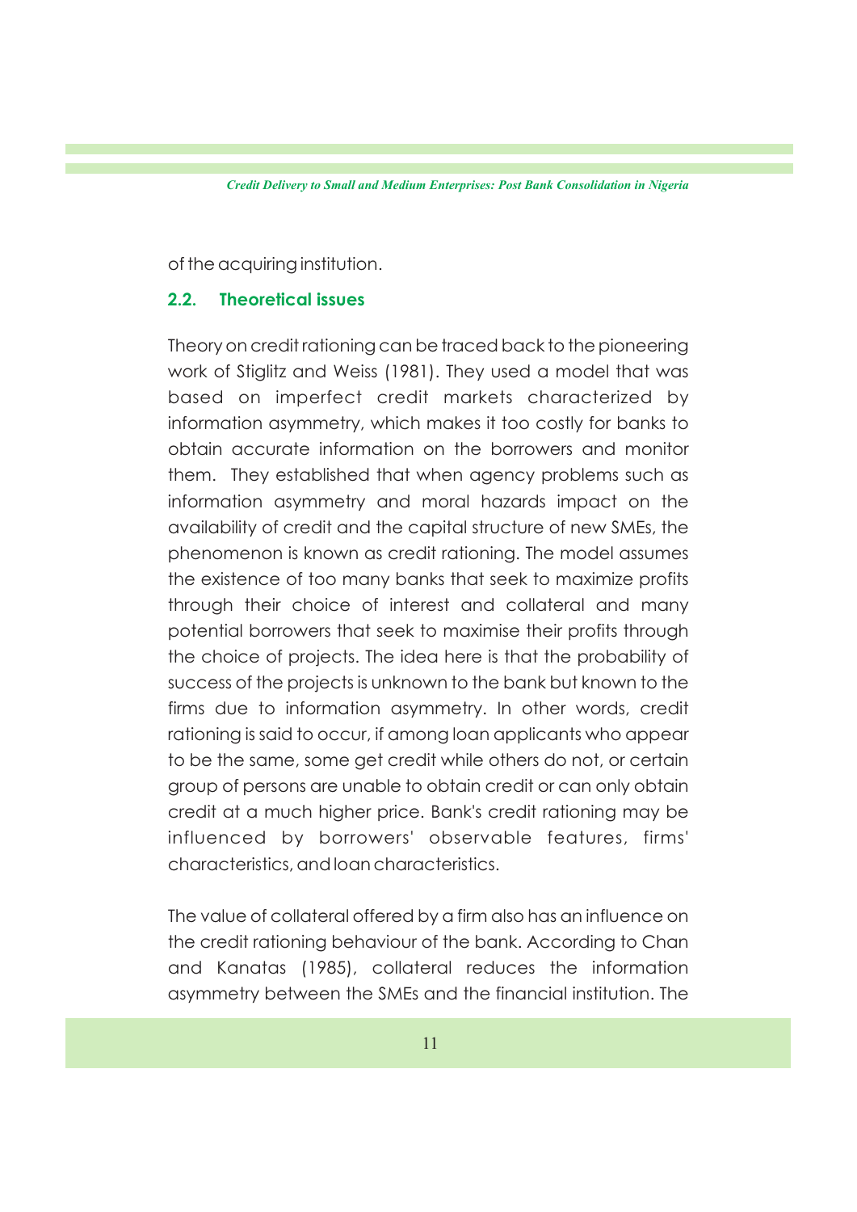of the acquiring institution.

## 2.2. Theoretical issues

Theory on credit rationing can be traced back to the pioneering work of Stiglitz and Weiss (1981). They used a model that was based on imperfect credit markets characterized by information asymmetry, which makes it too costly for banks to obtain accurate information on the borrowers and monitor them. They established that when agency problems such as information asymmetry and moral hazards impact on the availability of credit and the capital structure of new SMEs, the phenomenon is known as credit rationing. The model assumes the existence of too many banks that seek to maximize profits through their choice of interest and collateral and many potential borrowers that seek to maximise their profits through the choice of projects. The idea here is that the probability of success of the projects is unknown to the bank but known to the firms due to information asymmetry. In other words, credit rationing is said to occur, if among loan applicants who appear to be the same, some get credit while others do not, or certain group of persons are unable to obtain credit or can only obtain credit at a much higher price. Bank's credit rationing may be influenced by borrowers' observable features, firms' characteristics, and loan characteristics.

The value of collateral offered by a firm also has an influence on the credit rationing behaviour of the bank. According to Chan and Kanatas (1985), collateral reduces the information asymmetry between the SMEs and the financial institution. The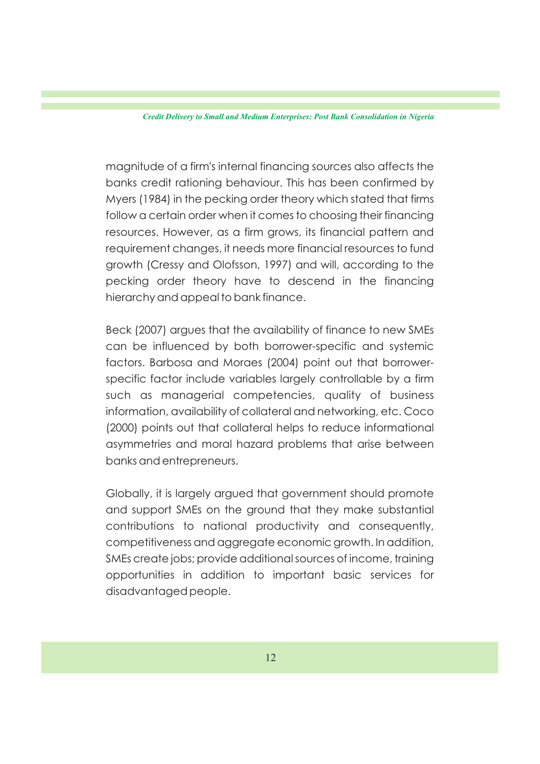magnitude of a firm's internal financing sources also affects the banks credit rationing behaviour. This has been confirmed by Myers (1984) in the pecking order theory which stated that firms follow a certain order when it comes to choosing their financing resources. However, as a firm grows, its financial pattern and requirement changes, it needs more financial resources to fund growth (Cressy and Olofsson, 1997) and will, according to the pecking order theory have to descend in the financing hierarchy and appeal to bank finance.

Beck (2007) argues that the availability of finance to new SMEs can be influenced by both borrower-specific and systemic factors. Barbosa and Moraes (2004) point out that borrower-specific factor include variables largely controllable by a firm such as managerial competencies, quality of business information, availability of collateral and networking, etc. Coco (2000) points out that collateral helps to reduce informational asymmetries and moral hazard problems that arise between banks and entrepreneurs.

Globally, it is largely argued that government should promote and support SMEs on the ground that they make substantial contributions to national productivity and consequently, competitiveness and aggregate economic growth. In addition, SMEs create jobs; provide additional sources of income, training opportunities in addition to important basic services for disadvantaged people.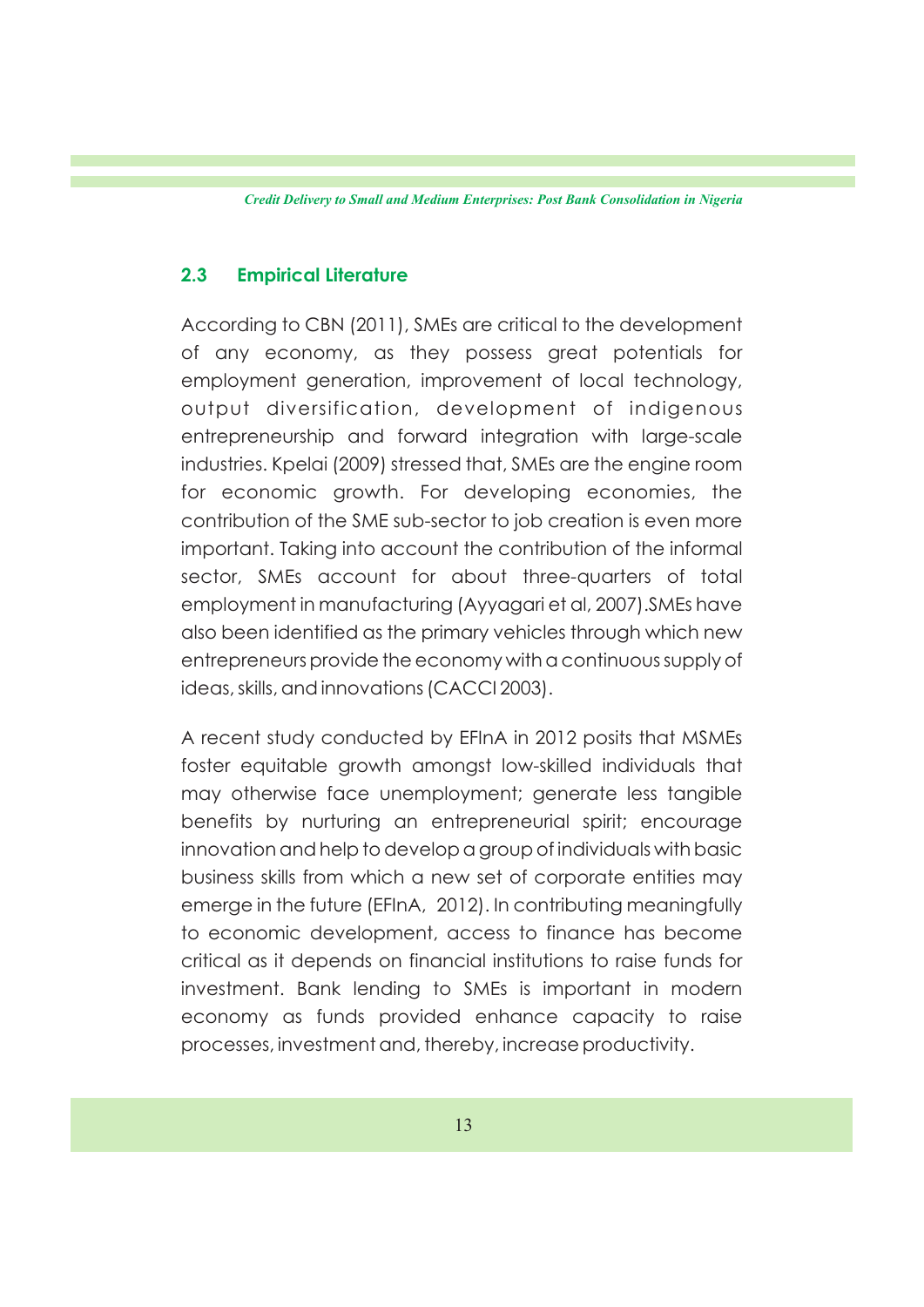## 2.3 Empirical Literature

According to CBN (2011), SMEs are critical to the development of any economy, as they possess great potentials for employment generation, improvement of local technology, output diversification, development of indigenous entrepreneurship and forward integration with large-scale industries. Kpelai (2009) stressed that, SMEs are the engine room for economic growth. For developing economies, the contribution of the SME sub-sector to job creation is even more important. Taking into account the contribution of the informal sector, SMEs account for about three-quarters of total employment in manufacturing (Ayyagari et al, 2007).SMEs have also been identified as the primary vehicles through which new entrepreneurs provide the economy with a continuous supply of ideas, skills, and innovations (CACCI 2003).

A recent study conducted by EFInA in 2012 posits that MSMEs foster equitable growth amongst low-skilled individuals that may otherwise face unemployment; generate less tangible benefits by nurturing an entrepreneurial spirit; encourage innovation and help to develop a group of individuals with basic business skills from which a new set of corporate entities may emerge in the future (EFInA, 2012). In contributing meaningfully to economic development, access to finance has become critical as it depends on financial institutions to raise funds for investment. Bank lending to SMEs is important in modern economy as funds provided enhance capacity to raise processes, investment and, thereby, increase productivity.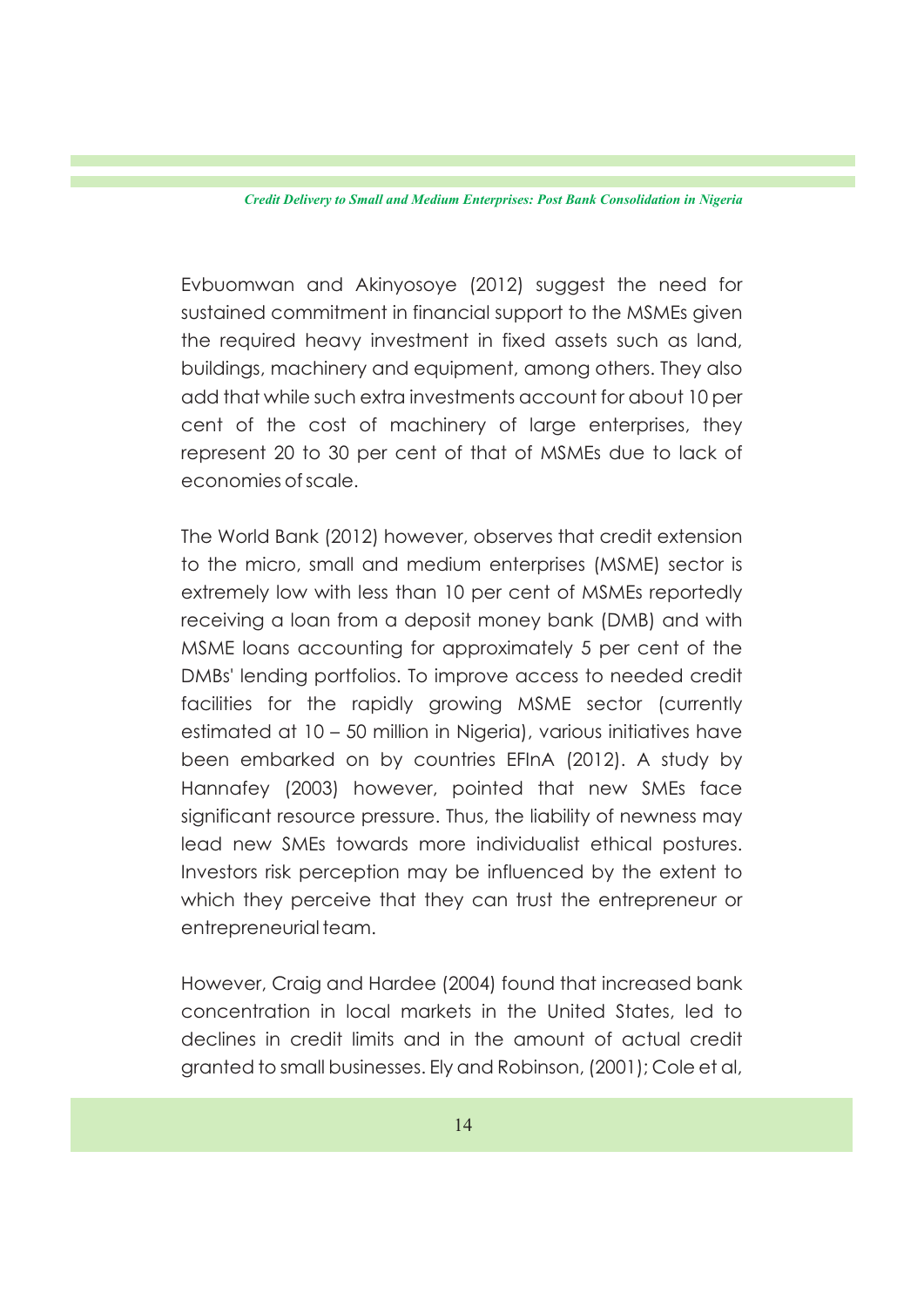Evbuomwan and Akinyosoye (2012) suggest the need for sustained commitment in financial support to the MSMEs given the required heavy investment in fixed assets such as land, buildings, machinery and equipment, among others. They also add that while such extra investments account for about 10 per cent of the cost of machinery of large enterprises, they represent 20 to 30 per cent of that of MSMEs due to lack of economies of scale.

The World Bank (2012) however, observes that credit extension to the micro, small and medium enterprises (MSME) sector is extremely low with less than 10 per cent of MSMEs reportedly receiving a loan from a deposit money bank (DMB) and with MSME loans accounting for approximately 5 per cent of the DMBs' lending portfolios. To improve access to needed credit facilities for the rapidly growing MSME sector (currently estimated at 10 – 50 million in Nigeria), various initiatives have been embarked on by countries EFInA (2012). A study by Hannafey (2003) however, pointed that new SMEs face significant resource pressure. Thus, the liability of newness may lead new SMEs towards more individualist ethical postures. Investors risk perception may be influenced by the extent to which they perceive that they can trust the entrepreneur or entrepreneurial team.

However, Craig and Hardee (2004) found that increased bank concentration in local markets in the United States, led to declines in credit limits and in the amount of actual credit granted to small businesses. Ely and Robinson, (2001); Cole et al,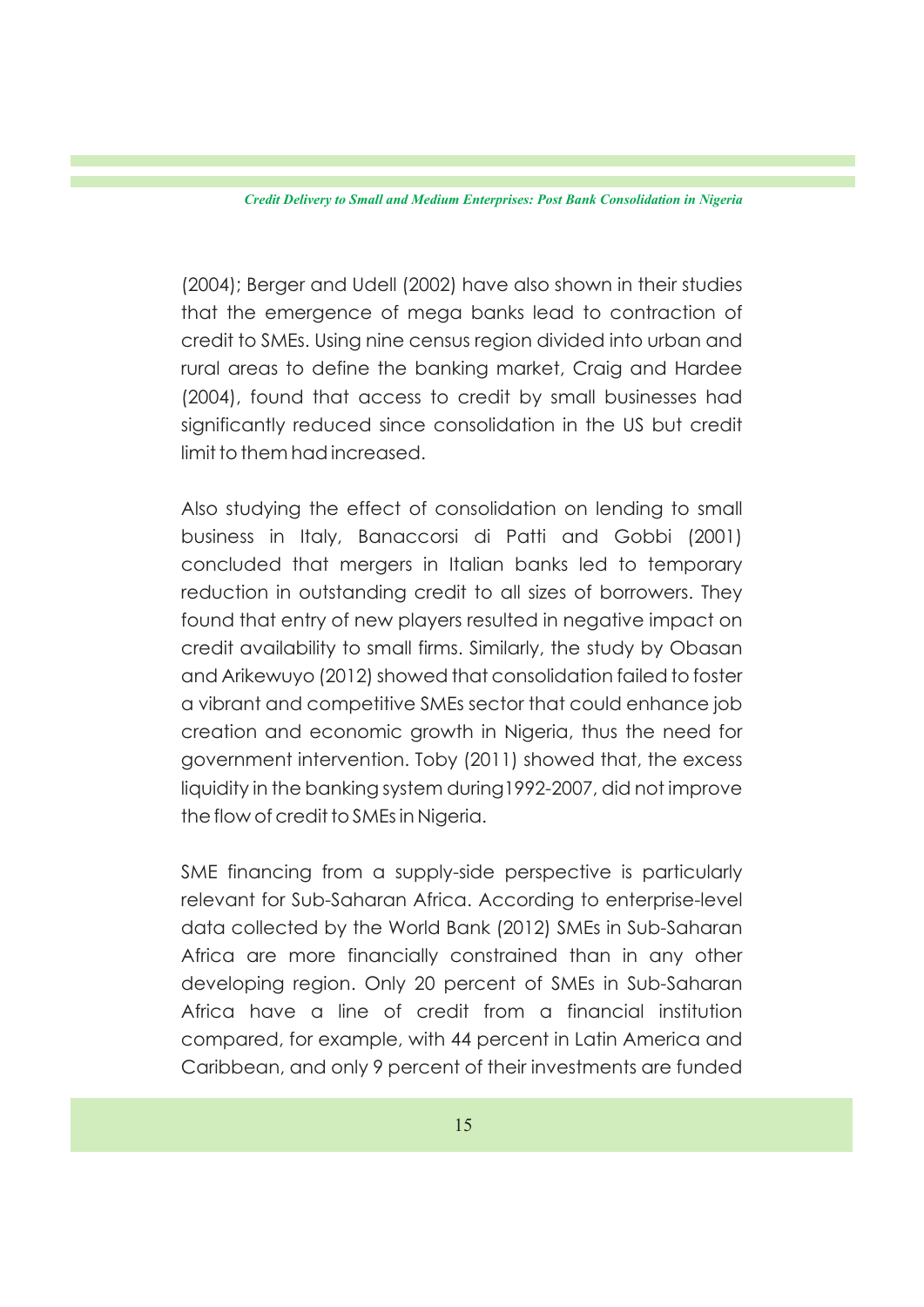(2004); Berger and Udell (2002) have also shown in their studies that the emergence of mega banks lead to contraction of credit to SMEs. Using nine census region divided into urban and rural areas to define the banking market, Craig and Hardee (2004), found that access to credit by small businesses had significantly reduced since consolidation in the US but credit limit to them had increased.

Also studying the effect of consolidation on lending to small business in Italy, Banaccorsi di Patti and Gobbi (2001) concluded that mergers in Italian banks led to temporary reduction in outstanding credit to all sizes of borrowers. They found that entry of new players resulted in negative impact on credit availability to small firms. Similarly, the study by Obasan and Arikewuyo (2012) showed that consolidation failed to foster a vibrant and competitive SMEs sector that could enhance job creation and economic growth in Nigeria, thus the need for government intervention. Toby (2011) showed that, the excess liquidity in the banking system during1992-2007, did not improve the flow of credit to SMEs in Nigeria.

SME financing from a supply-side perspective is particularly relevant for Sub-Saharan Africa. According to enterprise-level data collected by the World Bank (2012) SMEs in Sub-Saharan Africa are more financially constrained than in any other developing region. Only 20 percent of SMEs in Sub-Saharan Africa have a line of credit from a financial institution compared, for example, with 44 percent in Latin America and Caribbean, and only 9 percent of their investments are funded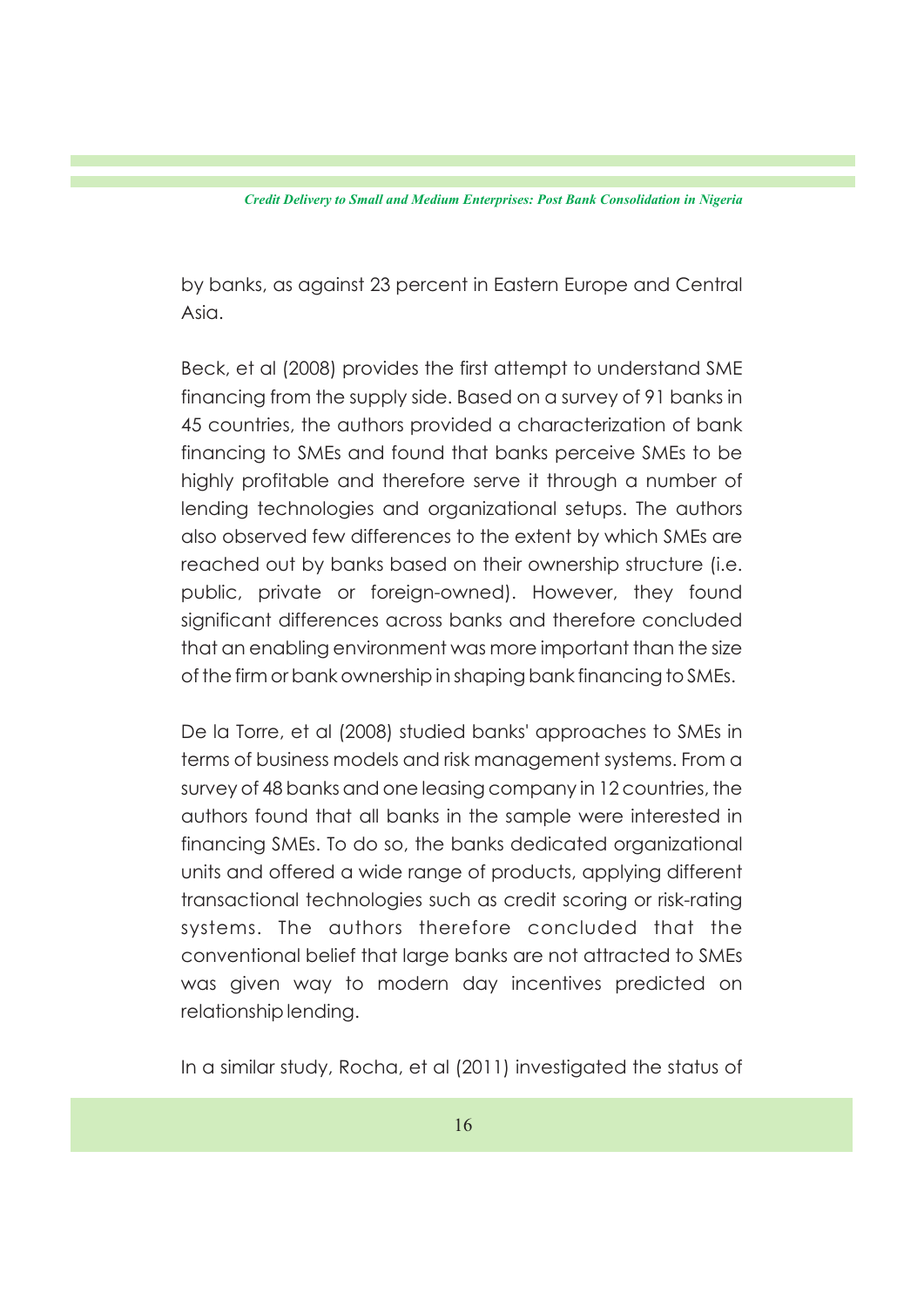by banks, as against 23 percent in Eastern Europe and Central Asia.

Beck, et al (2008) provides the first attempt to understand SME financing from the supply side. Based on a survey of 91 banks in 45 countries, the authors provided a characterization of bank financing to SMEs and found that banks perceive SMEs to be highly profitable and therefore serve it through a number of lending technologies and organizational setups. The authors also observed few differences to the extent by which SMEs are reached out by banks based on their ownership structure (i.e. public, private or foreign-owned). However, they found significant differences across banks and therefore concluded that an enabling environment was more important than the size of the firm or bank ownership in shaping bank financing to SMEs.

De la Torre, et al (2008) studied banks' approaches to SMEs in terms of business models and risk management systems. From a survey of 48 banks and one leasing company in 12 countries, the authors found that all banks in the sample were interested in financing SMEs. To do so, the banks dedicated organizational units and offered a wide range of products, applying different transactional technologies such as credit scoring or risk-rating systems. The authors therefore concluded that the conventional belief that large banks are not attracted to SMEs was given way to modern day incentives predicted on relationship lending.

In a similar study, Rocha, et al (2011) investigated the status of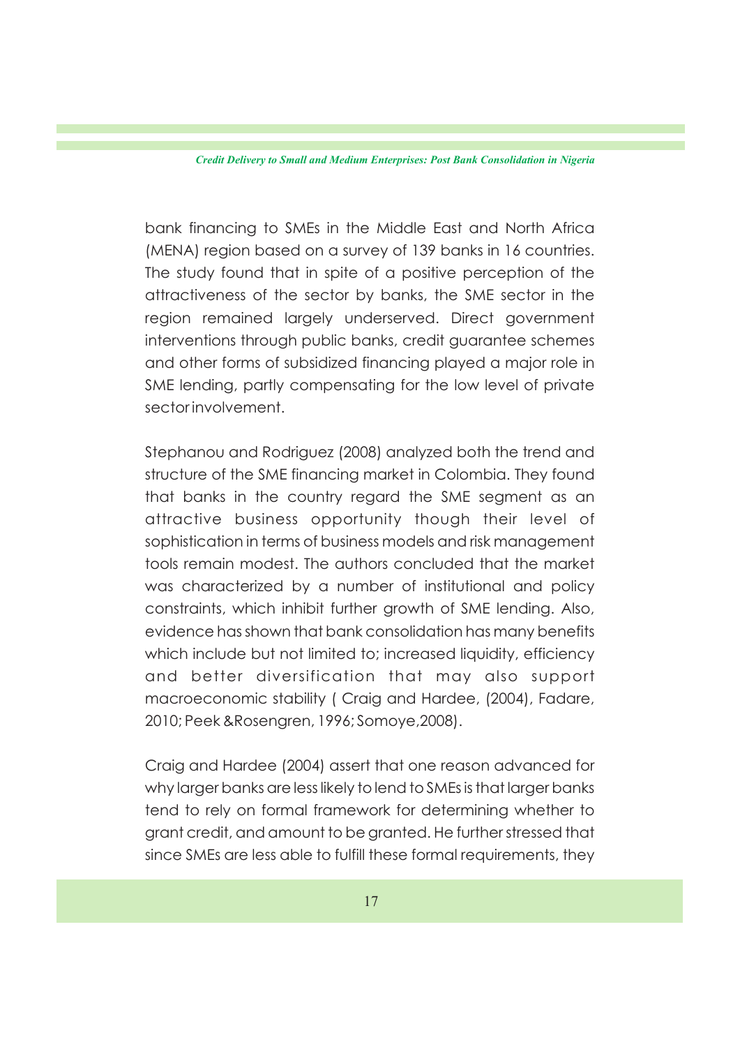bank financing to SMEs in the Middle East and North Africa (MENA) region based on a survey of 139 banks in 16 countries. The study found that in spite of a positive perception of the attractiveness of the sector by banks, the SME sector in the region remained largely underserved. Direct government interventions through public banks, credit guarantee schemes and other forms of subsidized financing played a major role in SME lending, partly compensating for the low level of private sector involvement.

Stephanou and Rodriguez (2008) analyzed both the trend and structure of the SME financing market in Colombia. They found that banks in the country regard the SME segment as an attractive business opportunity though their level of sophistication in terms of business models and risk management tools remain modest. The authors concluded that the market was characterized by a number of institutional and policy constraints, which inhibit further growth of SME lending. Also, evidence has shown that bank consolidation has many benefits which include but not limited to; increased liquidity, efficiency and better diversification that may also support macroeconomic stability ( Craig and Hardee, (2004), Fadare, 2010; Peek &Rosengren, 1996; Somoye,2008).

Craig and Hardee (2004) assert that one reason advanced for why larger banks are less likely to lend to SMEs is that larger banks tend to rely on formal framework for determining whether to grant credit, and amount to be granted. He further stressed that since SMEs are less able to fulfill these formal requirements, they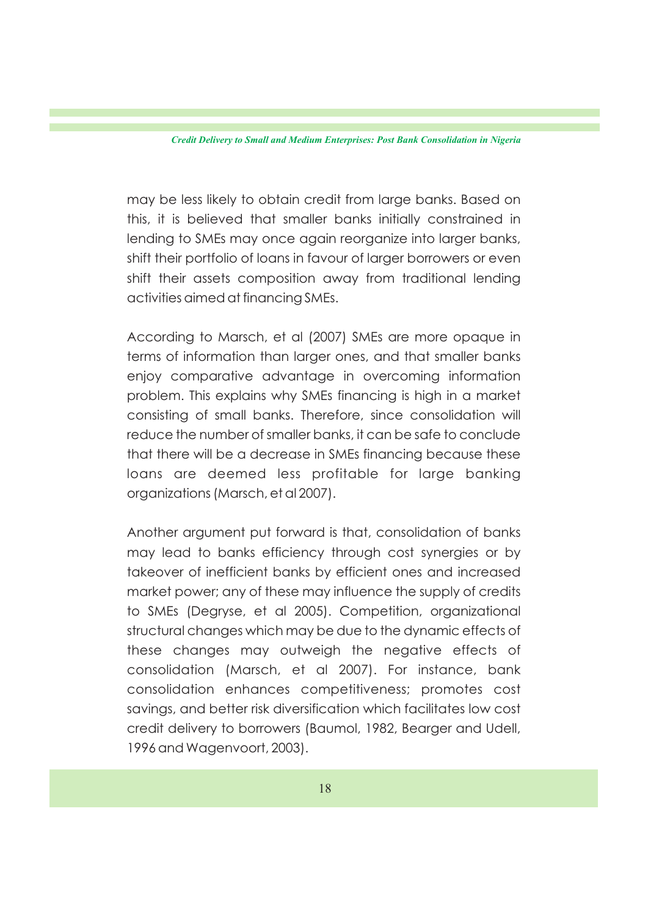may be less likely to obtain credit from large banks. Based on this, it is believed that smaller banks initially constrained in lending to SMEs may once again reorganize into larger banks, shift their portfolio of loans in favour of larger borrowers or even shift their assets composition away from traditional lending activities aimed at financing SMEs.

According to Marsch, et al (2007) SMEs are more opaque in terms of information than larger ones, and that smaller banks enjoy comparative advantage in overcoming information problem. This explains why SMEs financing is high in a market consisting of small banks. Therefore, since consolidation will reduce the number of smaller banks, it can be safe to conclude that there will be a decrease in SMEs financing because these loans are deemed less profitable for large banking organizations (Marsch, et al 2007).

Another argument put forward is that, consolidation of banks may lead to banks efficiency through cost synergies or by takeover of inefficient banks by efficient ones and increased market power; any of these may influence the supply of credits to SMEs (Degryse, et al 2005). Competition, organizational structural changes which may be due to the dynamic effects of these changes may outweigh the negative effects of consolidation (Marsch, et al 2007). For instance, bank consolidation enhances competitiveness; promotes cost savings, and better risk diversification which facilitates low cost credit delivery to borrowers (Baumol, 1982, Bearger and Udell, 1996 and Wagenvoort, 2003).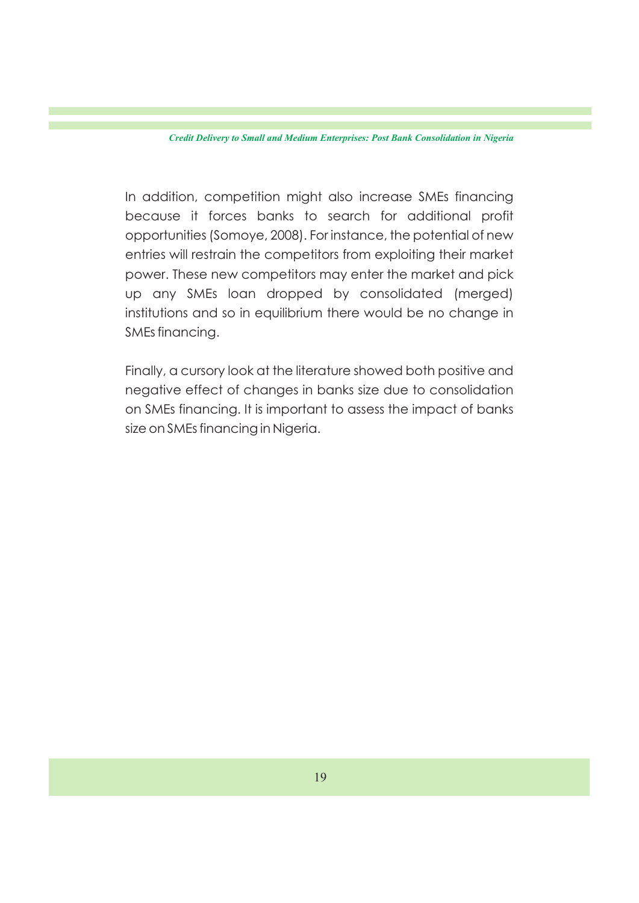In addition, competition might also increase SMEs financing because it forces banks to search for additional profit opportunities (Somoye, 2008). For instance, the potential of new entries will restrain the competitors from exploiting their market power. These new competitors may enter the market and pick up any SMEs loan dropped by consolidated (merged) institutions and so in equilibrium there would be no change in SMEs financing.

Finally, a cursory look at the literature showed both positive and negative effect of changes in banks size due to consolidation on SMEs financing. It is important to assess the impact of banks size on SMEs financing in Nigeria.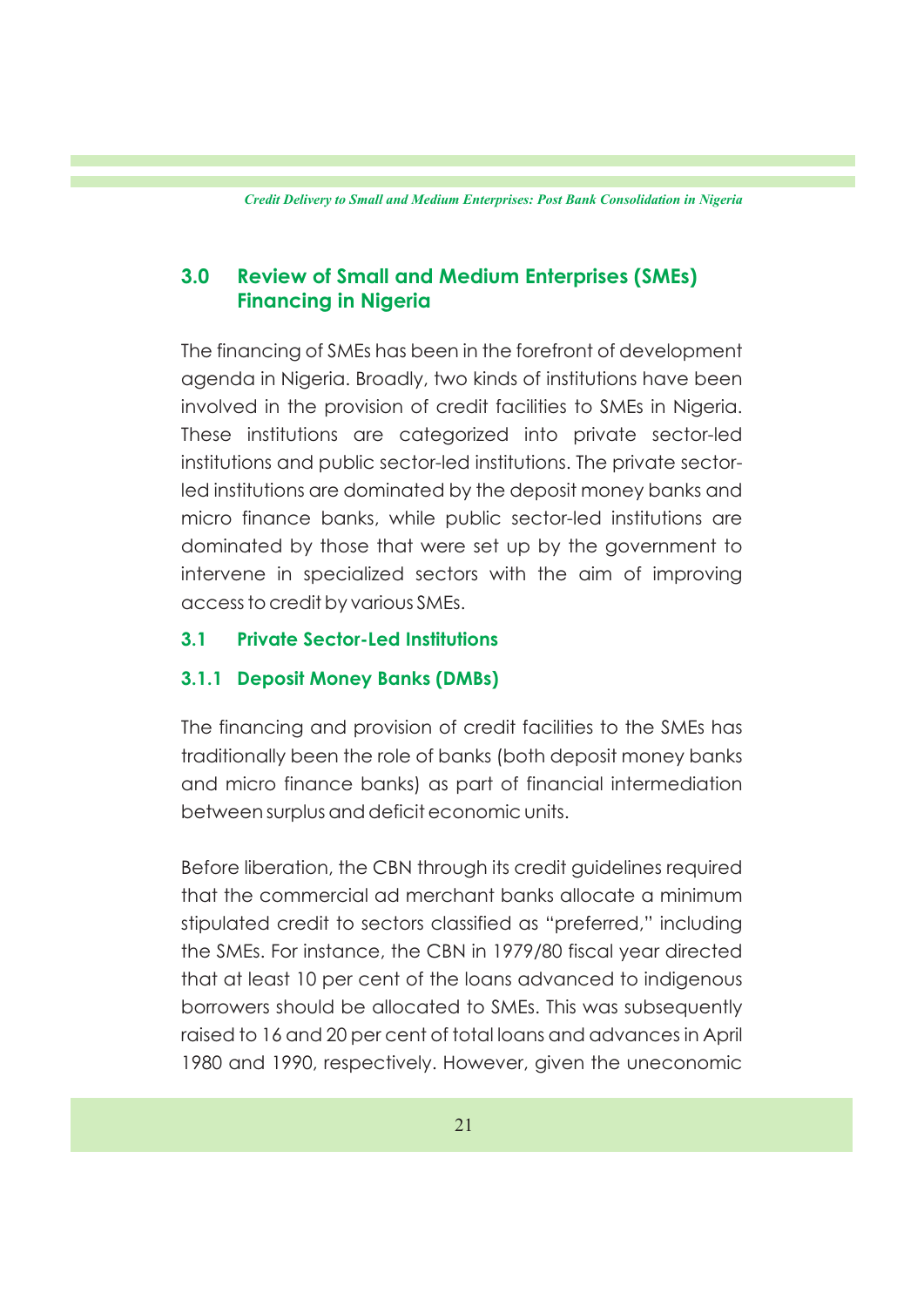## 3.0 Review of Small and Medium Enterprises (SMEs) Financing in Nigeria

The financing of SMEs has been in the forefront of development agenda in Nigeria. Broadly, two kinds of institutions have been involved in the provision of credit facilities to SMEs in Nigeria. These institutions are categorized into private sector-led institutions and public sector-led institutions. The private sector-led institutions are dominated by the deposit money banks and micro finance banks, while public sector-led institutions are dominated by those that were set up by the government to intervene in specialized sectors with the aim of improving access to credit by various SMEs.

### 3.1 Private Sector-Led Institutions

#### 3.1.1 Deposit Money Banks (DMBs)

The financing and provision of credit facilities to the SMEs has traditionally been the role of banks (both deposit money banks and micro finance banks) as part of financial intermediation between surplus and deficit economic units.

Before liberation, the CBN through its credit guidelines required that the commercial ad merchant banks allocate a minimum stipulated credit to sectors classified as "preferred," including the SMEs. For instance, the CBN in 1979/80 fiscal year directed that at least 10 per cent of the loans advanced to indigenous borrowers should be allocated to SMEs. This was subsequently raised to 16 and 20 per cent of total loans and advances in April 1980 and 1990, respectively. However, given the uneconomic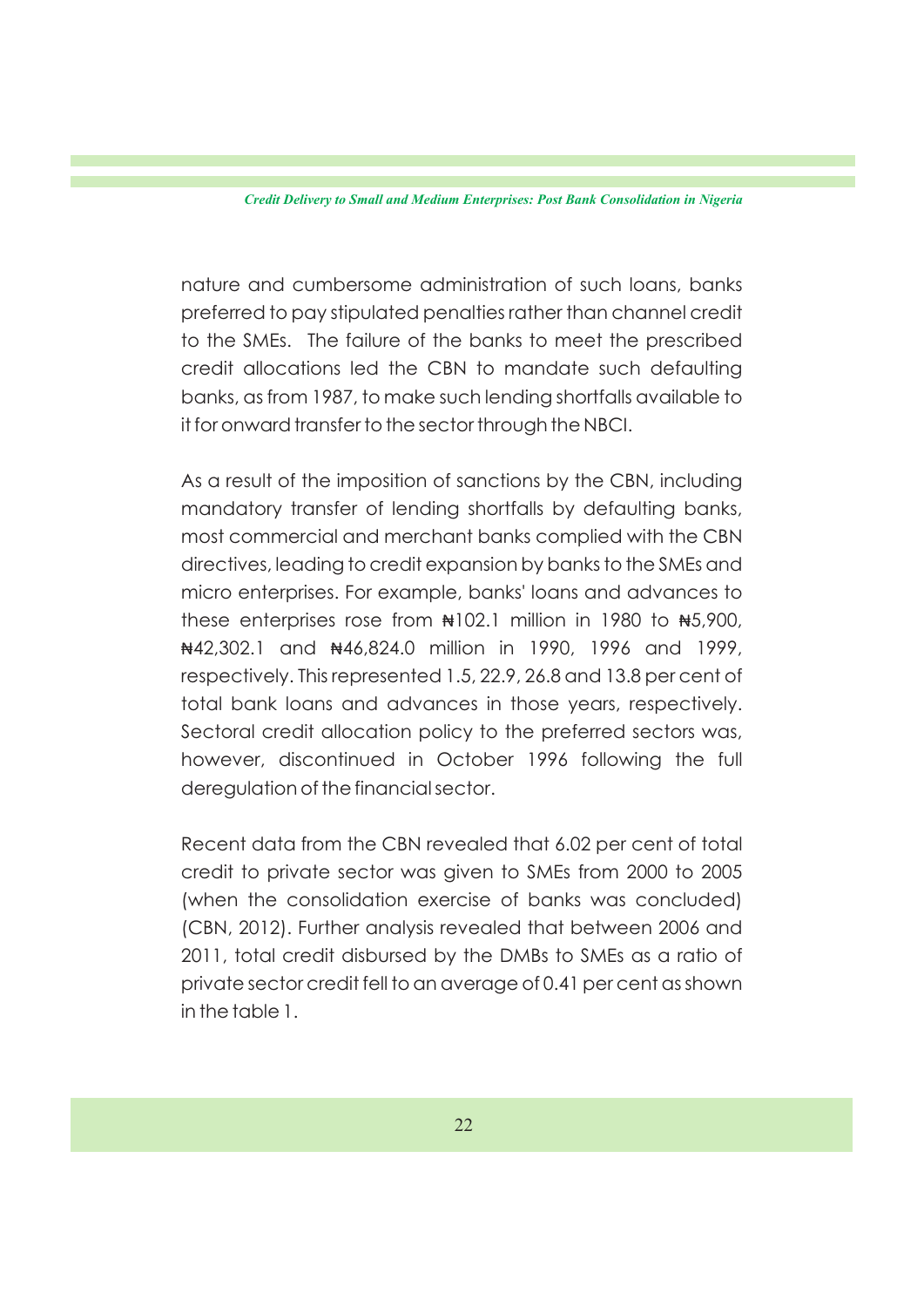nature and cumbersome administration of such loans, banks preferred to pay stipulated penalties rather than channel credit to the SMEs. The failure of the banks to meet the prescribed credit allocations led the CBN to mandate such defaulting banks, as from 1987, to make such lending shortfalls available to it for onward transfer to the sector through the NBCI.

As a result of the imposition of sanctions by the CBN, including mandatory transfer of lending shortfalls by defaulting banks, most commercial and merchant banks complied with the CBN directives, leading to credit expansion by banks to the SMEs and micro enterprises. For example, banks' loans and advances to these enterprises rose from ₦102.1 million in 1980 to ₦5,900, ₦42,302.1 and ₦46,824.0 million in 1990, 1996 and 1999, respectively. This represented 1.5, 22.9, 26.8 and 13.8 per cent of total bank loans and advances in those years, respectively. Sectoral credit allocation policy to the preferred sectors was, however, discontinued in October 1996 following the full deregulation of the financial sector.

Recent data from the CBN revealed that 6.02 per cent of total credit to private sector was given to SMEs from 2000 to 2005 (when the consolidation exercise of banks was concluded) (CBN, 2012). Further analysis revealed that between 2006 and 2011, total credit disbursed by the DMBs to SMEs as a ratio of private sector credit fell to an average of 0.41 per cent as shown in the table 1.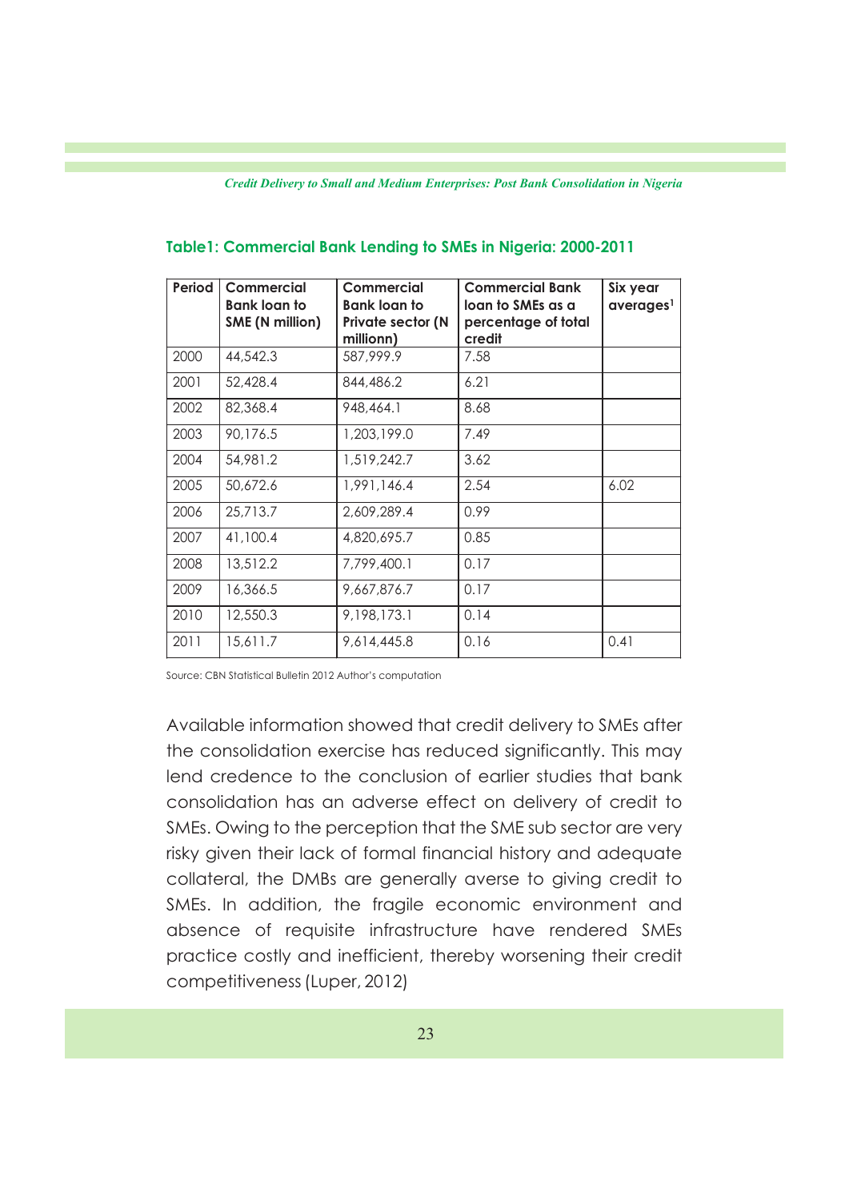**Table1: Commercial Bank Lending to SMEs in Nigeria: 2000-2011**

| Period | Commercial Bank loan to SME (N million) | Commercial Bank loan to Private sector (N millionn) | Commercial Bank loan to SMEs as a percentage of total credit | Six year averages[1] |
|---|---|---|---|---|
| 2000 | 44,542.3 | 587,999.9 | 7.58 | |
| 2001 | 52,428.4 | 844,486.2 | 6.21 | |
| 2002 | 82,368.4 | 948,464.1 | 8.68 | |
| 2003 | 90,176.5 | 1,203,199.0 | 7.49 | |
| 2004 | 54,981.2 | 1,519,242.7 | 3.62 | |
| 2005 | 50,672.6 | 1,991,146.4 | 2.54 | 6.02 |
| 2006 | 25,713.7 | 2,609,289.4 | 0.99 | |
| 2007 | 41,100.4 | 4,820,695.7 | 0.85 | |
| 2008 | 13,512.2 | 7,799,400.1 | 0.17 | |
| 2009 | 16,366.5 | 9,667,876.7 | 0.17 | |
| 2010 | 12,550.3 | 9,198,173.1 | 0.14 | |
| 2011 | 15,611.7 | 9,614,445.8 | 0.16 | 0.41 |

Source: CBN Statistical Bulletin 2012 Author's computation

Available information showed that credit delivery to SMEs after the consolidation exercise has reduced significantly. This may lend credence to the conclusion of earlier studies that bank consolidation has an adverse effect on delivery of credit to SMEs. Owing to the perception that the SME sub sector are very risky given their lack of formal financial history and adequate collateral, the DMBs are generally averse to giving credit to SMEs. In addition, the fragile economic environment and absence of requisite infrastructure have rendered SMEs practice costly and inefficient, thereby worsening their credit competitiveness (Luper, 2012)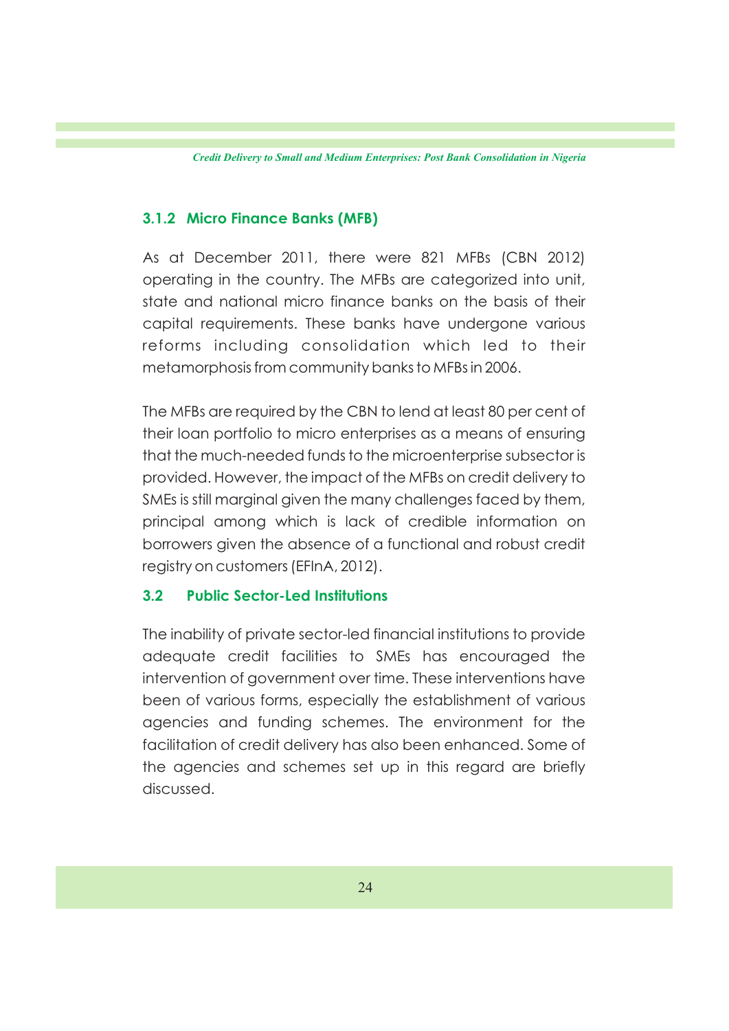### 3.1.2 Micro Finance Banks (MFB)

As at December 2011, there were 821 MFBs (CBN 2012) operating in the country. The MFBs are categorized into unit, state and national micro finance banks on the basis of their capital requirements. These banks have undergone various reforms including consolidation which led to their metamorphosis from community banks to MFBs in 2006.

The MFBs are required by the CBN to lend at least 80 per cent of their loan portfolio to micro enterprises as a means of ensuring that the much-needed funds to the microenterprise subsector is provided. However, the impact of the MFBs on credit delivery to SMEs is still marginal given the many challenges faced by them, principal among which is lack of credible information on borrowers given the absence of a functional and robust credit registry on customers (EFInA, 2012).

## 3.2 Public Sector-Led Institutions

The inability of private sector-led financial institutions to provide adequate credit facilities to SMEs has encouraged the intervention of government over time. These interventions have been of various forms, especially the establishment of various agencies and funding schemes. The environment for the facilitation of credit delivery has also been enhanced. Some of the agencies and schemes set up in this regard are briefly discussed.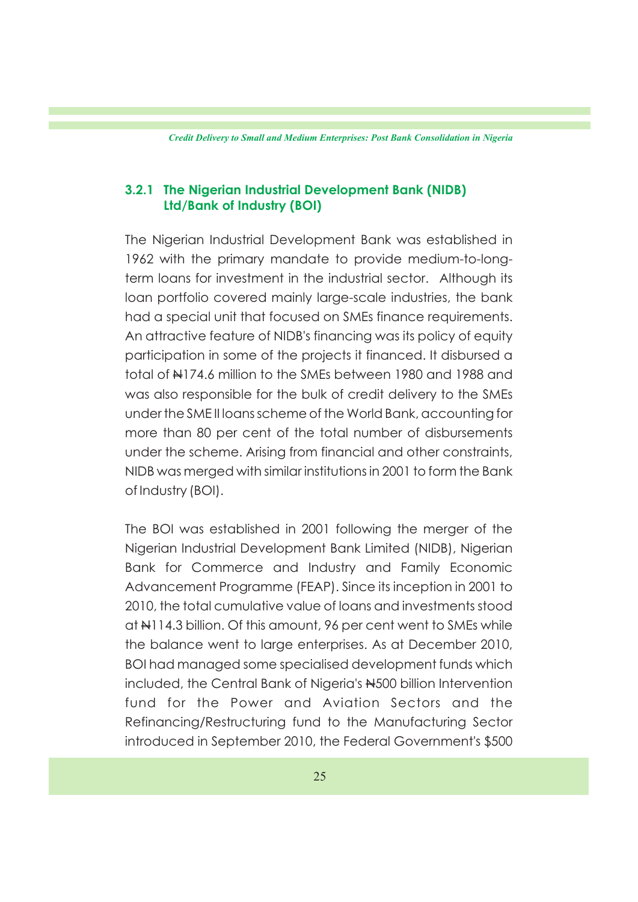### 3.2.1 The Nigerian Industrial Development Bank (NIDB) Ltd/Bank of Industry (BOI)

The Nigerian Industrial Development Bank was established in 1962 with the primary mandate to provide medium-to-long-term loans for investment in the industrial sector. Although its loan portfolio covered mainly large-scale industries, the bank had a special unit that focused on SMEs finance requirements. An attractive feature of NIDB's financing was its policy of equity participation in some of the projects it financed. It disbursed a total of ₦174.6 million to the SMEs between 1980 and 1988 and was also responsible for the bulk of credit delivery to the SMEs under the SME II loans scheme of the World Bank, accounting for more than 80 per cent of the total number of disbursements under the scheme. Arising from financial and other constraints, NIDB was merged with similar institutions in 2001 to form the Bank of Industry (BOI).

The BOI was established in 2001 following the merger of the Nigerian Industrial Development Bank Limited (NIDB), Nigerian Bank for Commerce and Industry and Family Economic Advancement Programme (FEAP). Since its inception in 2001 to 2010, the total cumulative value of loans and investments stood at ₦114.3 billion. Of this amount, 96 per cent went to SMEs while the balance went to large enterprises. As at December 2010, BOI had managed some specialised development funds which included, the Central Bank of Nigeria's ₦500 billion Intervention fund for the Power and Aviation Sectors and the Refinancing/Restructuring fund to the Manufacturing Sector introduced in September 2010, the Federal Government's $500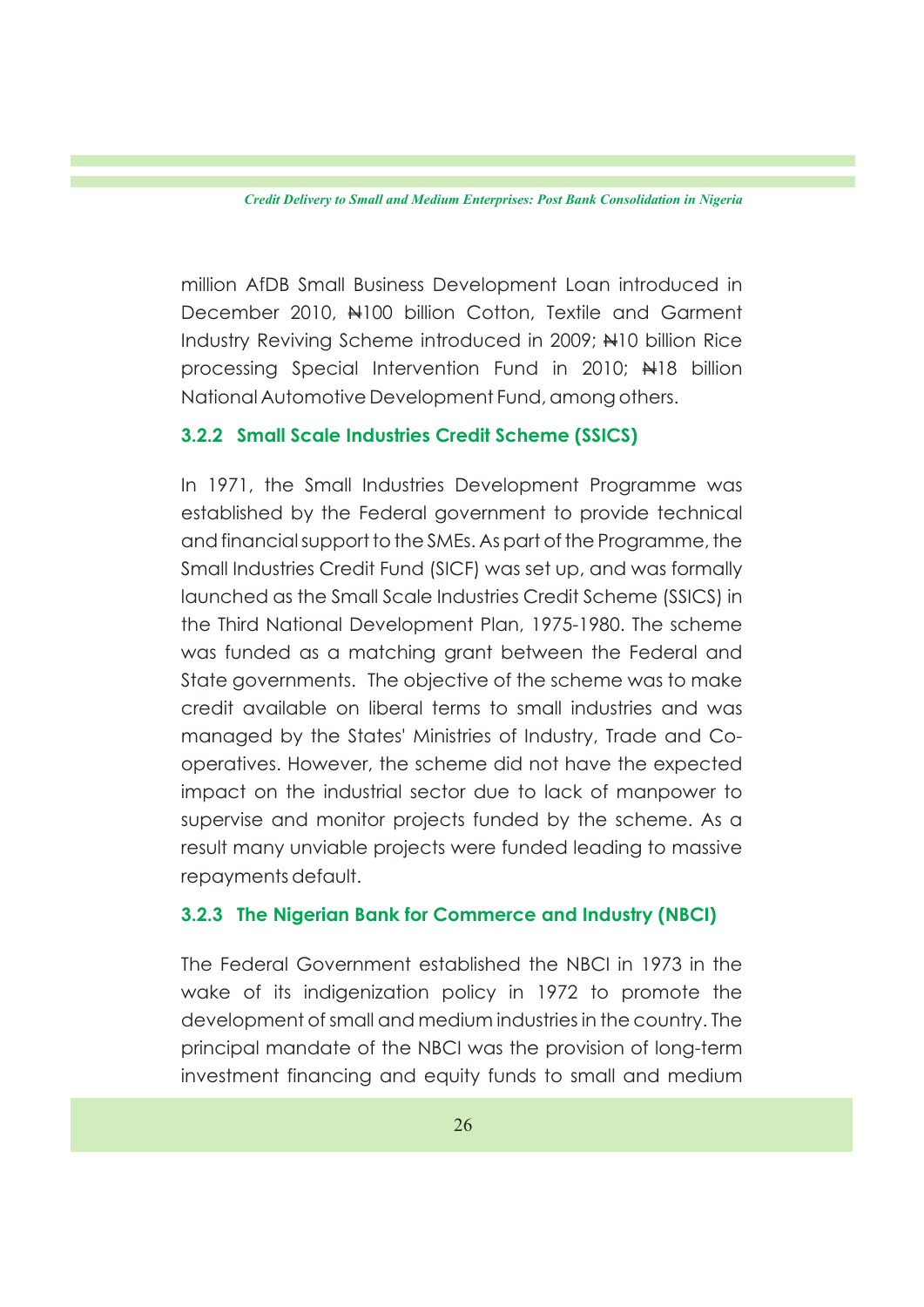million AfDB Small Business Development Loan introduced in December 2010, ₦100 billion Cotton, Textile and Garment Industry Reviving Scheme introduced in 2009; ₦10 billion Rice processing Special Intervention Fund in 2010; ₦18 billion National Automotive Development Fund, among others.

### 3.2.2 Small Scale Industries Credit Scheme (SSICS)

In 1971, the Small Industries Development Programme was established by the Federal government to provide technical and financial support to the SMEs. As part of the Programme, the Small Industries Credit Fund (SICF) was set up, and was formally launched as the Small Scale Industries Credit Scheme (SSICS) in the Third National Development Plan, 1975-1980. The scheme was funded as a matching grant between the Federal and State governments. The objective of the scheme was to make credit available on liberal terms to small industries and was managed by the States' Ministries of Industry, Trade and Co-operatives. However, the scheme did not have the expected impact on the industrial sector due to lack of manpower to supervise and monitor projects funded by the scheme. As a result many unviable projects were funded leading to massive repayments default.

### 3.2.3 The Nigerian Bank for Commerce and Industry (NBCI)

The Federal Government established the NBCI in 1973 in the wake of its indigenization policy in 1972 to promote the development of small and medium industries in the country. The principal mandate of the NBCI was the provision of long-term investment financing and equity funds to small and medium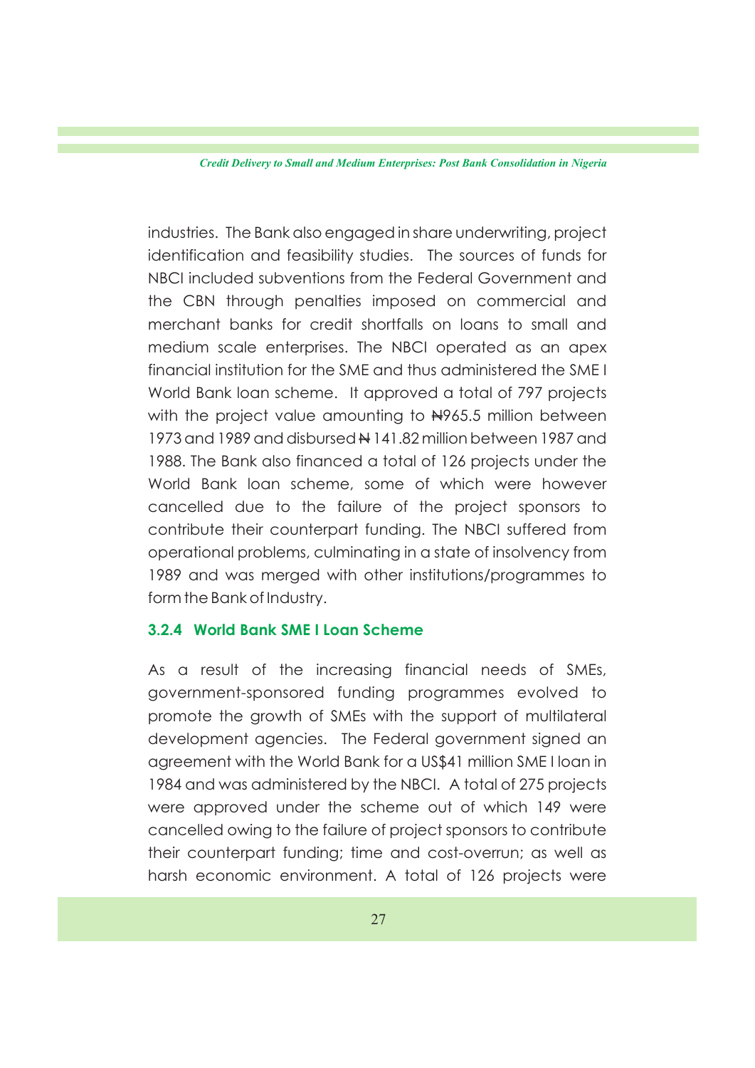industries. The Bank also engaged in share underwriting, project identification and feasibility studies. The sources of funds for NBCI included subventions from the Federal Government and the CBN through penalties imposed on commercial and merchant banks for credit shortfalls on loans to small and medium scale enterprises. The NBCI operated as an apex financial institution for the SME and thus administered the SME I World Bank loan scheme. It approved a total of 797 projects with the project value amounting to ₦965.5 million between 1973 and 1989 and disbursed ₦ 141.82 million between 1987 and 1988. The Bank also financed a total of 126 projects under the World Bank loan scheme, some of which were however cancelled due to the failure of the project sponsors to contribute their counterpart funding. The NBCI suffered from operational problems, culminating in a state of insolvency from 1989 and was merged with other institutions/programmes to form the Bank of Industry.

#### 3.2.4 World Bank SME I Loan Scheme

As a result of the increasing financial needs of SMEs, government-sponsored funding programmes evolved to promote the growth of SMEs with the support of multilateral development agencies. The Federal government signed an agreement with the World Bank for a US$41 million SME I loan in 1984 and was administered by the NBCI. A total of 275 projects were approved under the scheme out of which 149 were cancelled owing to the failure of project sponsors to contribute their counterpart funding; time and cost-overrun; as well as harsh economic environment. A total of 126 projects were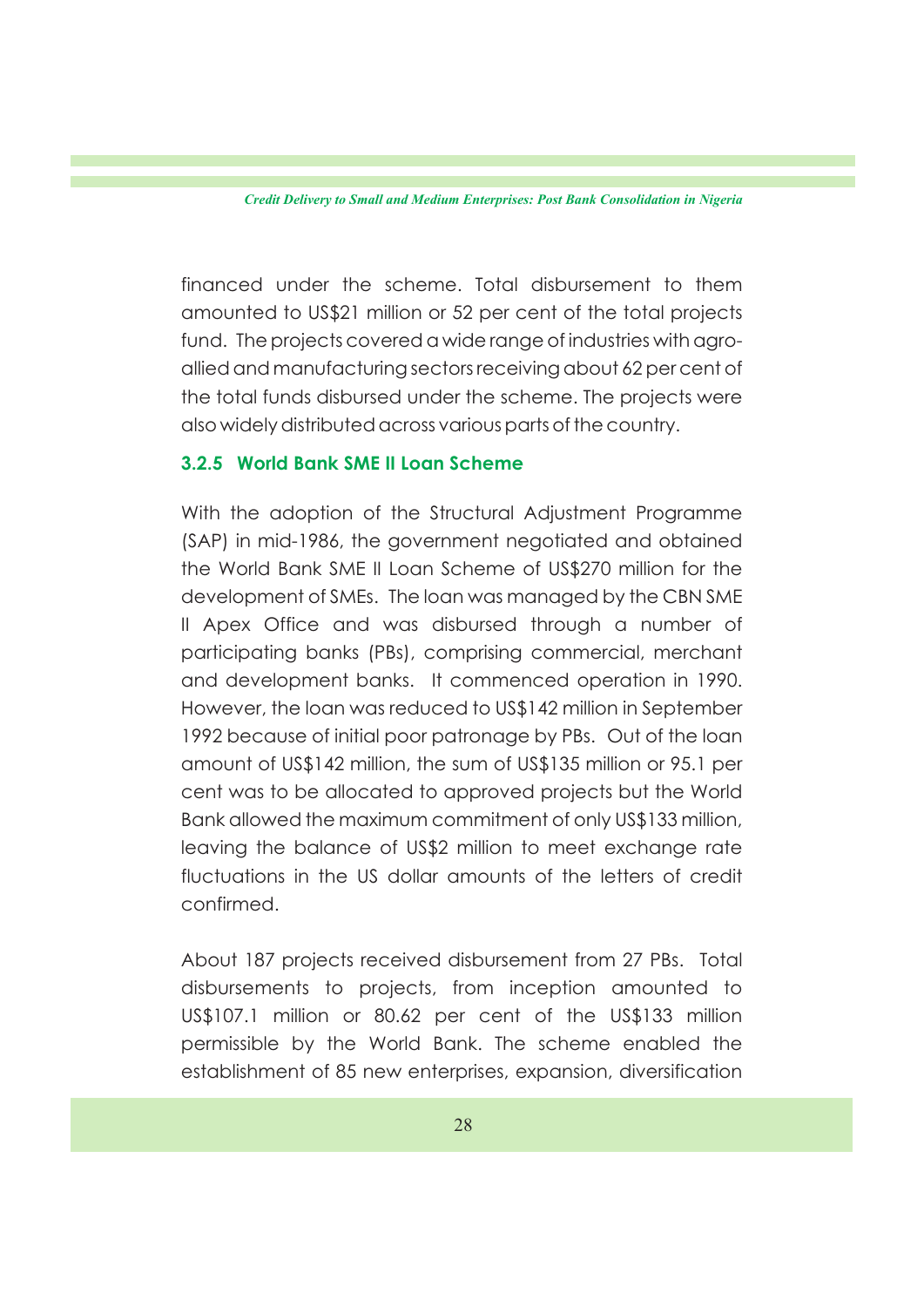financed under the scheme. Total disbursement to them amounted to US$21 million or 52 per cent of the total projects fund. The projects covered a wide range of industries with agro-allied and manufacturing sectors receiving about 62 per cent of the total funds disbursed under the scheme. The projects were also widely distributed across various parts of the country.

### 3.2.5 World Bank SME II Loan Scheme

With the adoption of the Structural Adjustment Programme (SAP) in mid-1986, the government negotiated and obtained the World Bank SME II Loan Scheme of US$270 million for the development of SMEs. The loan was managed by the CBN SME II Apex Office and was disbursed through a number of participating banks (PBs), comprising commercial, merchant and development banks. It commenced operation in 1990. However, the loan was reduced to US$142 million in September 1992 because of initial poor patronage by PBs. Out of the loan amount of US$142 million, the sum of US$135 million or 95.1 per cent was to be allocated to approved projects but the World Bank allowed the maximum commitment of only US$133 million, leaving the balance of US$2 million to meet exchange rate fluctuations in the US dollar amounts of the letters of credit confirmed.

About 187 projects received disbursement from 27 PBs. Total disbursements to projects, from inception amounted to US$107.1 million or 80.62 per cent of the US$133 million permissible by the World Bank. The scheme enabled the establishment of 85 new enterprises, expansion, diversification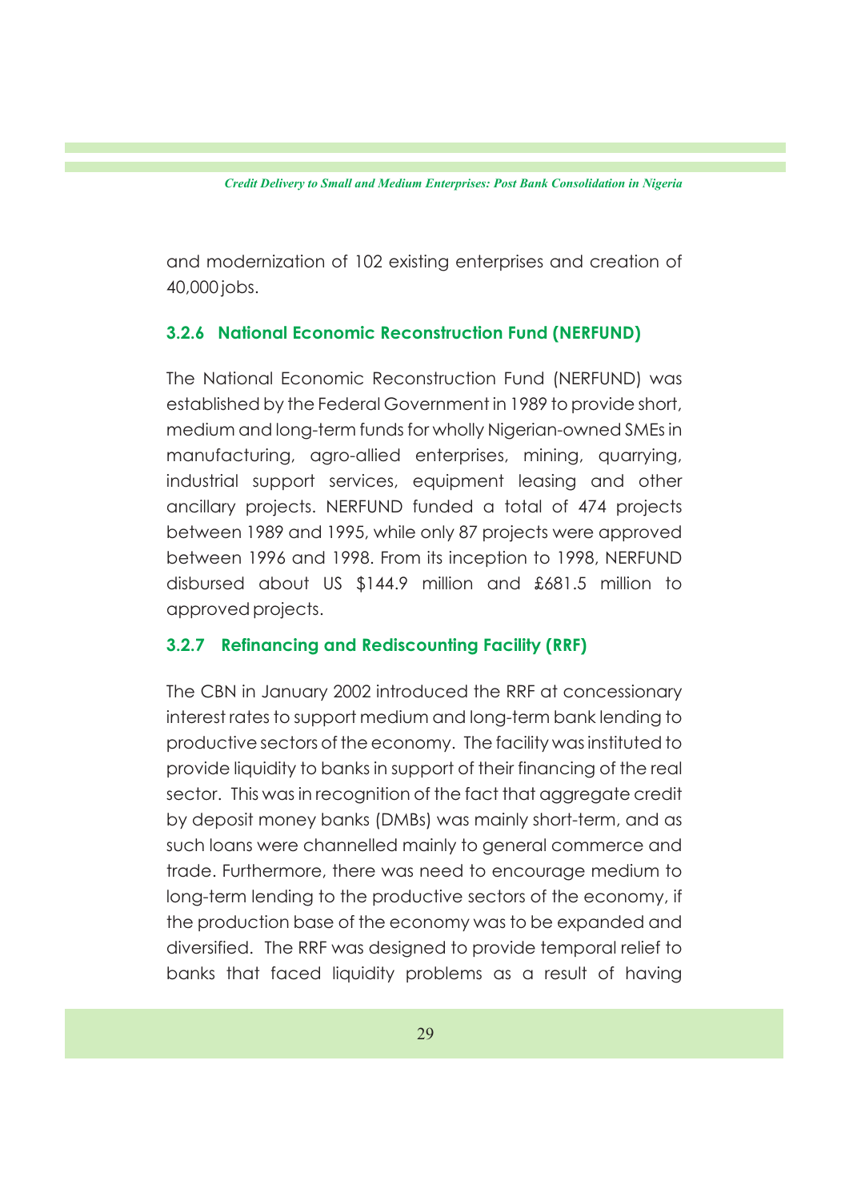and modernization of 102 existing enterprises and creation of 40,000 jobs.

### 3.2.6 National Economic Reconstruction Fund (NERFUND)

The National Economic Reconstruction Fund (NERFUND) was established by the Federal Government in 1989 to provide short, medium and long-term funds for wholly Nigerian-owned SMEs in manufacturing, agro-allied enterprises, mining, quarrying, industrial support services, equipment leasing and other ancillary projects. NERFUND funded a total of 474 projects between 1989 and 1995, while only 87 projects were approved between 1996 and 1998. From its inception to 1998, NERFUND disbursed about US $144.9 million and ₤681.5 million to approved projects.

### 3.2.7 Refinancing and Rediscounting Facility (RRF)

The CBN in January 2002 introduced the RRF at concessionary interest rates to support medium and long-term bank lending to productive sectors of the economy. The facility was instituted to provide liquidity to banks in support of their financing of the real sector. This was in recognition of the fact that aggregate credit by deposit money banks (DMBs) was mainly short-term, and as such loans were channelled mainly to general commerce and trade. Furthermore, there was need to encourage medium to long-term lending to the productive sectors of the economy, if the production base of the economy was to be expanded and diversified. The RRF was designed to provide temporal relief to banks that faced liquidity problems as a result of having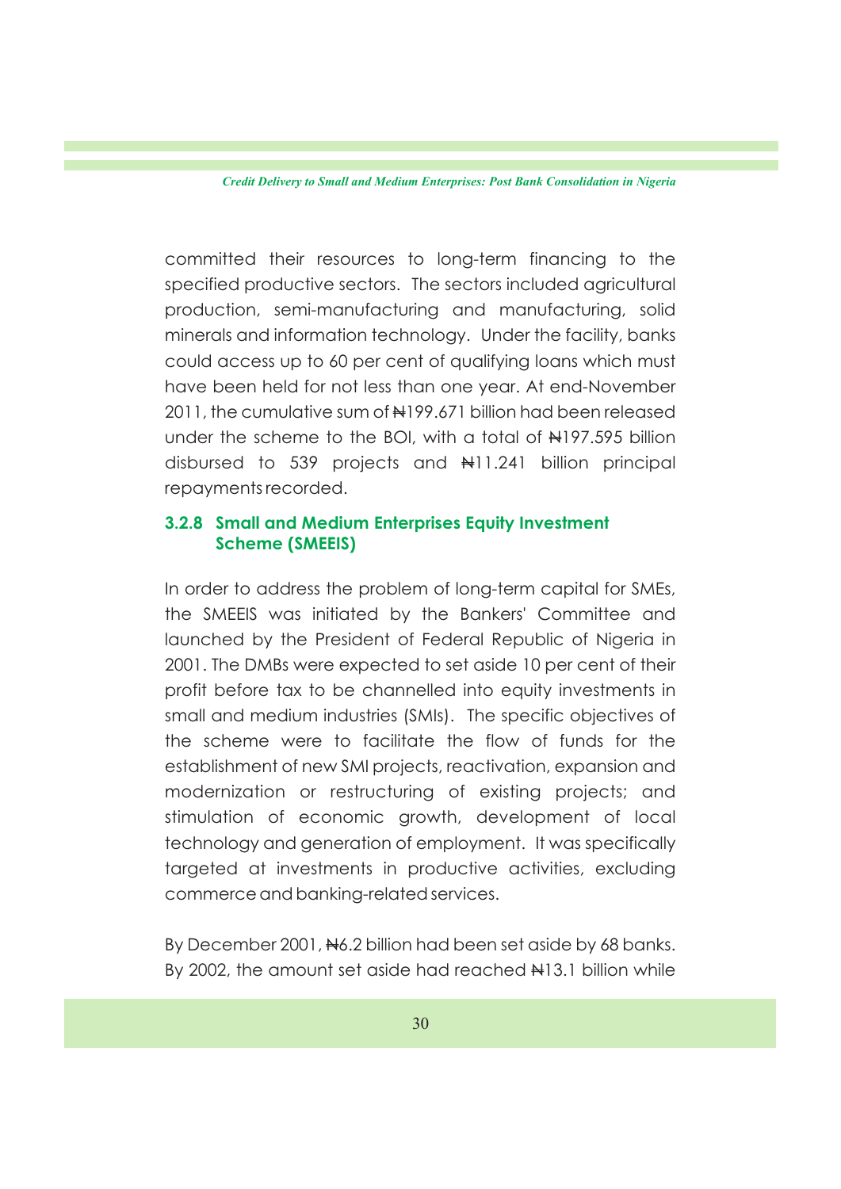committed their resources to long-term financing to the specified productive sectors. The sectors included agricultural production, semi-manufacturing and manufacturing, solid minerals and information technology. Under the facility, banks could access up to 60 per cent of qualifying loans which must have been held for not less than one year. At end-November 2011, the cumulative sum of ₦199.671 billion had been released under the scheme to the BOI, with a total of ₦197.595 billion disbursed to 539 projects and ₦11.241 billion principal repayments recorded.

### 3.2.8 Small and Medium Enterprises Equity Investment Scheme (SMEEIS)

In order to address the problem of long-term capital for SMEs, the SMEEIS was initiated by the Bankers' Committee and launched by the President of Federal Republic of Nigeria in 2001. The DMBs were expected to set aside 10 per cent of their profit before tax to be channelled into equity investments in small and medium industries (SMIs). The specific objectives of the scheme were to facilitate the flow of funds for the establishment of new SMI projects, reactivation, expansion and modernization or restructuring of existing projects; and stimulation of economic growth, development of local technology and generation of employment. It was specifically targeted at investments in productive activities, excluding commerce and banking-related services.

By December 2001, ₦6.2 billion had been set aside by 68 banks. By 2002, the amount set aside had reached ₦13.1 billion while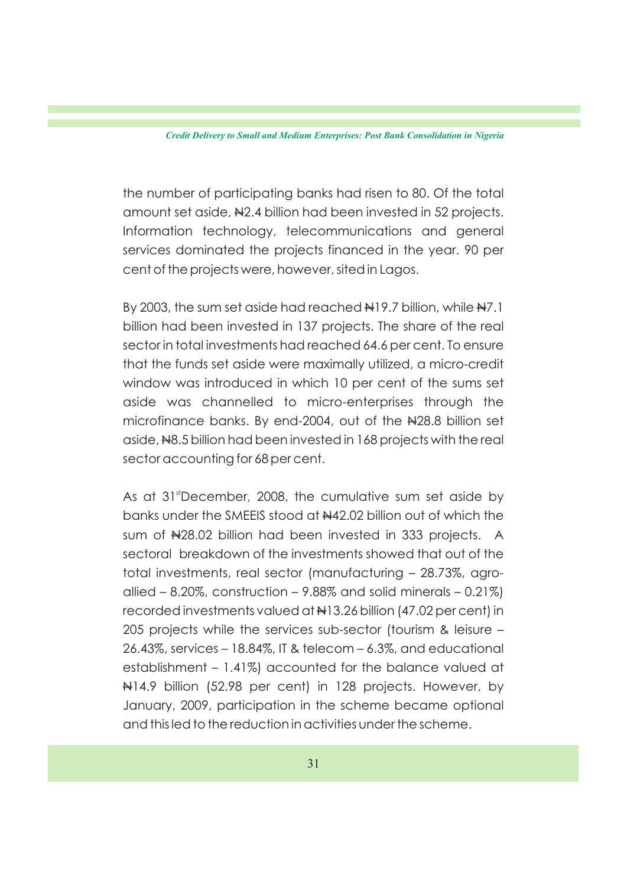the number of participating banks had risen to 80. Of the total amount set aside, ₦2.4 billion had been invested in 52 projects. Information technology, telecommunications and general services dominated the projects financed in the year. 90 per cent of the projects were, however, sited in Lagos.

By 2003, the sum set aside had reached ₦19.7 billion, while ₦7.1 billion had been invested in 137 projects. The share of the real sector in total investments had reached 64.6 per cent. To ensure that the funds set aside were maximally utilized, a micro-credit window was introduced in which 10 per cent of the sums set aside was channelled to micro-enterprises through the microfinance banks. By end-2004, out of the ₦28.8 billion set aside, ₦8.5 billion had been invested in 168 projects with the real sector accounting for 68 per cent.

As at 31st December, 2008, the cumulative sum set aside by banks under the SMEEIS stood at ₦42.02 billion out of which the sum of ₦28.02 billion had been invested in 333 projects. A sectoral breakdown of the investments showed that out of the total investments, real sector (manufacturing – 28.73%, agro-allied – 8.20%, construction – 9.88% and solid minerals – 0.21%) recorded investments valued at ₦13.26 billion (47.02 per cent) in 205 projects while the services sub-sector (tourism & leisure – 26.43%, services – 18.84%, IT & telecom – 6.3%, and educational establishment – 1.41%) accounted for the balance valued at ₦14.9 billion (52.98 per cent) in 128 projects. However, by January, 2009, participation in the scheme became optional and this led to the reduction in activities under the scheme.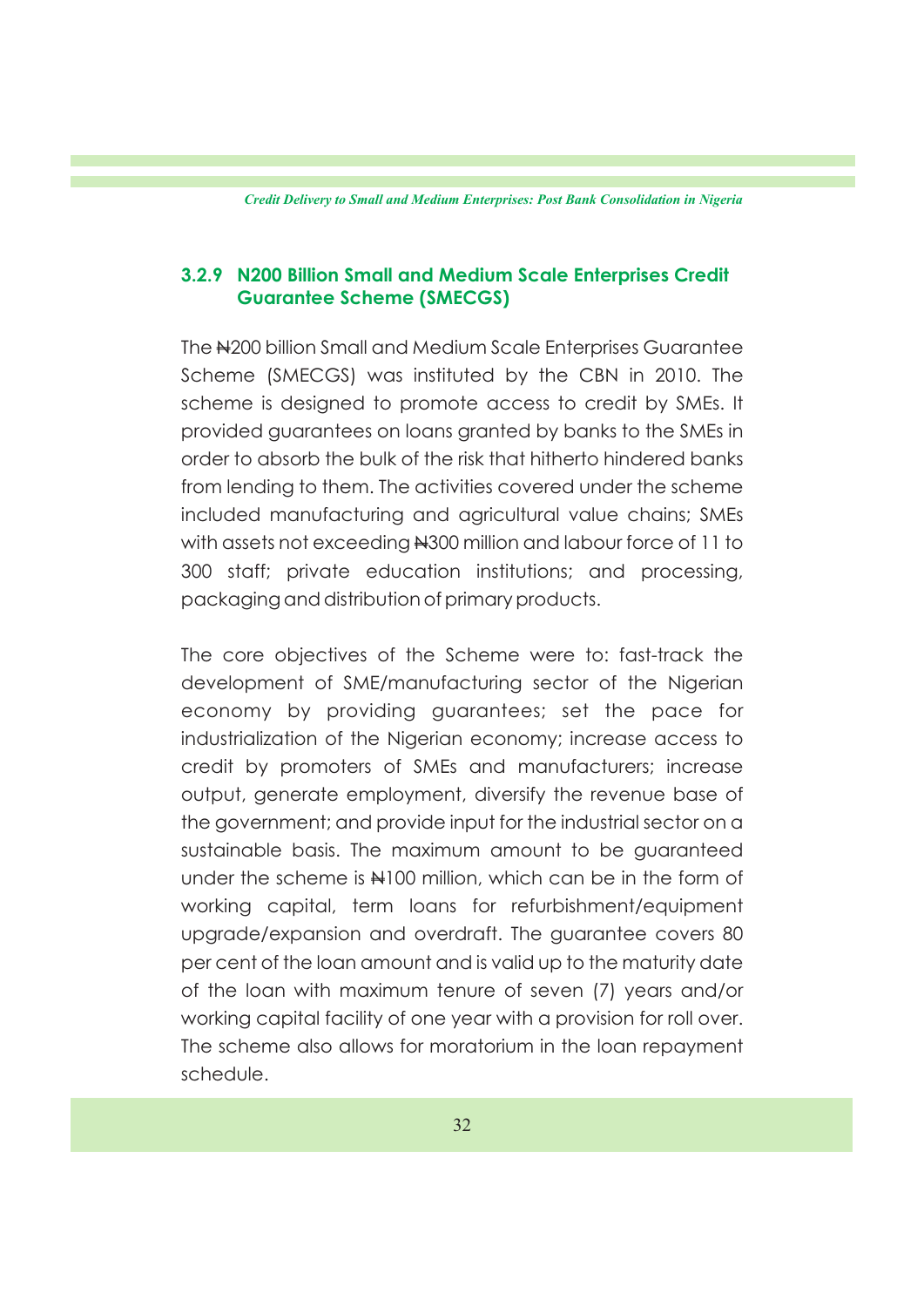### 3.2.9 N200 Billion Small and Medium Scale Enterprises Credit Guarantee Scheme (SMECGS)

The ₦200 billion Small and Medium Scale Enterprises Guarantee Scheme (SMECGS) was instituted by the CBN in 2010. The scheme is designed to promote access to credit by SMEs. It provided guarantees on loans granted by banks to the SMEs in order to absorb the bulk of the risk that hitherto hindered banks from lending to them. The activities covered under the scheme included manufacturing and agricultural value chains; SMEs with assets not exceeding ₦300 million and labour force of 11 to 300 staff; private education institutions; and processing, packaging and distribution of primary products.

The core objectives of the Scheme were to: fast-track the development of SME/manufacturing sector of the Nigerian economy by providing guarantees; set the pace for industrialization of the Nigerian economy; increase access to credit by promoters of SMEs and manufacturers; increase output, generate employment, diversify the revenue base of the government; and provide input for the industrial sector on a sustainable basis. The maximum amount to be guaranteed under the scheme is ₦100 million, which can be in the form of working capital, term loans for refurbishment/equipment upgrade/expansion and overdraft. The guarantee covers 80 per cent of the loan amount and is valid up to the maturity date of the loan with maximum tenure of seven (7) years and/or working capital facility of one year with a provision for roll over. The scheme also allows for moratorium in the loan repayment schedule.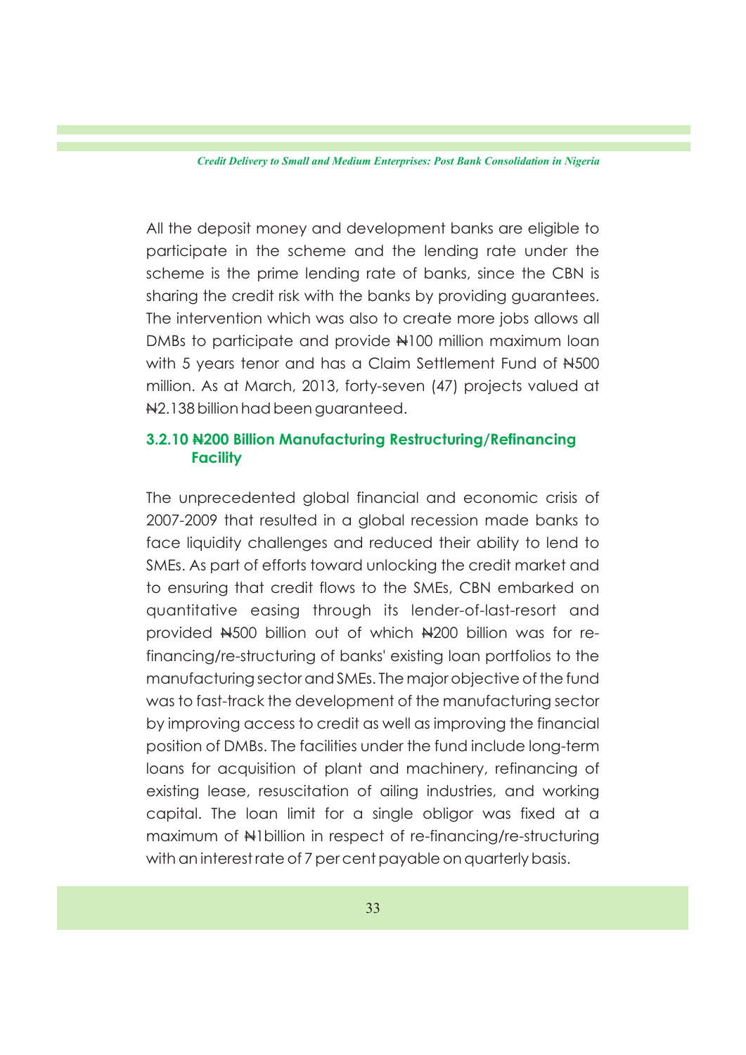All the deposit money and development banks are eligible to participate in the scheme and the lending rate under the scheme is the prime lending rate of banks, since the CBN is sharing the credit risk with the banks by providing guarantees. The intervention which was also to create more jobs allows all DMBs to participate and provide ₦100 million maximum loan with 5 years tenor and has a Claim Settlement Fund of ₦500 million. As at March, 2013, forty-seven (47) projects valued at ₦2.138 billion had been guaranteed.

### 3.2.10 ₦200 Billion Manufacturing Restructuring/Refinancing Facility

The unprecedented global financial and economic crisis of 2007-2009 that resulted in a global recession made banks to face liquidity challenges and reduced their ability to lend to SMEs. As part of efforts toward unlocking the credit market and to ensuring that credit flows to the SMEs, CBN embarked on quantitative easing through its lender-of-last-resort and provided ₦500 billion out of which ₦200 billion was for re-financing/re-structuring of banks' existing loan portfolios to the manufacturing sector and SMEs. The major objective of the fund was to fast-track the development of the manufacturing sector by improving access to credit as well as improving the financial position of DMBs. The facilities under the fund include long-term loans for acquisition of plant and machinery, refinancing of existing lease, resuscitation of ailing industries, and working capital. The loan limit for a single obligor was fixed at a maximum of ₦1billion in respect of re-financing/re-structuring with an interest rate of 7 per cent payable on quarterly basis.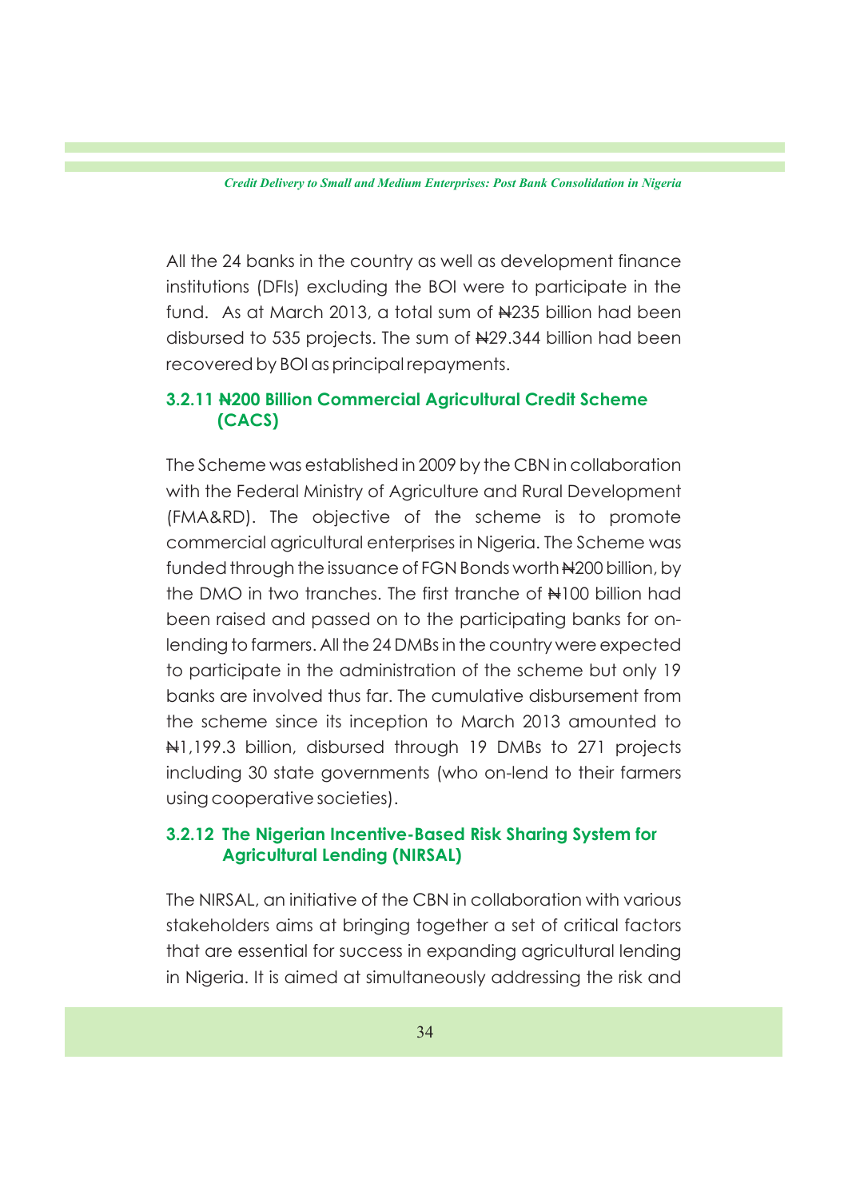All the 24 banks in the country as well as development finance institutions (DFIs) excluding the BOI were to participate in the fund. As at March 2013, a total sum of ₦235 billion had been disbursed to 535 projects. The sum of ₦29.344 billion had been recovered by BOI as principal repayments.

### 3.2.11 ₦200 Billion Commercial Agricultural Credit Scheme (CACS)

The Scheme was established in 2009 by the CBN in collaboration with the Federal Ministry of Agriculture and Rural Development (FMA&RD). The objective of the scheme is to promote commercial agricultural enterprises in Nigeria. The Scheme was funded through the issuance of FGN Bonds worth ₦200 billion, by the DMO in two tranches. The first tranche of ₦100 billion had been raised and passed on to the participating banks for on-lending to farmers. All the 24 DMBs in the country were expected to participate in the administration of the scheme but only 19 banks are involved thus far. The cumulative disbursement from the scheme since its inception to March 2013 amounted to ₦1,199.3 billion, disbursed through 19 DMBs to 271 projects including 30 state governments (who on-lend to their farmers using cooperative societies).

### 3.2.12 The Nigerian Incentive-Based Risk Sharing System for Agricultural Lending (NIRSAL)

The NIRSAL, an initiative of the CBN in collaboration with various stakeholders aims at bringing together a set of critical factors that are essential for success in expanding agricultural lending in Nigeria. It is aimed at simultaneously addressing the risk and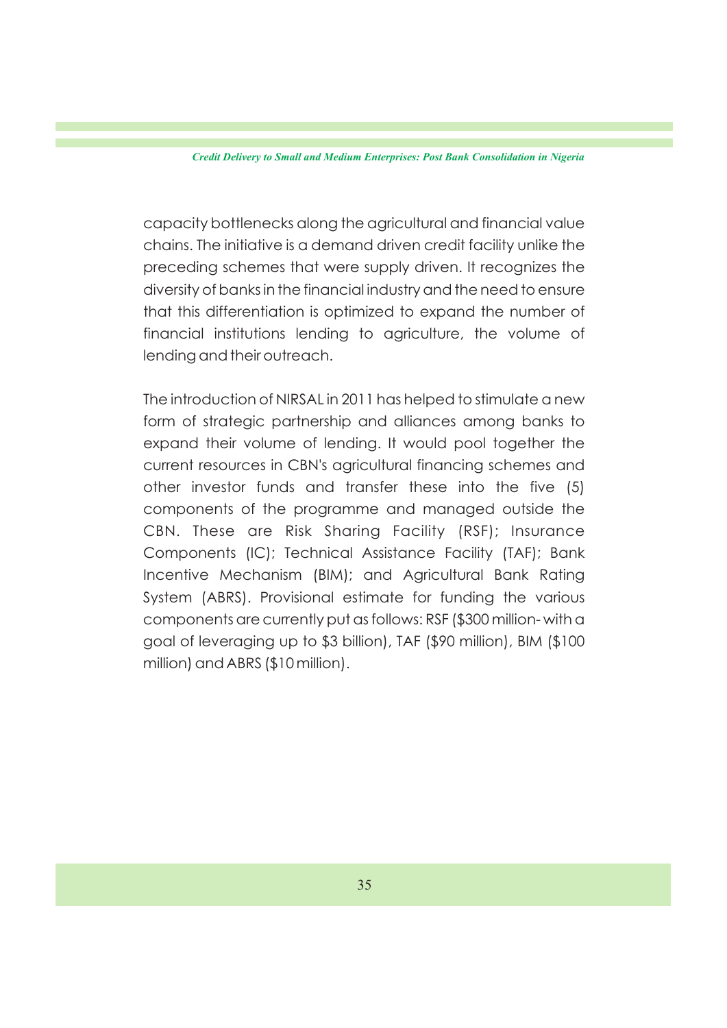capacity bottlenecks along the agricultural and financial value chains. The initiative is a demand driven credit facility unlike the preceding schemes that were supply driven. It recognizes the diversity of banks in the financial industry and the need to ensure that this differentiation is optimized to expand the number of financial institutions lending to agriculture, the volume of lending and their outreach.

The introduction of NIRSAL in 2011 has helped to stimulate a new form of strategic partnership and alliances among banks to expand their volume of lending. It would pool together the current resources in CBN's agricultural financing schemes and other investor funds and transfer these into the five (5) components of the programme and managed outside the CBN. These are Risk Sharing Facility (RSF); Insurance Components (IC); Technical Assistance Facility (TAF); Bank Incentive Mechanism (BIM); and Agricultural Bank Rating System (ABRS). Provisional estimate for funding the various components are currently put as follows: RSF ($300 million- with a goal of leveraging up to $3 billion), TAF ($90 million), BIM ($100 million) and ABRS ($10 million).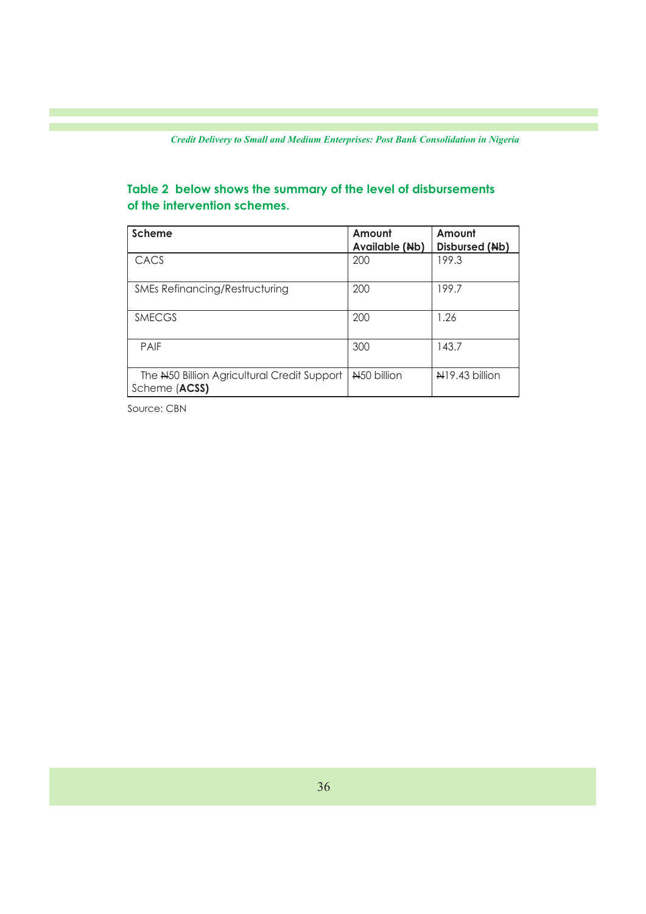**Table 2 below shows the summary of the level of disbursements of the intervention schemes.**

| Scheme | Amount Available (₦b) | Amount Disbursed (₦b) |
|---|---|---|
| CACS | 200 | 199.3 |
| SMEs Refinancing/Restructuring | 200 | 199.7 |
| SMECGS | 200 | 1.26 |
| PAIF | 300 | 143.7 |
| The ₦50 Billion Agricultural Credit Support Scheme (**ACSS**) | ₦50 billion | ₦19.43 billion |

Source: CBN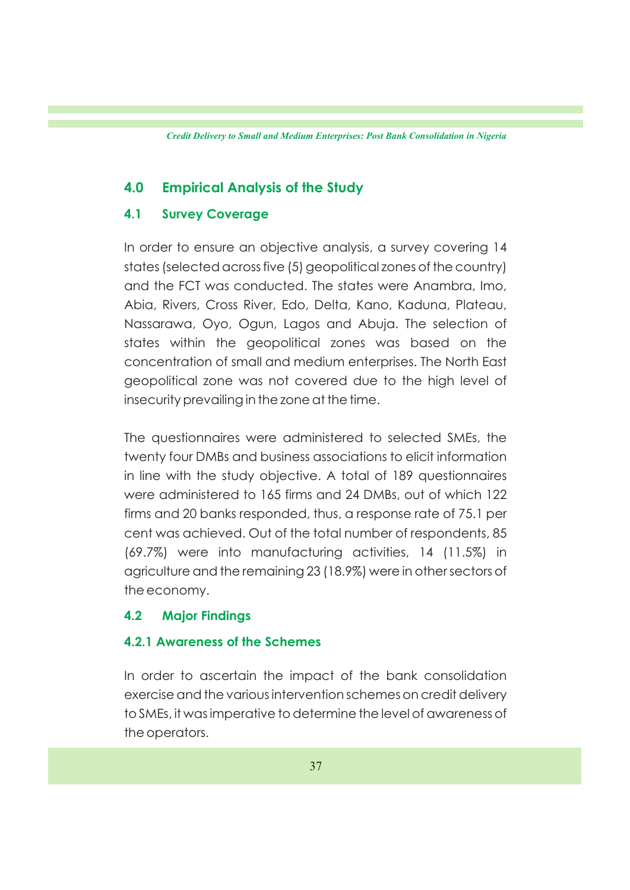## 4.0 Empirical Analysis of the Study

### 4.1 Survey Coverage

In order to ensure an objective analysis, a survey covering 14 states (selected across five (5) geopolitical zones of the country) and the FCT was conducted. The states were Anambra, Imo, Abia, Rivers, Cross River, Edo, Delta, Kano, Kaduna, Plateau, Nassarawa, Oyo, Ogun, Lagos and Abuja. The selection of states within the geopolitical zones was based on the concentration of small and medium enterprises. The North East geopolitical zone was not covered due to the high level of insecurity prevailing in the zone at the time.

The questionnaires were administered to selected SMEs, the twenty four DMBs and business associations to elicit information in line with the study objective. A total of 189 questionnaires were administered to 165 firms and 24 DMBs, out of which 122 firms and 20 banks responded, thus, a response rate of 75.1 per cent was achieved. Out of the total number of respondents, 85 (69.7%) were into manufacturing activities, 14 (11.5%) in agriculture and the remaining 23 (18.9%) were in other sectors of the economy.

### 4.2 Major Findings

#### 4.2.1 Awareness of the Schemes

In order to ascertain the impact of the bank consolidation exercise and the various intervention schemes on credit delivery to SMEs, it was imperative to determine the level of awareness of the operators.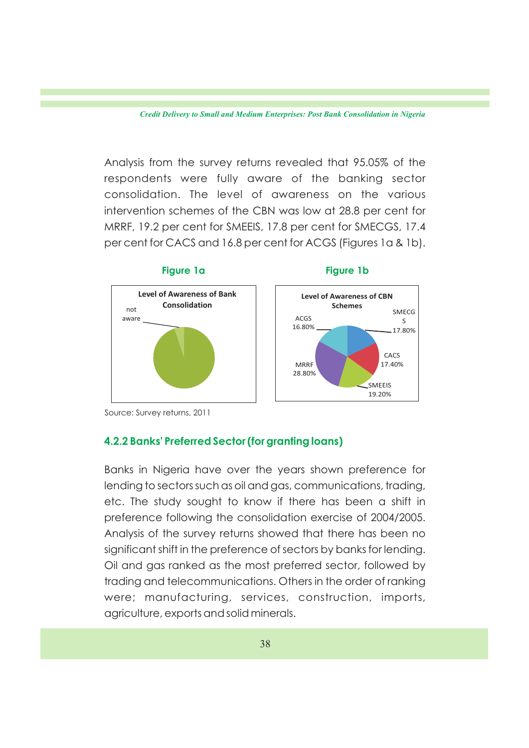Analysis from the survey returns revealed that 95.05% of the respondents were fully aware of the banking sector consolidation. The level of awareness on the various intervention schemes of the CBN was low at 28.8 per cent for MRRF, 19.2 per cent for SMEEIS, 17.8 per cent for SMECGS, 17.4 per cent for CACS and 16.8 per cent for ACGS (Figures 1a & 1b).

**Figure 1a**

Level of Awareness of Bank Consolidation

not aware

**Figure 1b**

Level of Awareness of CBN Schemes

SMECGS 17.80%

CACS 17.40%

SMEEIS 19.20%

MRRF 28.80%

ACGS 16.80%

Source: Survey returns, 2011

### 4.2.2 Banks' Preferred Sector (for granting loans)

Banks in Nigeria have over the years shown preference for lending to sectors such as oil and gas, communications, trading, etc. The study sought to know if there has been a shift in preference following the consolidation exercise of 2004/2005. Analysis of the survey returns showed that there has been no significant shift in the preference of sectors by banks for lending. Oil and gas ranked as the most preferred sector, followed by trading and telecommunications. Others in the order of ranking were; manufacturing, services, construction, imports, agriculture, exports and solid minerals.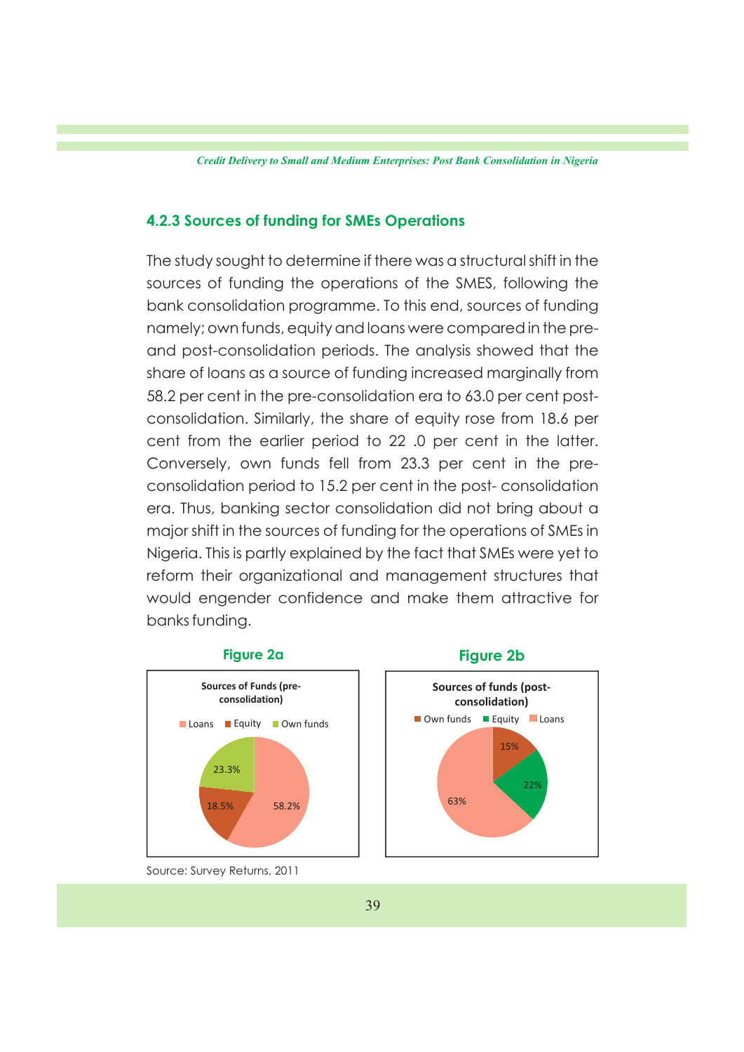### 4.2.3 Sources of funding for SMEs Operations

The study sought to determine if there was a structural shift in the sources of funding the operations of the SMES, following the bank consolidation programme. To this end, sources of funding namely; own funds, equity and loans were compared in the pre- and post-consolidation periods. The analysis showed that the share of loans as a source of funding increased marginally from 58.2 per cent in the pre-consolidation era to 63.0 per cent post-consolidation. Similarly, the share of equity rose from 18.6 per cent from the earlier period to 22 .0 per cent in the latter. Conversely, own funds fell from 23.3 per cent in the pre-consolidation period to 15.2 per cent in the post- consolidation era. Thus, banking sector consolidation did not bring about a major shift in the sources of funding for the operations of SMEs in Nigeria. This is partly explained by the fact that SMEs were yet to reform their organizational and management structures that would engender confidence and make them attractive for banks funding.

**Figure 2a**

Sources of Funds (pre-consolidation)

| Source | Share |
|---|---|
| Loans | 58.2% |
| Equity | 18.5% |
| Own funds | 23.3% |

**Figure 2b**

Sources of funds (post-consolidation)

| Source | Share |
|---|---|
| Own funds | 15% |
| Equity | 22% |
| Loans | 63% |

Source: Survey Returns, 2011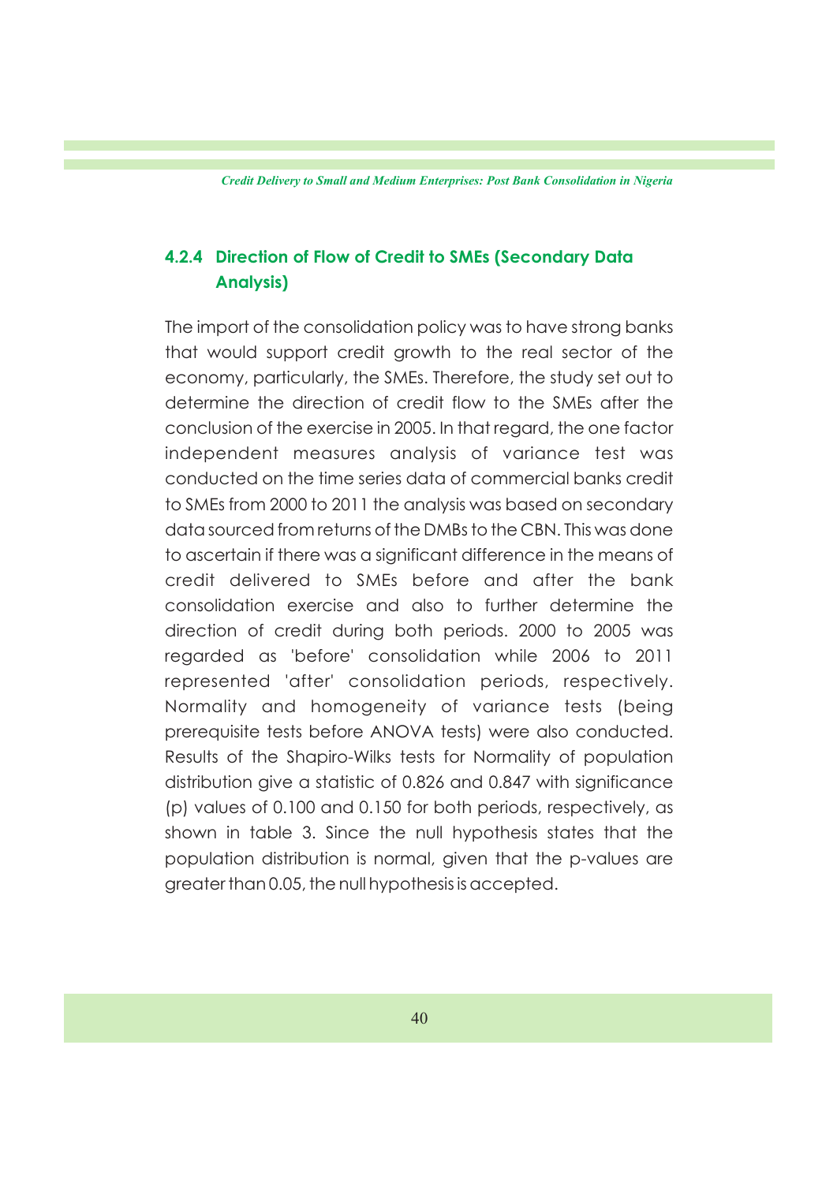### 4.2.4 Direction of Flow of Credit to SMEs (Secondary Data Analysis)

The import of the consolidation policy was to have strong banks that would support credit growth to the real sector of the economy, particularly, the SMEs. Therefore, the study set out to determine the direction of credit flow to the SMEs after the conclusion of the exercise in 2005. In that regard, the one factor independent measures analysis of variance test was conducted on the time series data of commercial banks credit to SMEs from 2000 to 2011 the analysis was based on secondary data sourced from returns of the DMBs to the CBN. This was done to ascertain if there was a significant difference in the means of credit delivered to SMEs before and after the bank consolidation exercise and also to further determine the direction of credit during both periods. 2000 to 2005 was regarded as 'before' consolidation while 2006 to 2011 represented 'after' consolidation periods, respectively. Normality and homogeneity of variance tests (being prerequisite tests before ANOVA tests) were also conducted. Results of the Shapiro-Wilks tests for Normality of population distribution give a statistic of 0.826 and 0.847 with significance (p) values of 0.100 and 0.150 for both periods, respectively, as shown in table 3. Since the null hypothesis states that the population distribution is normal, given that the p-values are greater than 0.05, the null hypothesis is accepted.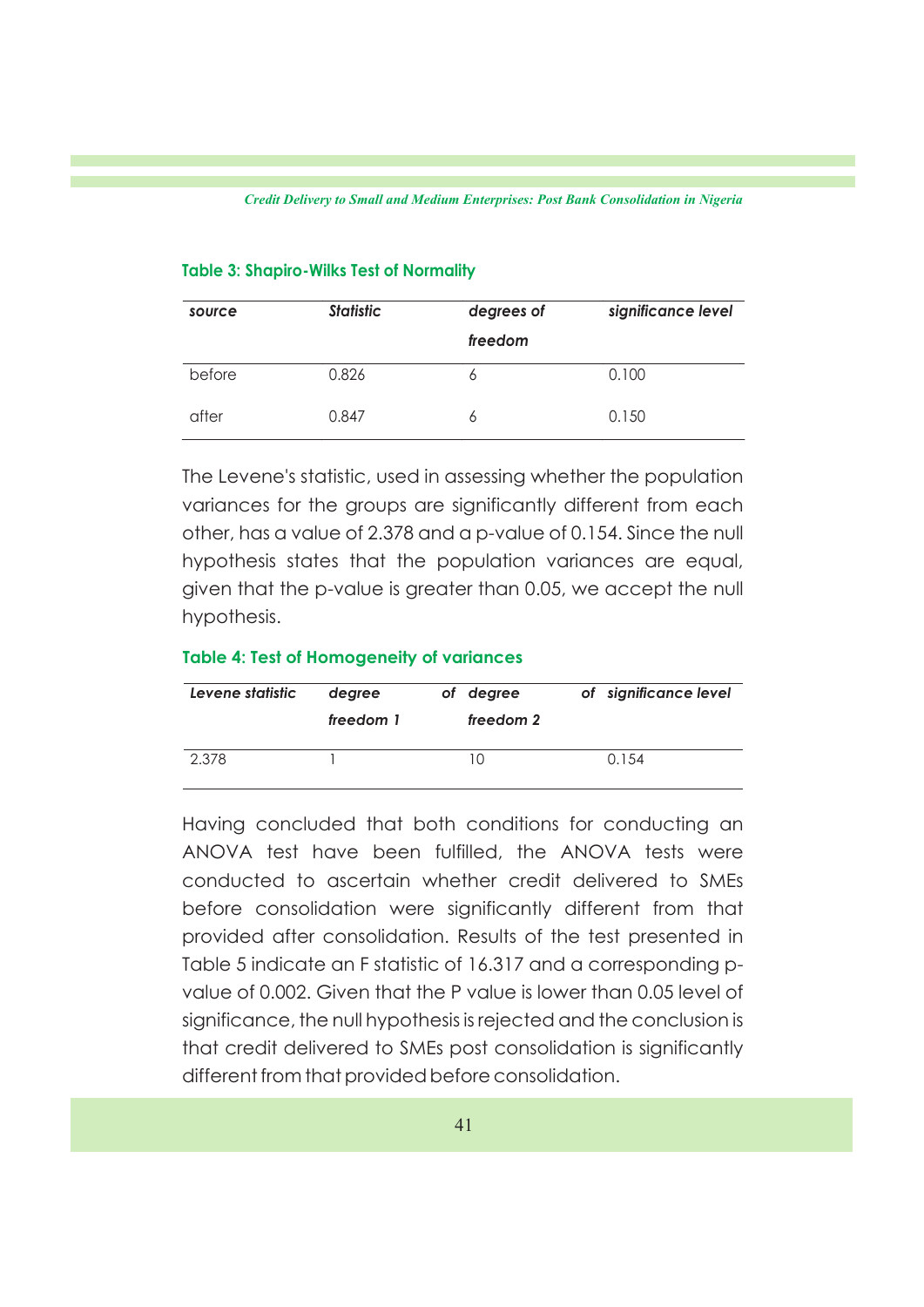**Table 3: Shapiro-Wilks Test of Normality**

| *source* | *Statistic* | *degrees of freedom* | *significance level* |
|---|---|---|---|
| before | 0.826 | 6 | 0.100 |
| after | 0.847 | 6 | 0.150 |

The Levene's statistic, used in assessing whether the population variances for the groups are significantly different from each other, has a value of 2.378 and a p-value of 0.154. Since the null hypothesis states that the population variances are equal, given that the p-value is greater than 0.05, we accept the null hypothesis.

**Table 4: Test of Homogeneity of variances**

| *Levene statistic* | *degree of freedom 1* | *degree of freedom 2* | *significance level* |
|---|---|---|---|
| 2.378 | 1 | 10 | 0.154 |

Having concluded that both conditions for conducting an ANOVA test have been fulfilled, the ANOVA tests were conducted to ascertain whether credit delivered to SMEs before consolidation were significantly different from that provided after consolidation. Results of the test presented in Table 5 indicate an F statistic of 16.317 and a corresponding p-value of 0.002. Given that the P value is lower than 0.05 level of significance, the null hypothesis is rejected and the conclusion is that credit delivered to SMEs post consolidation is significantly different from that provided before consolidation.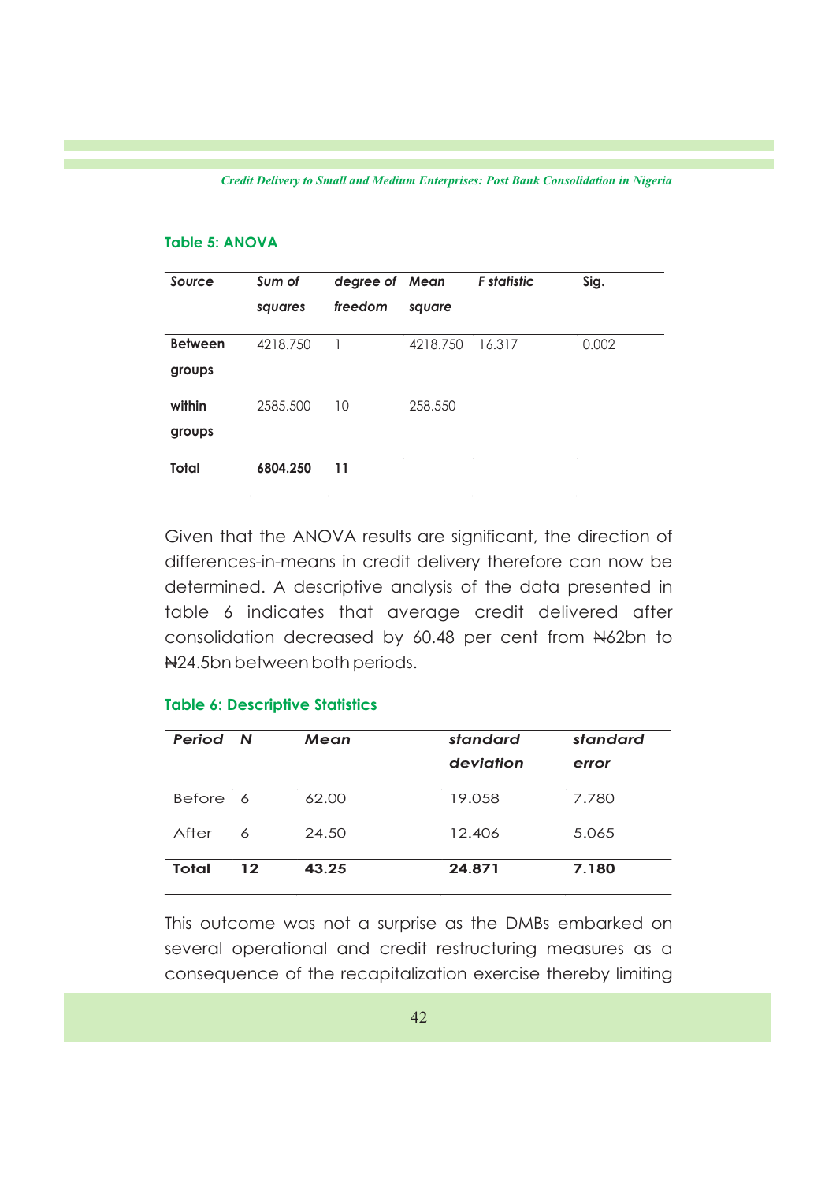**Table 5: ANOVA**

| *Source* | *Sum of squares* | *degree of freedom* | *Mean square* | *F statistic* | *Sig.* |
|---|---|---|---|---|---|
| **Between groups** | 4218.750 | 1 | 4218.750 | 16.317 | 0.002 |
| **within groups** | 2585.500 | 10 | 258.550 | | |
| **Total** | **6804.250** | **11** | | | |

Given that the ANOVA results are significant, the direction of differences-in-means in credit delivery therefore can now be determined. A descriptive analysis of the data presented in table 6 indicates that average credit delivered after consolidation decreased by 60.48 per cent from ₦62bn to ₦24.5bn between both periods.

**Table 6: Descriptive Statistics**

| *Period* | *N* | *Mean* | *standard deviation* | *standard error* |
|---|---|---|---|---|
| Before | 6 | 62.00 | 19.058 | 7.780 |
| After | 6 | 24.50 | 12.406 | 5.065 |
| **Total** | **12** | **43.25** | **24.871** | **7.180** |

This outcome was not a surprise as the DMBs embarked on several operational and credit restructuring measures as a consequence of the recapitalization exercise thereby limiting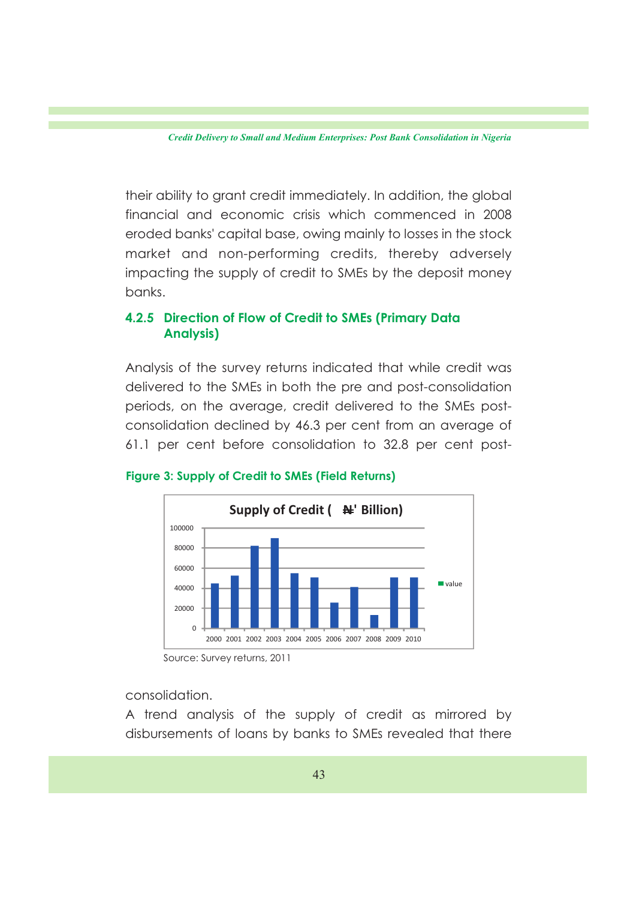their ability to grant credit immediately. In addition, the global financial and economic crisis which commenced in 2008 eroded banks' capital base, owing mainly to losses in the stock market and non-performing credits, thereby adversely impacting the supply of credit to SMEs by the deposit money banks.

### 4.2.5 Direction of Flow of Credit to SMEs (Primary Data Analysis)

Analysis of the survey returns indicated that while credit was delivered to the SMEs in both the pre and post-consolidation periods, on the average, credit delivered to the SMEs post-consolidation declined by 46.3 per cent from an average of 61.1 per cent before consolidation to 32.8 per cent post-consolidation.

**Figure 3: Supply of Credit to SMEs (Field Returns)**

Source: Survey returns, 2011

A trend analysis of the supply of credit as mirrored by disbursements of loans by banks to SMEs revealed that there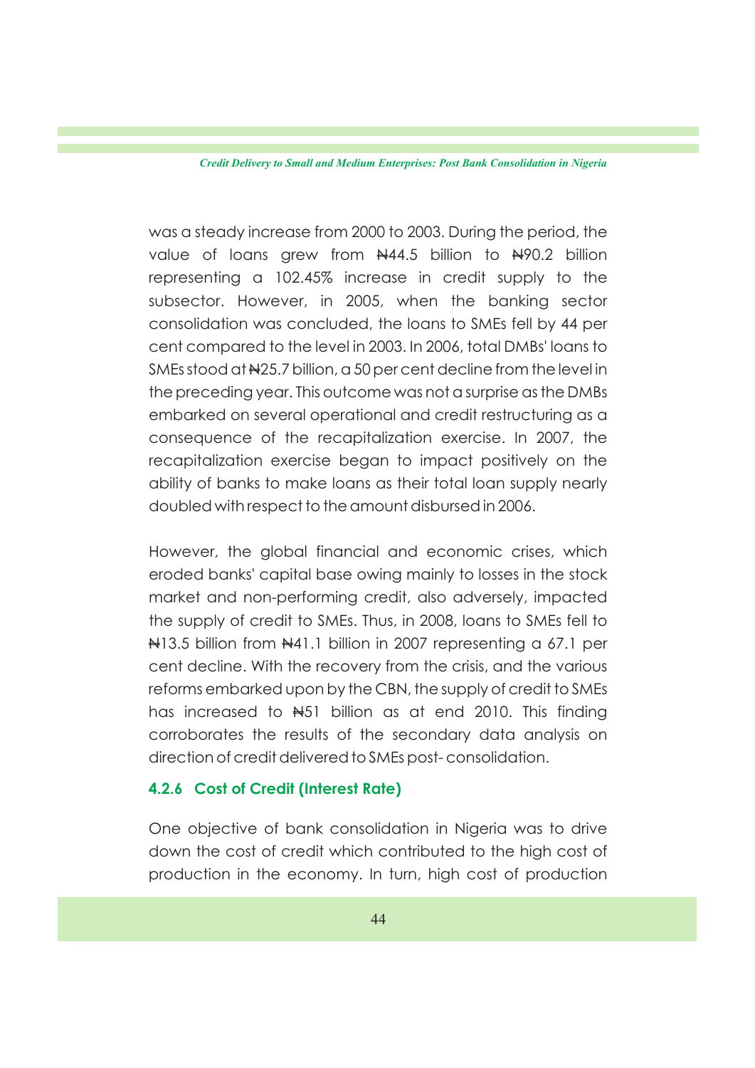was a steady increase from 2000 to 2003. During the period, the value of loans grew from ₦44.5 billion to ₦90.2 billion representing a 102.45% increase in credit supply to the subsector. However, in 2005, when the banking sector consolidation was concluded, the loans to SMEs fell by 44 per cent compared to the level in 2003. In 2006, total DMBs' loans to SMEs stood at ₦25.7 billion, a 50 per cent decline from the level in the preceding year. This outcome was not a surprise as the DMBs embarked on several operational and credit restructuring as a consequence of the recapitalization exercise. In 2007, the recapitalization exercise began to impact positively on the ability of banks to make loans as their total loan supply nearly doubled with respect to the amount disbursed in 2006.

However, the global financial and economic crises, which eroded banks' capital base owing mainly to losses in the stock market and non-performing credit, also adversely, impacted the supply of credit to SMEs. Thus, in 2008, loans to SMEs fell to ₦13.5 billion from ₦41.1 billion in 2007 representing a 67.1 per cent decline. With the recovery from the crisis, and the various reforms embarked upon by the CBN, the supply of credit to SMEs has increased to ₦51 billion as at end 2010. This finding corroborates the results of the secondary data analysis on direction of credit delivered to SMEs post- consolidation.

#### 4.2.6 Cost of Credit (Interest Rate)

One objective of bank consolidation in Nigeria was to drive down the cost of credit which contributed to the high cost of production in the economy. In turn, high cost of production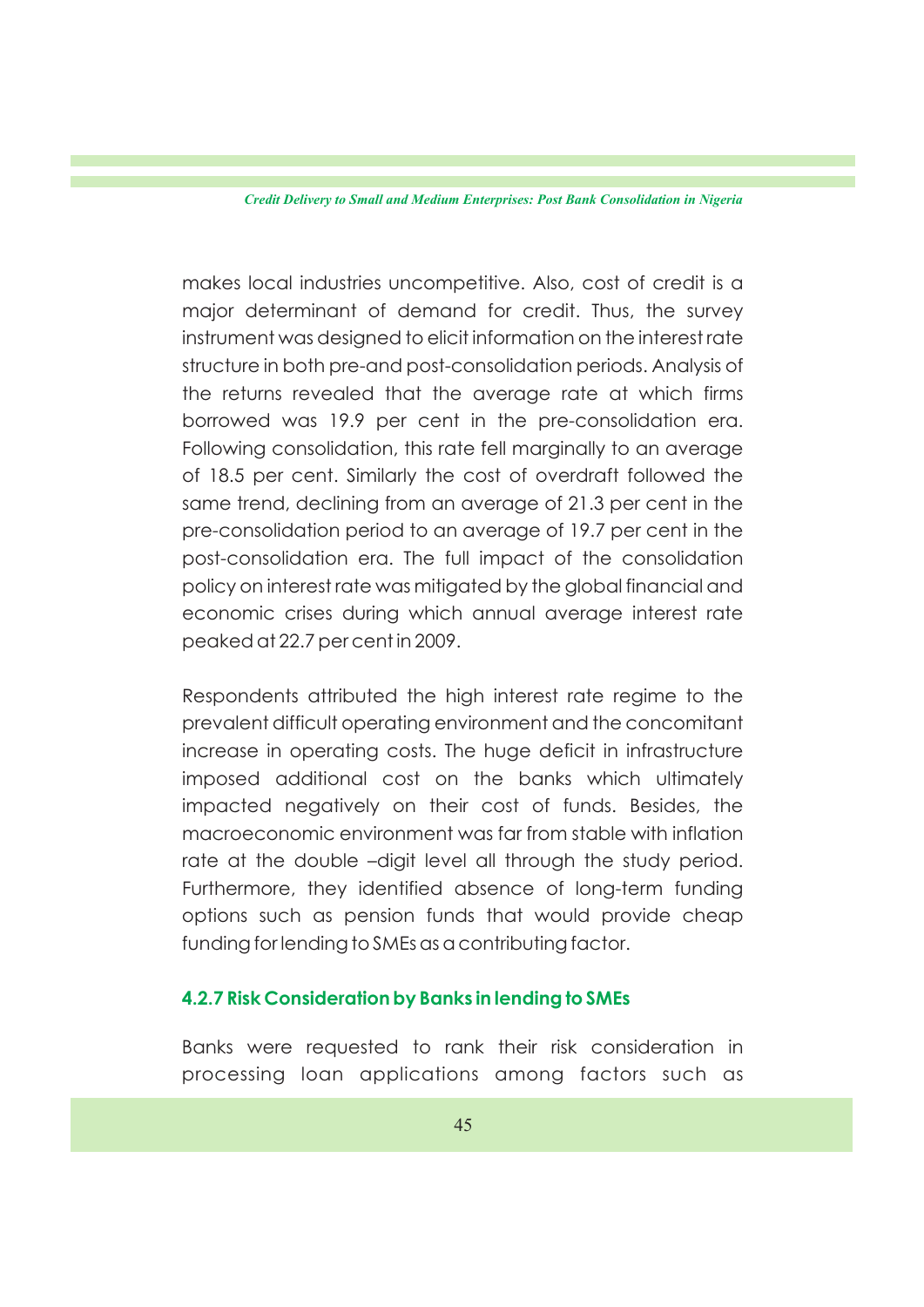makes local industries uncompetitive. Also, cost of credit is a major determinant of demand for credit. Thus, the survey instrument was designed to elicit information on the interest rate structure in both pre-and post-consolidation periods. Analysis of the returns revealed that the average rate at which firms borrowed was 19.9 per cent in the pre-consolidation era. Following consolidation, this rate fell marginally to an average of 18.5 per cent. Similarly the cost of overdraft followed the same trend, declining from an average of 21.3 per cent in the pre-consolidation period to an average of 19.7 per cent in the post-consolidation era. The full impact of the consolidation policy on interest rate was mitigated by the global financial and economic crises during which annual average interest rate peaked at 22.7 per cent in 2009.

Respondents attributed the high interest rate regime to the prevalent difficult operating environment and the concomitant increase in operating costs. The huge deficit in infrastructure imposed additional cost on the banks which ultimately impacted negatively on their cost of funds. Besides, the macroeconomic environment was far from stable with inflation rate at the double –digit level all through the study period. Furthermore, they identified absence of long-term funding options such as pension funds that would provide cheap funding for lending to SMEs as a contributing factor.

#### 4.2.7 Risk Consideration by Banks in lending to SMEs

Banks were requested to rank their risk consideration in processing loan applications among factors such as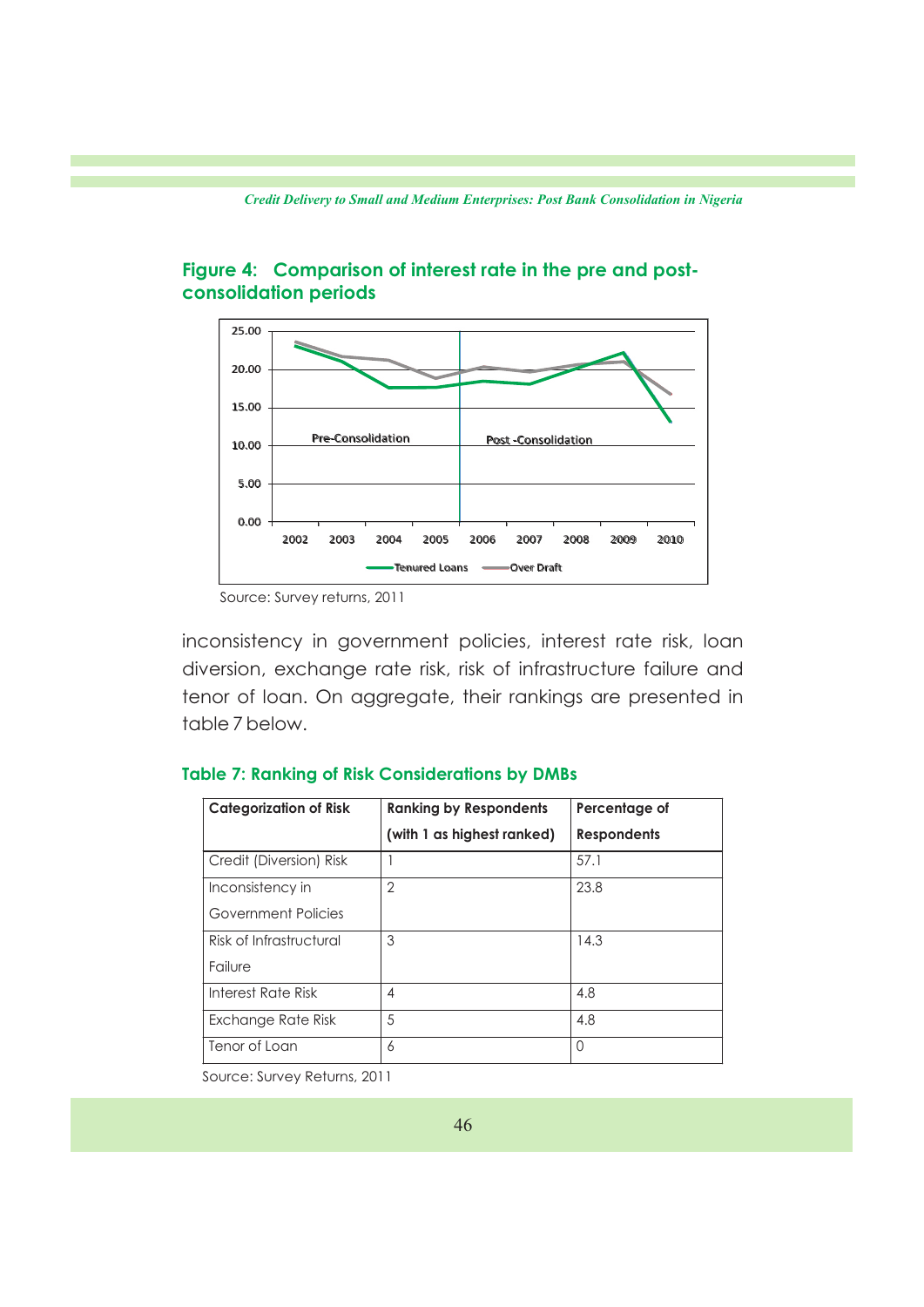**Figure 4: Comparison of interest rate in the pre and post-consolidation periods**

Source: Survey returns, 2011

inconsistency in government policies, interest rate risk, loan diversion, exchange rate risk, risk of infrastructure failure and tenor of loan. On aggregate, their rankings are presented in table 7 below.

**Table 7: Ranking of Risk Considerations by DMBs**

| Categorization of Risk | Ranking by Respondents (with 1 as highest ranked) | Percentage of Respondents |
|---|---|---|
| Credit (Diversion) Risk | 1 | 57.1 |
| Inconsistency in Government Policies | 2 | 23.8 |
| Risk of Infrastructural Failure | 3 | 14.3 |
| Interest Rate Risk | 4 | 4.8 |
| Exchange Rate Risk | 5 | 4.8 |
| Tenor of Loan | 6 | 0 |

Source: Survey Returns, 2011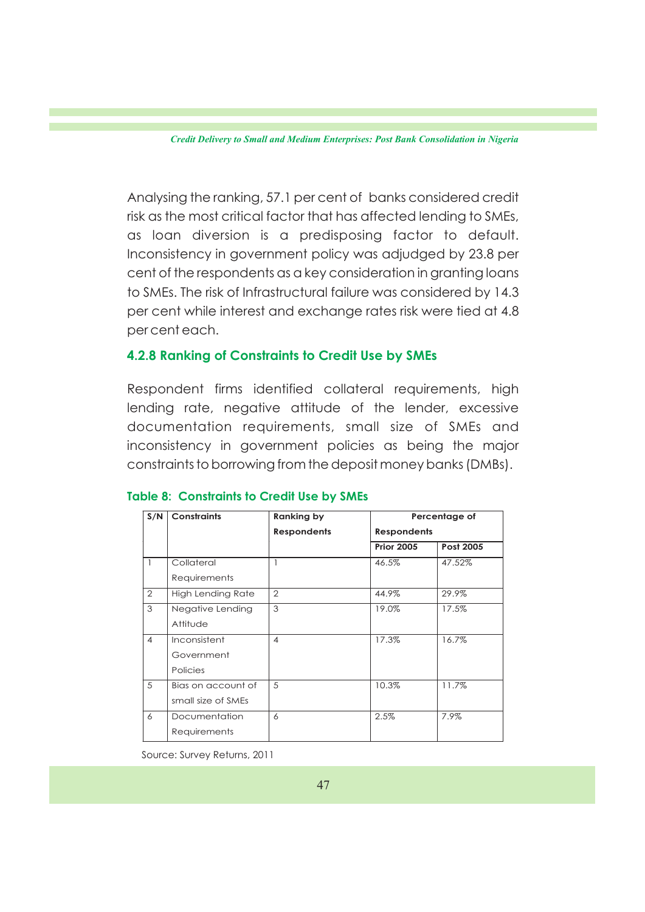Analysing the ranking, 57.1 per cent of banks considered credit risk as the most critical factor that has affected lending to SMEs, as loan diversion is a predisposing factor to default. Inconsistency in government policy was adjudged by 23.8 per cent of the respondents as a key consideration in granting loans to SMEs. The risk of Infrastructural failure was considered by 14.3 per cent while interest and exchange rates risk were tied at 4.8 per cent each.

### 4.2.8 Ranking of Constraints to Credit Use by SMEs

Respondent firms identified collateral requirements, high lending rate, negative attitude of the lender, excessive documentation requirements, small size of SMEs and inconsistency in government policies as being the major constraints to borrowing from the deposit money banks (DMBs).

**Table 8: Constraints to Credit Use by SMEs**

| S/N | Constraints | Ranking by Respondents | Percentage of Respondents | |
|---|---|---|---|---|
| | | | Prior 2005 | Post 2005 |
| 1 | Collateral Requirements | 1 | 46.5% | 47.52% |
| 2 | High Lending Rate | 2 | 44.9% | 29.9% |
| 3 | Negative Lending Attitude | 3 | 19.0% | 17.5% |
| 4 | Inconsistent Government Policies | 4 | 17.3% | 16.7% |
| 5 | Bias on account of small size of SMEs | 5 | 10.3% | 11.7% |
| 6 | Documentation Requirements | 6 | 2.5% | 7.9% |

Source: Survey Returns, 2011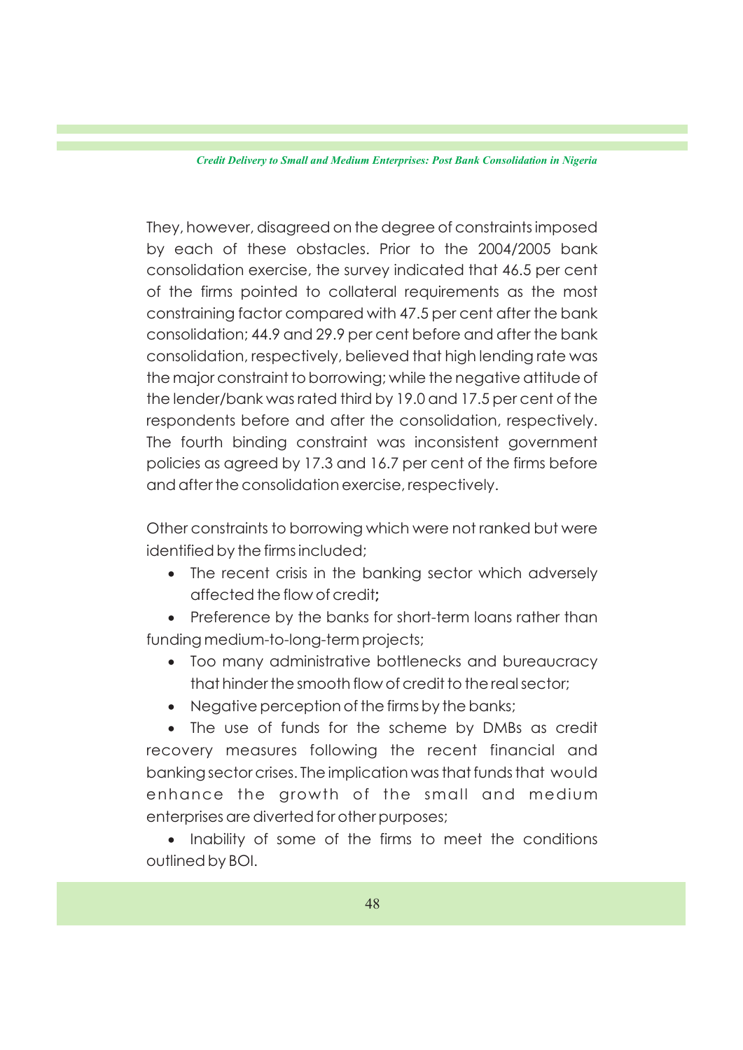They, however, disagreed on the degree of constraints imposed by each of these obstacles. Prior to the 2004/2005 bank consolidation exercise, the survey indicated that 46.5 per cent of the firms pointed to collateral requirements as the most constraining factor compared with 47.5 per cent after the bank consolidation; 44.9 and 29.9 per cent before and after the bank consolidation, respectively, believed that high lending rate was the major constraint to borrowing; while the negative attitude of the lender/bank was rated third by 19.0 and 17.5 per cent of the respondents before and after the consolidation, respectively. The fourth binding constraint was inconsistent government policies as agreed by 17.3 and 16.7 per cent of the firms before and after the consolidation exercise, respectively.

Other constraints to borrowing which were not ranked but were identified by the firms included;

- The recent crisis in the banking sector which adversely affected the flow of credit**;**
- Preference by the banks for short-term loans rather than funding medium-to-long-term projects;
- Too many administrative bottlenecks and bureaucracy that hinder the smooth flow of credit to the real sector;
- Negative perception of the firms by the banks;
- The use of funds for the scheme by DMBs as credit recovery measures following the recent financial and banking sector crises. The implication was that funds that would enhance the growth of the small and medium enterprises are diverted for other purposes;
- Inability of some of the firms to meet the conditions outlined by BOI.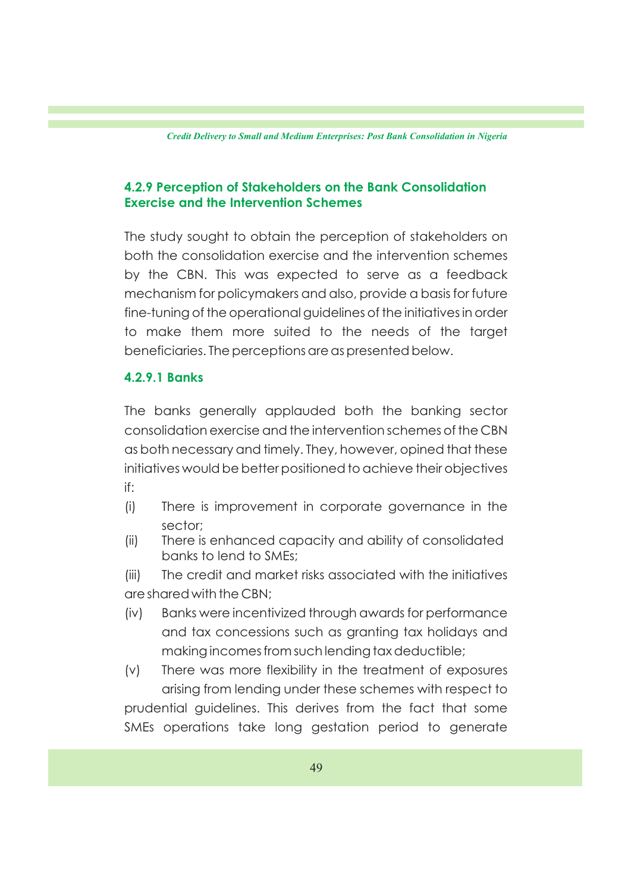#### 4.2.9 Perception of Stakeholders on the Bank Consolidation Exercise and the Intervention Schemes

The study sought to obtain the perception of stakeholders on both the consolidation exercise and the intervention schemes by the CBN. This was expected to serve as a feedback mechanism for policymakers and also, provide a basis for future fine-tuning of the operational guidelines of the initiatives in order to make them more suited to the needs of the target beneficiaries. The perceptions are as presented below.

##### 4.2.9.1 Banks

The banks generally applauded both the banking sector consolidation exercise and the intervention schemes of the CBN as both necessary and timely. They, however, opined that these initiatives would be better positioned to achieve their objectives if:

(i) There is improvement in corporate governance in the sector;

(ii) There is enhanced capacity and ability of consolidated banks to lend to SMEs;

(iii) The credit and market risks associated with the initiatives are shared with the CBN;

(iv) Banks were incentivized through awards for performance and tax concessions such as granting tax holidays and making incomes from such lending tax deductible;

(v) There was more flexibility in the treatment of exposures arising from lending under these schemes with respect to prudential guidelines. This derives from the fact that some SMEs operations take long gestation period to generate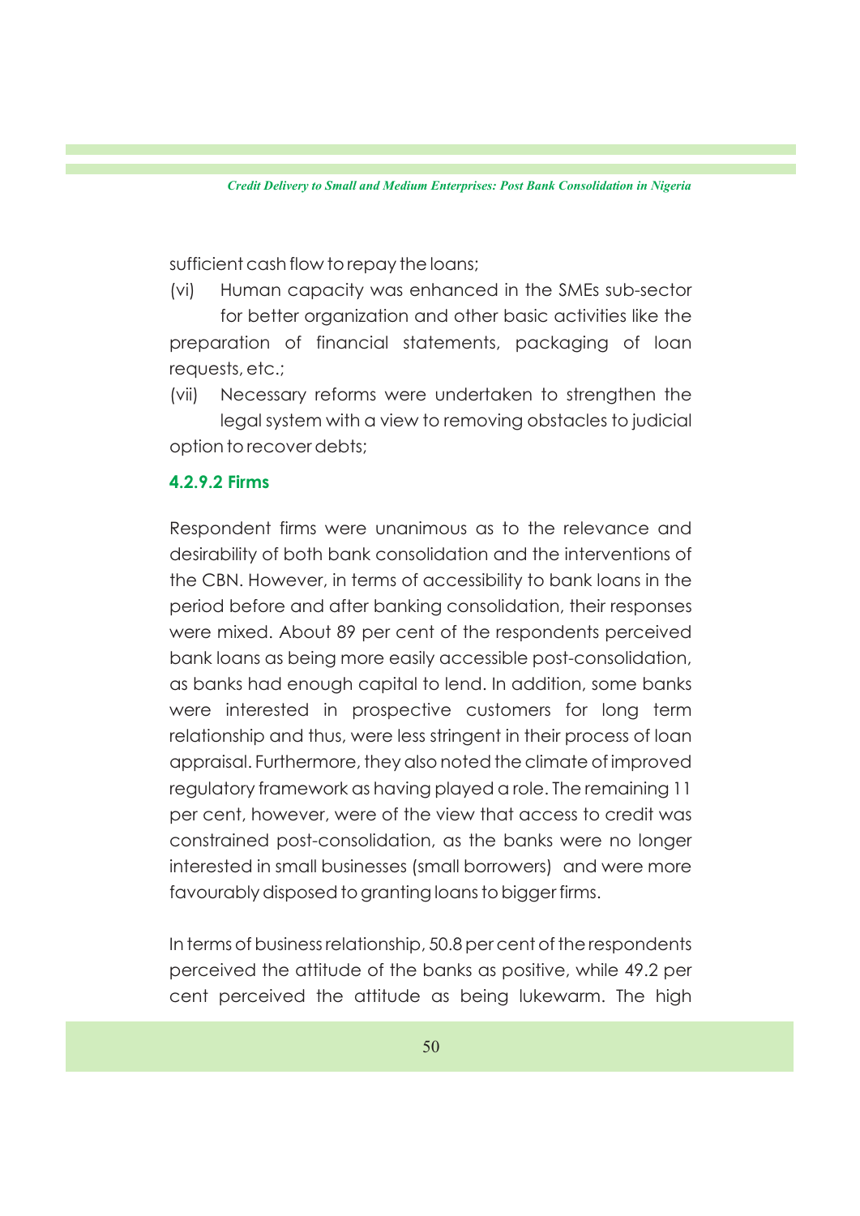sufficient cash flow to repay the loans;

(vi) Human capacity was enhanced in the SMEs sub-sector for better organization and other basic activities like the preparation of financial statements, packaging of loan requests, etc.;

(vii) Necessary reforms were undertaken to strengthen the legal system with a view to removing obstacles to judicial option to recover debts;

#### 4.2.9.2 Firms

Respondent firms were unanimous as to the relevance and desirability of both bank consolidation and the interventions of the CBN. However, in terms of accessibility to bank loans in the period before and after banking consolidation, their responses were mixed. About 89 per cent of the respondents perceived bank loans as being more easily accessible post-consolidation, as banks had enough capital to lend. In addition, some banks were interested in prospective customers for long term relationship and thus, were less stringent in their process of loan appraisal. Furthermore, they also noted the climate of improved regulatory framework as having played a role. The remaining 11 per cent, however, were of the view that access to credit was constrained post-consolidation, as the banks were no longer interested in small businesses (small borrowers) and were more favourably disposed to granting loans to bigger firms.

In terms of business relationship, 50.8 per cent of the respondents perceived the attitude of the banks as positive, while 49.2 per cent perceived the attitude as being lukewarm. The high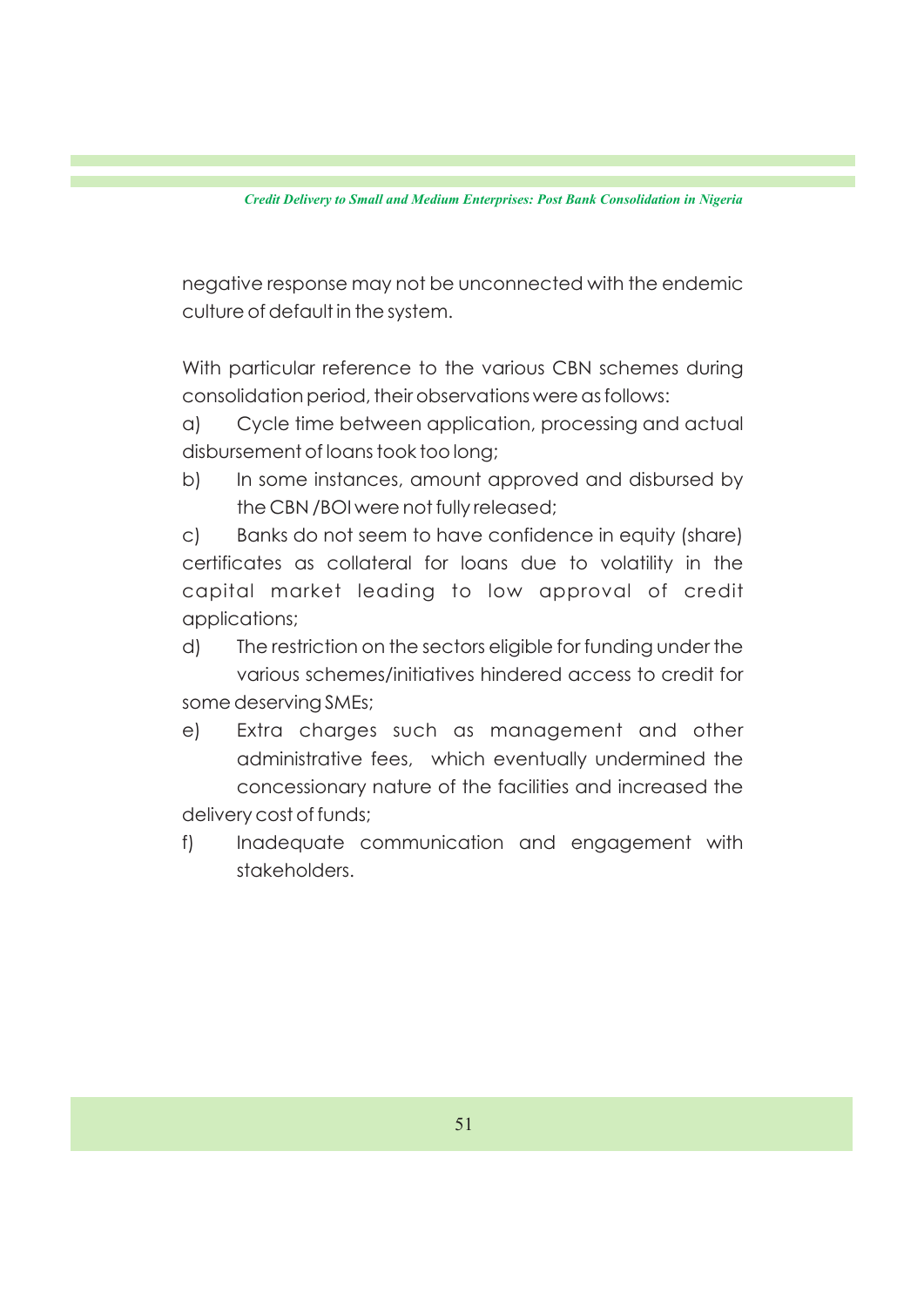negative response may not be unconnected with the endemic culture of default in the system.

With particular reference to the various CBN schemes during consolidation period, their observations were as follows:

a) Cycle time between application, processing and actual disbursement of loans took too long;

b) In some instances, amount approved and disbursed by the CBN /BOI were not fully released;

c) Banks do not seem to have confidence in equity (share) certificates as collateral for loans due to volatility in the capital market leading to low approval of credit applications;

d) The restriction on the sectors eligible for funding under the various schemes/initiatives hindered access to credit for some deserving SMEs;

e) Extra charges such as management and other administrative fees, which eventually undermined the concessionary nature of the facilities and increased the delivery cost of funds;

f) Inadequate communication and engagement with stakeholders.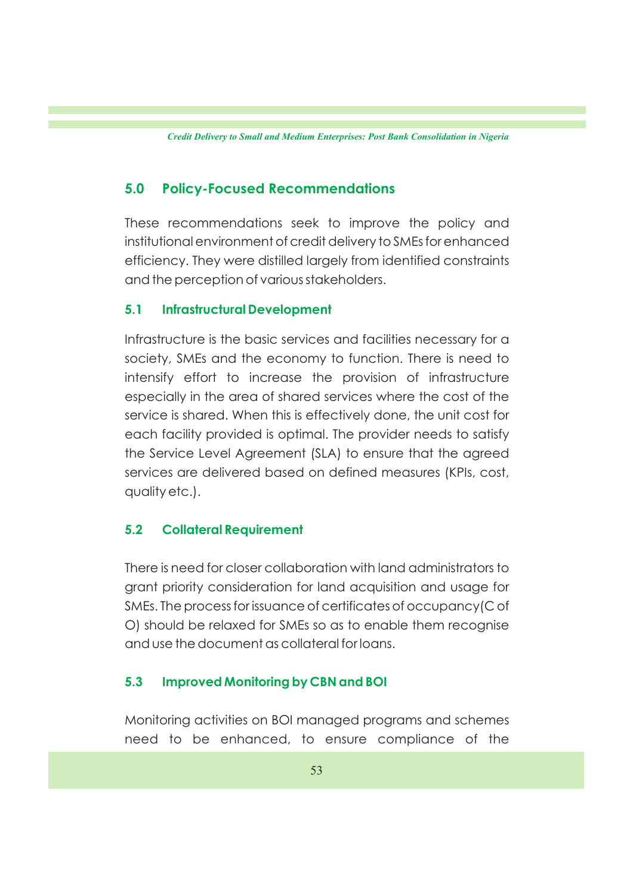## 5.0 Policy-Focused Recommendations

These recommendations seek to improve the policy and institutional environment of credit delivery to SMEs for enhanced efficiency. They were distilled largely from identified constraints and the perception of various stakeholders.

### 5.1 Infrastructural Development

Infrastructure is the basic services and facilities necessary for a society, SMEs and the economy to function. There is need to intensify effort to increase the provision of infrastructure especially in the area of shared services where the cost of the service is shared. When this is effectively done, the unit cost for each facility provided is optimal. The provider needs to satisfy the Service Level Agreement (SLA) to ensure that the agreed services are delivered based on defined measures (KPIs, cost, quality etc.).

### 5.2 Collateral Requirement

There is need for closer collaboration with land administrators to grant priority consideration for land acquisition and usage for SMEs. The process for issuance of certificates of occupancy(C of O) should be relaxed for SMEs so as to enable them recognise and use the document as collateral for loans.

### 5.3 Improved Monitoring by CBN and BOI

Monitoring activities on BOI managed programs and schemes need to be enhanced, to ensure compliance of the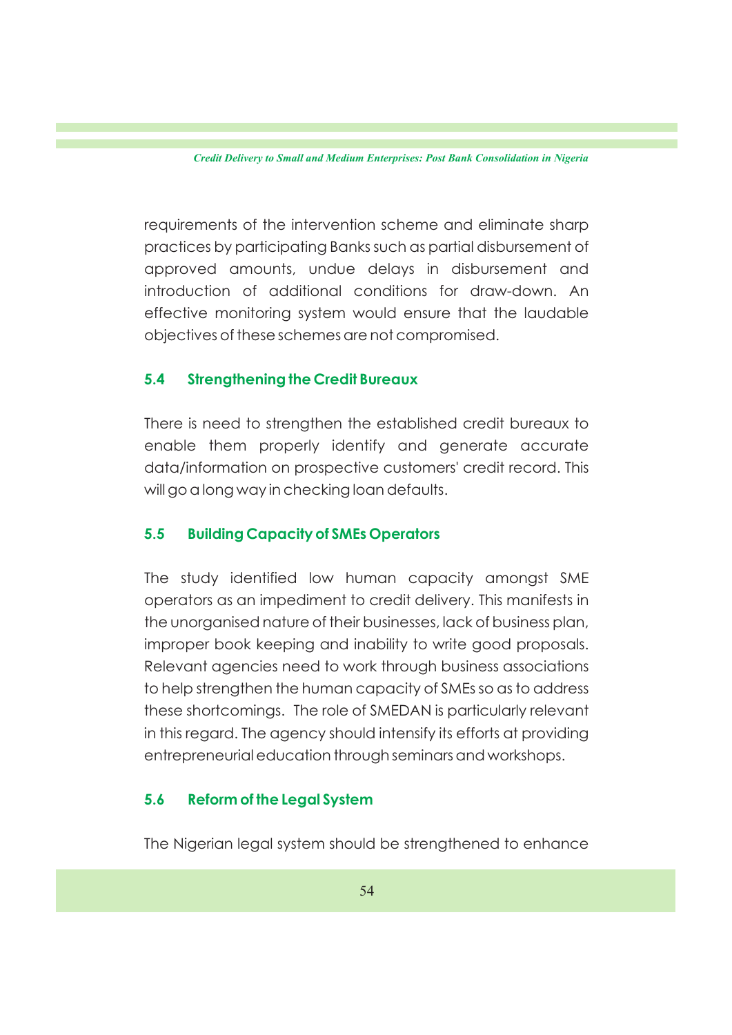requirements of the intervention scheme and eliminate sharp practices by participating Banks such as partial disbursement of approved amounts, undue delays in disbursement and introduction of additional conditions for draw-down. An effective monitoring system would ensure that the laudable objectives of these schemes are not compromised.

### 5.4 Strengthening the Credit Bureaux

There is need to strengthen the established credit bureaux to enable them properly identify and generate accurate data/information on prospective customers' credit record. This will go a long way in checking loan defaults.

### 5.5 Building Capacity of SMEs Operators

The study identified low human capacity amongst SME operators as an impediment to credit delivery. This manifests in the unorganised nature of their businesses, lack of business plan, improper book keeping and inability to write good proposals. Relevant agencies need to work through business associations to help strengthen the human capacity of SMEs so as to address these shortcomings. The role of SMEDAN is particularly relevant in this regard. The agency should intensify its efforts at providing entrepreneurial education through seminars and workshops.

### 5.6 Reform of the Legal System

The Nigerian legal system should be strengthened to enhance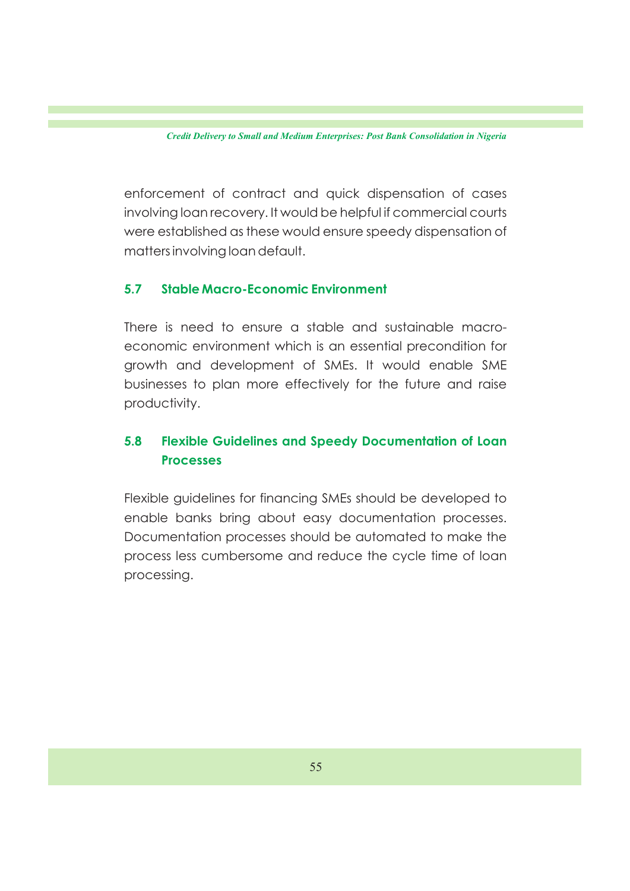enforcement of contract and quick dispensation of cases involving loan recovery. It would be helpful if commercial courts were established as these would ensure speedy dispensation of matters involving loan default.

### 5.7 Stable Macro-Economic Environment

There is need to ensure a stable and sustainable macro-economic environment which is an essential precondition for growth and development of SMEs. It would enable SME businesses to plan more effectively for the future and raise productivity.

### 5.8 Flexible Guidelines and Speedy Documentation of Loan Processes

Flexible guidelines for financing SMEs should be developed to enable banks bring about easy documentation processes. Documentation processes should be automated to make the process less cumbersome and reduce the cycle time of loan processing.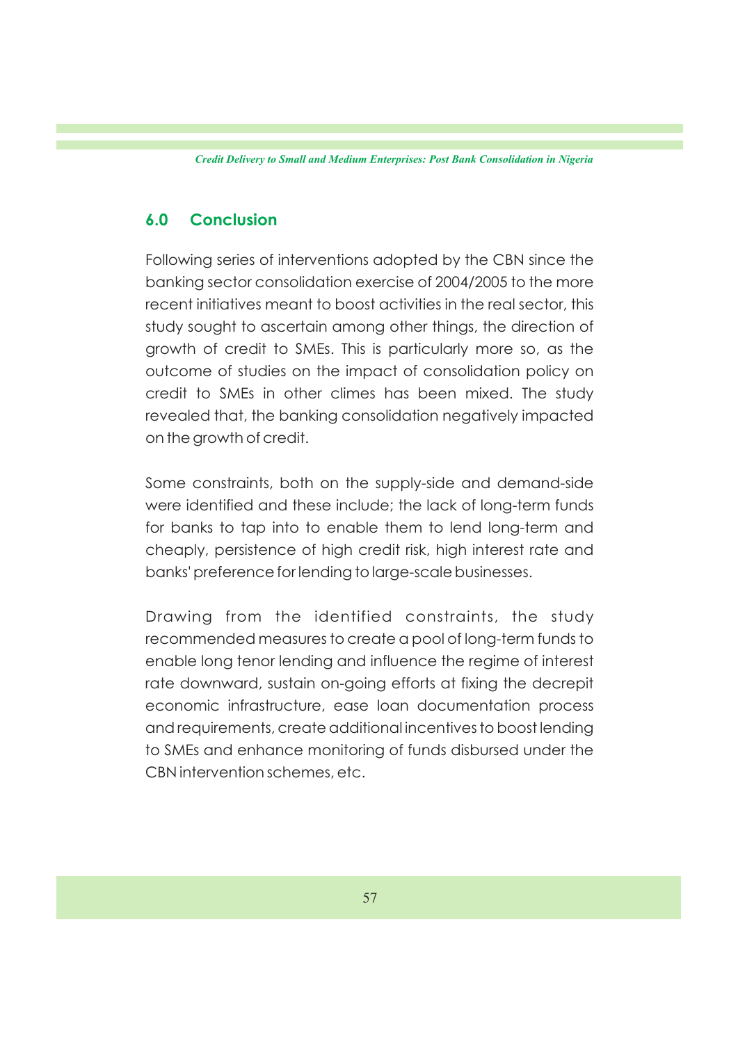## 6.0 Conclusion

Following series of interventions adopted by the CBN since the banking sector consolidation exercise of 2004/2005 to the more recent initiatives meant to boost activities in the real sector, this study sought to ascertain among other things, the direction of growth of credit to SMEs. This is particularly more so, as the outcome of studies on the impact of consolidation policy on credit to SMEs in other climes has been mixed. The study revealed that, the banking consolidation negatively impacted on the growth of credit.

Some constraints, both on the supply-side and demand-side were identified and these include; the lack of long-term funds for banks to tap into to enable them to lend long-term and cheaply, persistence of high credit risk, high interest rate and banks' preference for lending to large-scale businesses.

Drawing from the identified constraints, the study recommended measures to create a pool of long-term funds to enable long tenor lending and influence the regime of interest rate downward, sustain on-going efforts at fixing the decrepit economic infrastructure, ease loan documentation process and requirements, create additional incentives to boost lending to SMEs and enhance monitoring of funds disbursed under the CBN intervention schemes, etc.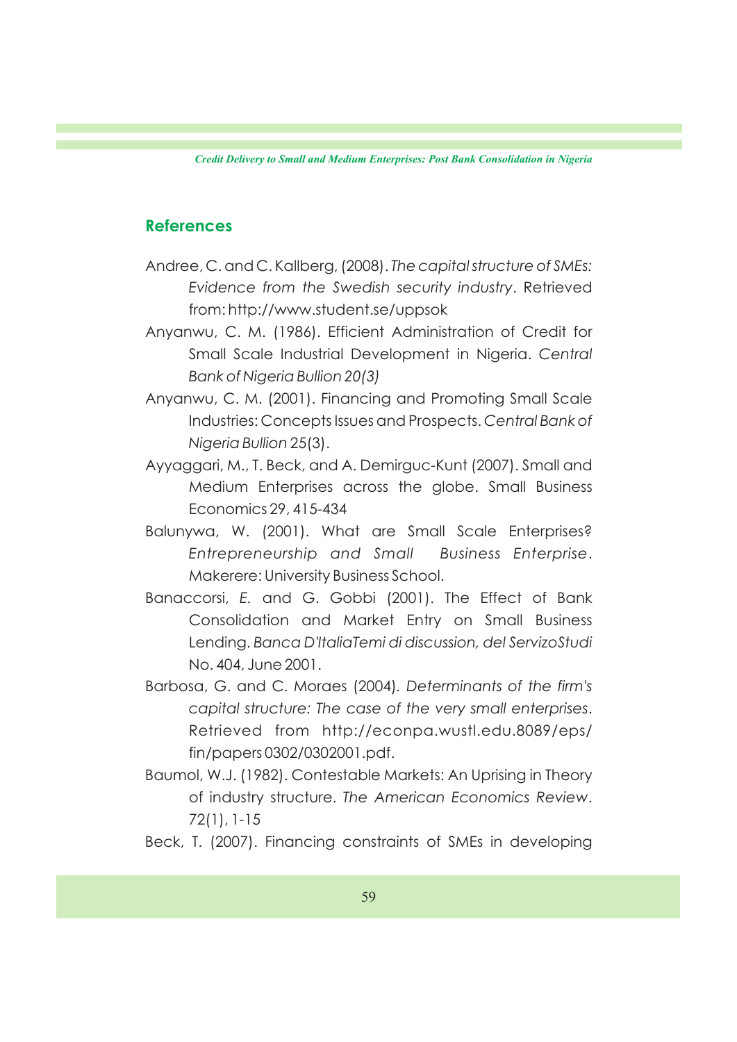## References

Andree, C. and C. Kallberg, (2008). *The capital structure of SMEs: Evidence from the Swedish security industry*. Retrieved from: http://www.student.se/uppsok

Anyanwu, C. M. (1986). Efficient Administration of Credit for Small Scale Industrial Development in Nigeria. *Central Bank of Nigeria Bullion 20(3)*

Anyanwu, C. M. (2001). Financing and Promoting Small Scale Industries: Concepts Issues and Prospects. *Central Bank of Nigeria Bullion* 25(3).

Ayyaggari, M., T. Beck, and A. Demirguc-Kunt (2007). Small and Medium Enterprises across the globe. Small Business Economics 29, 415-434

Balunywa, W. (2001). What are Small Scale Enterprises? *Entrepreneurship and Small Business Enterprise*. Makerere: University Business School.

Banaccorsi, E. and G. Gobbi (2001). The Effect of Bank Consolidation and Market Entry on Small Business Lending. *Banca D'ItaliaTemi di discussion, del ServizoStudi* No. 404, June 2001.

Barbosa, G. and C. Moraes (2004). *Determinants of the firm's capital structure: The case of the very small enterprises*. Retrieved from http://econpa.wustl.edu.8089/eps/fin/papers 0302/0302001.pdf.

Baumol, W.J. (1982). Contestable Markets: An Uprising in Theory of industry structure. *The American Economics Review*. 72(1), 1-15

Beck, T. (2007). Financing constraints of SMEs in developing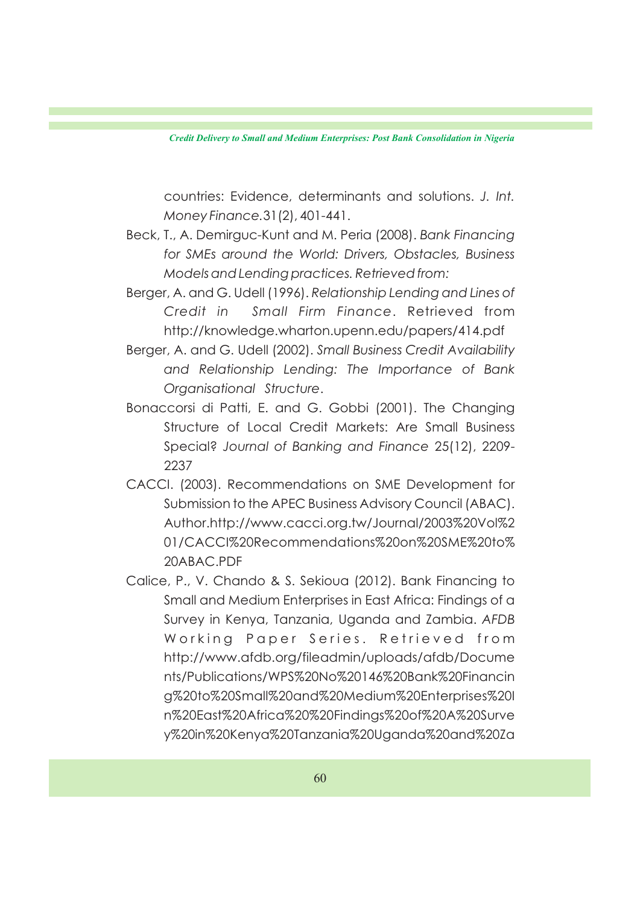countries: Evidence, determinants and solutions. *J. Int. Money Finance*.31(2), 401-441.

Beck, T., A. Demirguc-Kunt and M. Peria (2008). *Bank Financing for SMEs around the World: Drivers, Obstacles, Business Models and Lending practices. Retrieved from:*

Berger, A. and G. Udell (1996). *Relationship Lending and Lines of Credit in Small Firm Finance*. Retrieved from http://knowledge.wharton.upenn.edu/papers/414.pdf

Berger, A. and G. Udell (2002). *Small Business Credit Availability and Relationship Lending: The Importance of Bank Organisational Structure*.

Bonaccorsi di Patti, E. and G. Gobbi (2001). The Changing Structure of Local Credit Markets: Are Small Business Special? *Journal of Banking and Finance* 25(12), 2209-2237

CACCI. (2003). Recommendations on SME Development for Submission to the APEC Business Advisory Council (ABAC). Author.http://www.cacci.org.tw/Journal/2003%20Vol%201/CACCI%20Recommendations%20on%20SME%20to%20ABAC.PDF

Calice, P., V. Chando & S. Sekioua (2012). Bank Financing to Small and Medium Enterprises in East Africa: Findings of a Survey in Kenya, Tanzania, Uganda and Zambia. *AFDB Working Paper Series*. Retrieved from http://www.afdb.org/fileadmin/uploads/afdb/Documents/Publications/WPS%20No%20146%20Bank%20Financing%20to%20Small%20and%20Medium%20Enterprises%20In%20East%20Africa%20%20Findings%20of%20A%20Survey%20in%20Kenya%20Tanzania%20Uganda%20and%20Za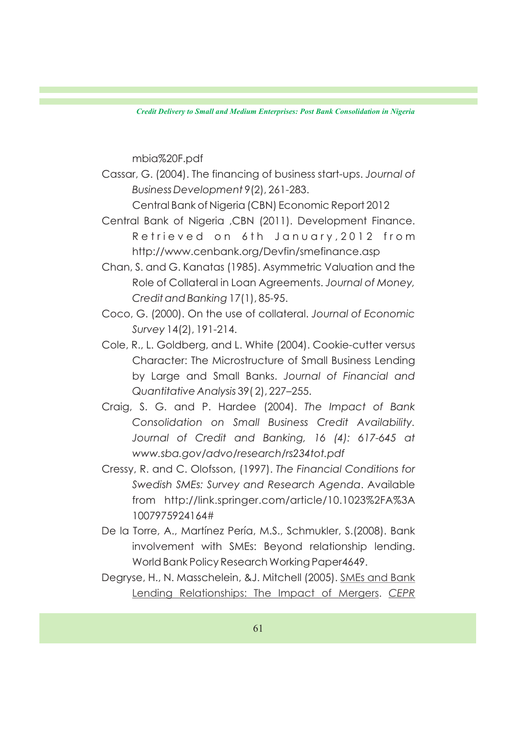mbia%20F.pdf

Cassar, G. (2004). The financing of business start-ups. *Journal of Business Development* 9(2), 261-283.

Central Bank of Nigeria (CBN) Economic Report 2012

Central Bank of Nigeria ,CBN (2011). Development Finance. Retrieved on 6th January,2012 from http://www.cenbank.org/Devfin/smefinance.asp

Chan, S. and G. Kanatas (1985). Asymmetric Valuation and the Role of Collateral in Loan Agreements. *Journal of Money, Credit and Banking* 17(1), 85-95.

Coco, G. (2000). On the use of collateral. *Journal of Economic Survey* 14(2), 191-214.

Cole, R., L. Goldberg, and L. White (2004). Cookie-cutter versus Character: The Microstructure of Small Business Lending by Large and Small Banks. *Journal of Financial and Quantitative Analysis* 39( 2), 227–255.

Craig, S. G. and P. Hardee (2004). *The Impact of Bank Consolidation on Small Business Credit Availability. Journal of Credit and Banking, 16 (4): 617-645 at www.sba.gov/advo/research/rs234tot.pdf*

Cressy, R. and C. Olofsson, (1997). *The Financial Conditions for Swedish SMEs: Survey and Research Agenda*. Available from http://link.springer.com/article/10.1023%2FA%3A1007975924164#

De la Torre, A., Martínez Pería, M.S., Schmukler, S.(2008). Bank involvement with SMEs: Beyond relationship lending. World Bank Policy Research Working Paper4649.

Degryse, H., N. Masschelein, &J. Mitchell (2005). SMEs and Bank Lending Relationships: The Impact of Mergers. *CEPR*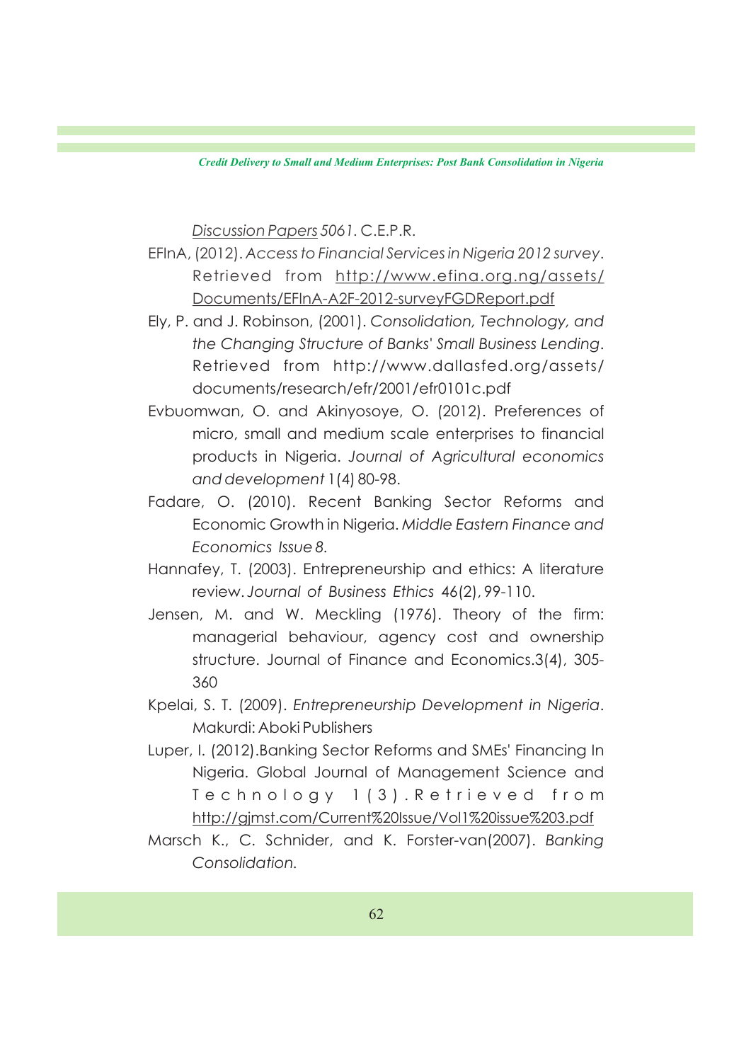*Discussion Papers 5061.* C.E.P.R.

EFInA, (2012). *Access to Financial Services in Nigeria 2012 survey*. Retrieved from http://www.efina.org.ng/assets/Documents/EFInA-A2F-2012-surveyFGDReport.pdf

Ely, P. and J. Robinson, (2001). *Consolidation, Technology, and the Changing Structure of Banks' Small Business Lending*. Retrieved from http://www.dallasfed.org/assets/documents/research/efr/2001/efr0101c.pdf

Evbuomwan, O. and Akinyosoye, O. (2012). Preferences of micro, small and medium scale enterprises to financial products in Nigeria. *Journal of Agricultural economics and development* 1(4) 80-98.

Fadare, O. (2010). Recent Banking Sector Reforms and Economic Growth in Nigeria. *Middle Eastern Finance and Economics Issue 8.*

Hannafey, T. (2003). Entrepreneurship and ethics: A literature review. *Journal of Business Ethics* 46(2), 99-110.

Jensen, M. and W. Meckling (1976). Theory of the firm: managerial behaviour, agency cost and ownership structure. Journal of Finance and Economics.3(4), 305-360

Kpelai, S. T. (2009). *Entrepreneurship Development in Nigeria*. Makurdi: Aboki Publishers

Luper, I. (2012).Banking Sector Reforms and SMEs' Financing In Nigeria. Global Journal of Management Science and Technology 1(3). Retrieved from http://gjmst.com/Current%20Issue/Vol1%20issue%203.pdf

Marsch K., C. Schnider, and K. Forster-van(2007). *Banking Consolidation.*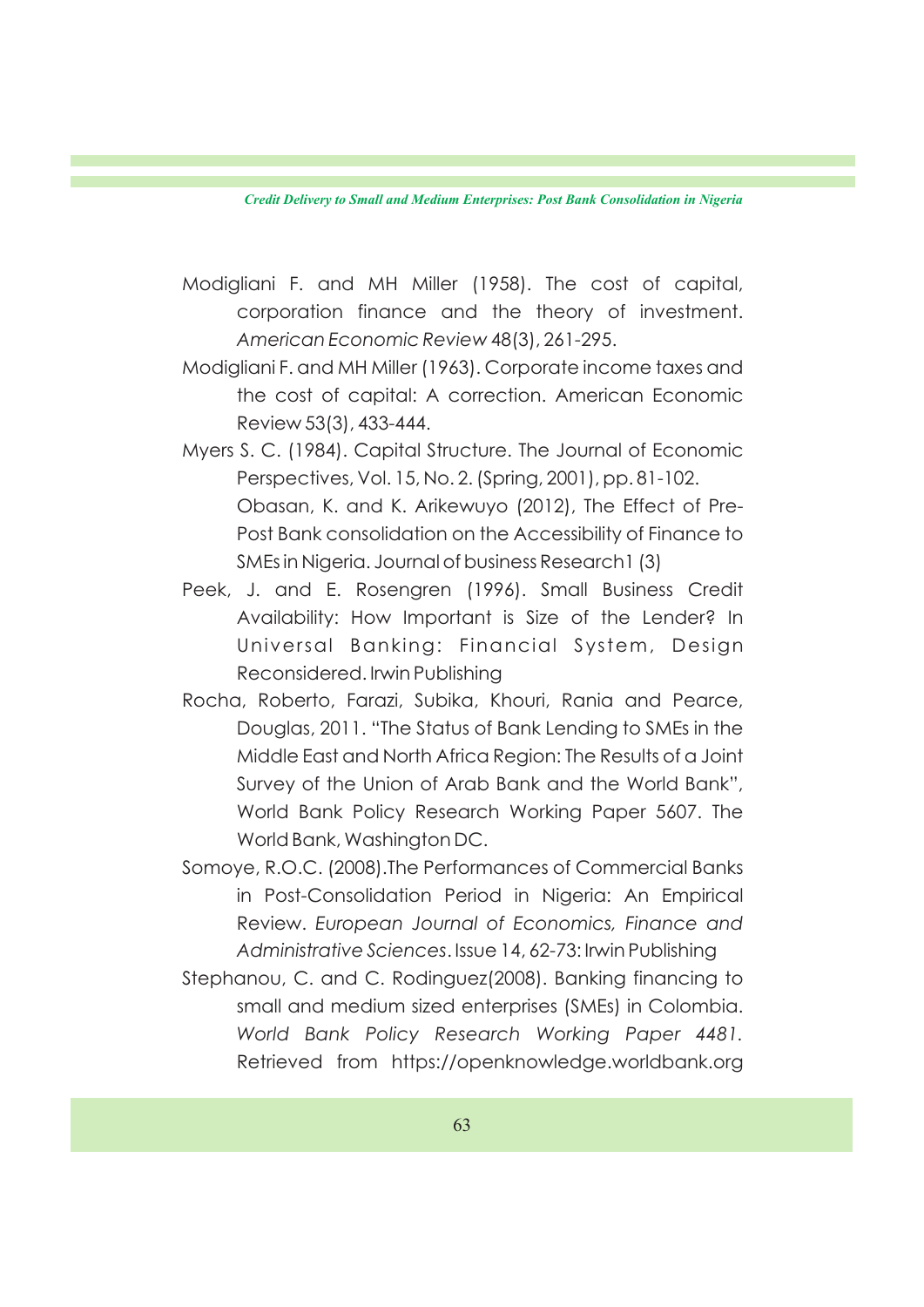Modigliani F. and MH Miller (1958). The cost of capital, corporation finance and the theory of investment. *American Economic Review* 48(3), 261-295.

Modigliani F. and MH Miller (1963). Corporate income taxes and the cost of capital: A correction. American Economic Review 53(3), 433-444.

Myers S. C. (1984). Capital Structure. The Journal of Economic Perspectives, Vol. 15, No. 2. (Spring, 2001), pp. 81-102. Obasan, K. and K. Arikewuyo (2012), The Effect of Pre-Post Bank consolidation on the Accessibility of Finance to SMEs in Nigeria. Journal of business Research1 (3)

Peek, J. and E. Rosengren (1996). Small Business Credit Availability: How Important is Size of the Lender? In Universal Banking: Financial System, Design Reconsidered. Irwin Publishing

Rocha, Roberto, Farazi, Subika, Khouri, Rania and Pearce, Douglas, 2011. "The Status of Bank Lending to SMEs in the Middle East and North Africa Region: The Results of a Joint Survey of the Union of Arab Bank and the World Bank", World Bank Policy Research Working Paper 5607. The World Bank, Washington DC.

Somoye, R.O.C. (2008).The Performances of Commercial Banks in Post-Consolidation Period in Nigeria: An Empirical Review. *European Journal of Economics, Finance and Administrative Sciences*. Issue 14, 62-73: Irwin Publishing

Stephanou, C. and C. Rodinguez(2008). Banking financing to small and medium sized enterprises (SMEs) in Colombia. *World Bank Policy Research Working Paper 4481*. Retrieved from https://openknowledge.worldbank.org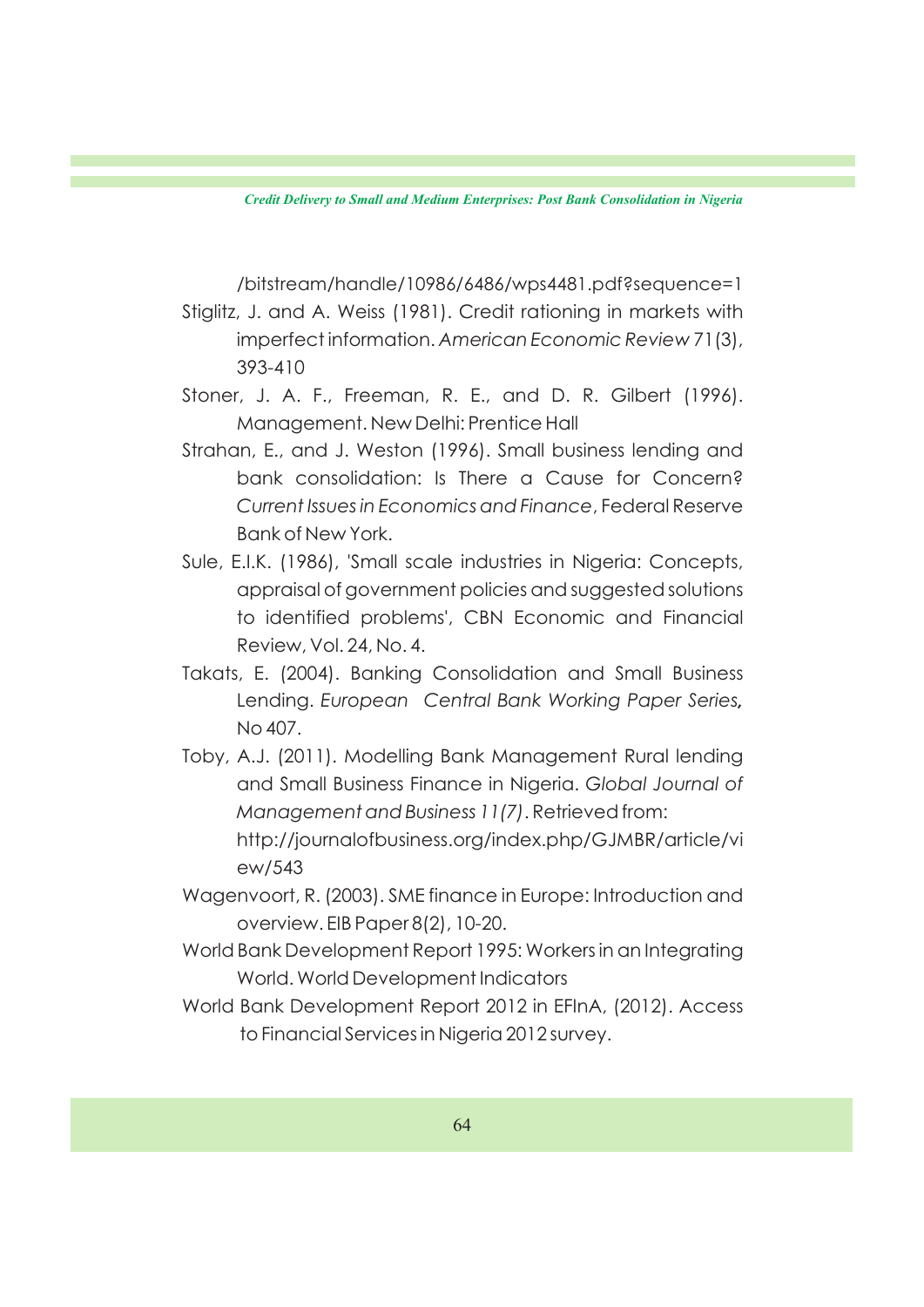/bitstream/handle/10986/6486/wps4481.pdf?sequence=1

Stiglitz, J. and A. Weiss (1981). Credit rationing in markets with imperfect information. *American Economic Review* 71(3), 393-410

Stoner, J. A. F., Freeman, R. E., and D. R. Gilbert (1996). Management. New Delhi: Prentice Hall

Strahan, E., and J. Weston (1996). Small business lending and bank consolidation: Is There a Cause for Concern? *Current Issues in Economics and Finance*, Federal Reserve Bank of New York.

Sule, E.I.K. (1986), 'Small scale industries in Nigeria: Concepts, appraisal of government policies and suggested solutions to identified problems', CBN Economic and Financial Review, Vol. 24, No. 4.

Takats, E. (2004). Banking Consolidation and Small Business Lending. *European Central Bank Working Paper Series,* No 407.

Toby, A.J. (2011). Modelling Bank Management Rural lending and Small Business Finance in Nigeria. *Global Journal of Management and Business 11(7)*. Retrieved from: http://journalofbusiness.org/index.php/GJMBR/article/view/543

Wagenvoort, R. (2003). SME finance in Europe: Introduction and overview. EIB Paper 8(2), 10-20.

World Bank Development Report 1995: Workers in an Integrating World. World Development Indicators

World Bank Development Report 2012 in EFInA, (2012). Access to Financial Services in Nigeria 2012 survey.